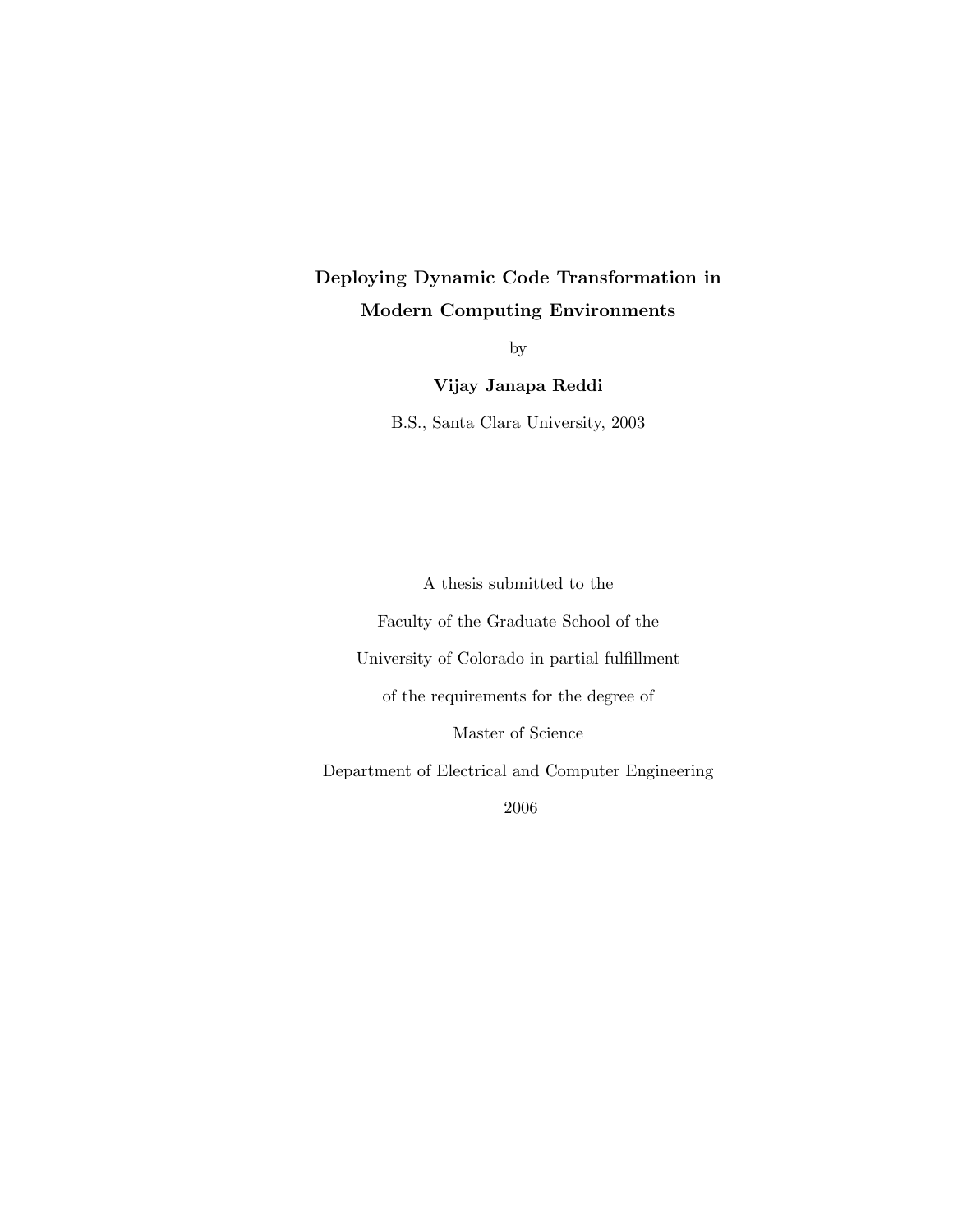# Deploying Dynamic Code Transformation in Modern Computing Environments

by

**Vijay Janapa Reddi**

B.S., Santa Clara University, 2003

A thesis submitted to the

Faculty of the Graduate School of the

University of Colorado in partial fulfillment

of the requirements for the degree of

Master of Science

Department of Electrical and Computer Engineering

2006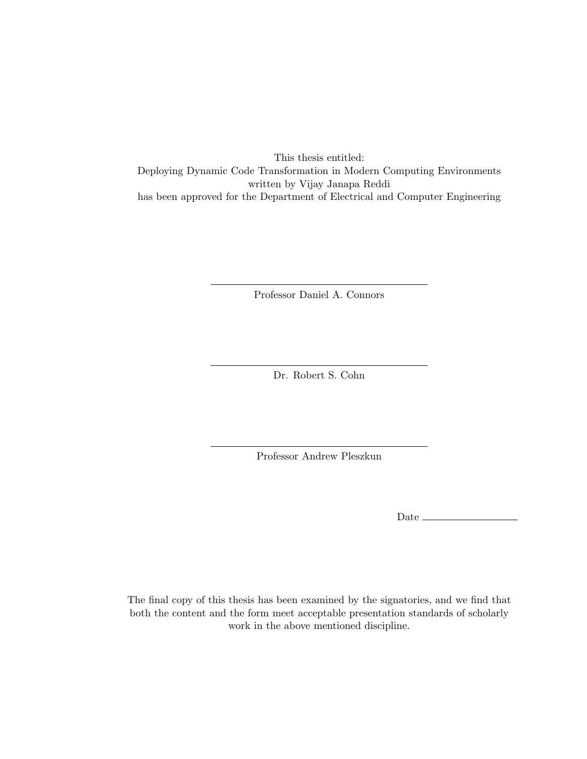This thesis entitled:
Deploying Dynamic Code Transformation in Modern Computing Environments
written by Vijay Janapa Reddi
has been approved for the Department of Electrical and Computer Engineering

---

Professor Daniel A. Connors

---

Dr. Robert S. Cohn

---

Professor Andrew Pleszkun

Date ____________

The final copy of this thesis has been examined by the signatories, and we find that both the content and the form meet acceptable presentation standards of scholarly work in the above mentioned discipline.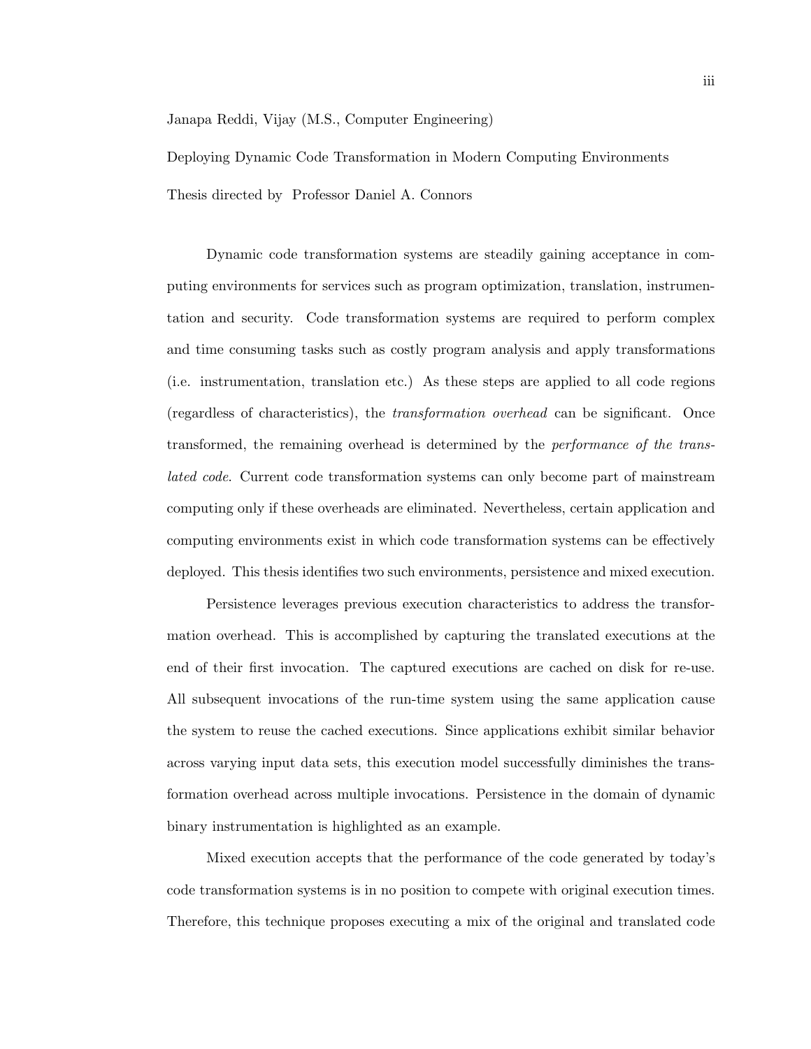Janapa Reddi, Vijay (M.S., Computer Engineering)

Deploying Dynamic Code Transformation in Modern Computing Environments

Thesis directed by Professor Daniel A. Connors

Dynamic code transformation systems are steadily gaining acceptance in computing environments for services such as program optimization, translation, instrumentation and security. Code transformation systems are required to perform complex and time consuming tasks such as costly program analysis and apply transformations (i.e. instrumentation, translation etc.) As these steps are applied to all code regions (regardless of characteristics), the *transformation overhead* can be significant. Once transformed, the remaining overhead is determined by the *performance of the translated code*. Current code transformation systems can only become part of mainstream computing only if these overheads are eliminated. Nevertheless, certain application and computing environments exist in which code transformation systems can be effectively deployed. This thesis identifies two such environments, persistence and mixed execution.

Persistence leverages previous execution characteristics to address the transformation overhead. This is accomplished by capturing the translated executions at the end of their first invocation. The captured executions are cached on disk for re-use. All subsequent invocations of the run-time system using the same application cause the system to reuse the cached executions. Since applications exhibit similar behavior across varying input data sets, this execution model successfully diminishes the transformation overhead across multiple invocations. Persistence in the domain of dynamic binary instrumentation is highlighted as an example.

Mixed execution accepts that the performance of the code generated by today's code transformation systems is in no position to compete with original execution times. Therefore, this technique proposes executing a mix of the original and translated code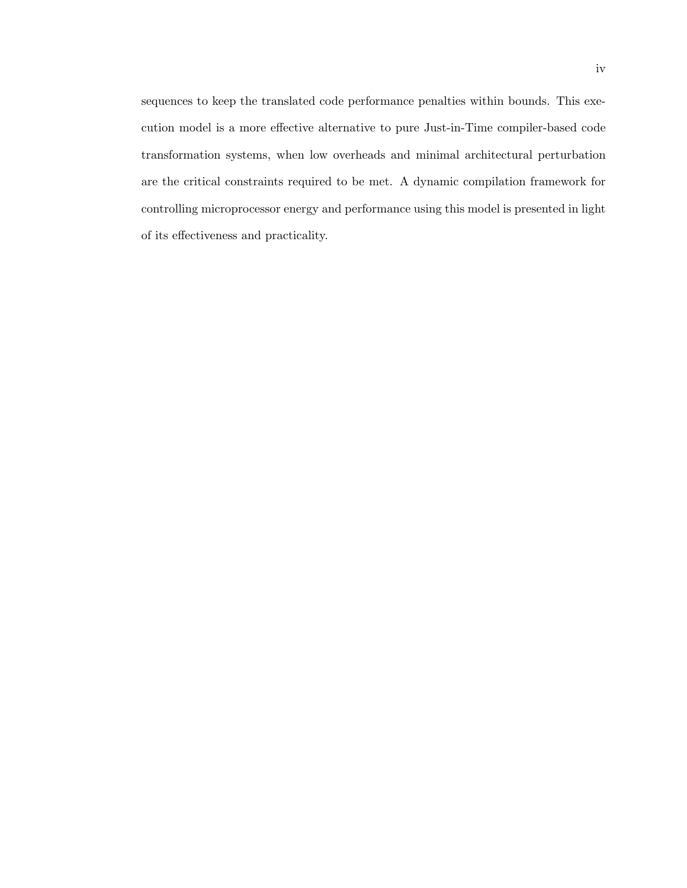sequences to keep the translated code performance penalties within bounds. This execution model is a more effective alternative to pure Just-in-Time compiler-based code transformation systems, when low overheads and minimal architectural perturbation are the critical constraints required to be met. A dynamic compilation framework for controlling microprocessor energy and performance using this model is presented in light of its effectiveness and practicality.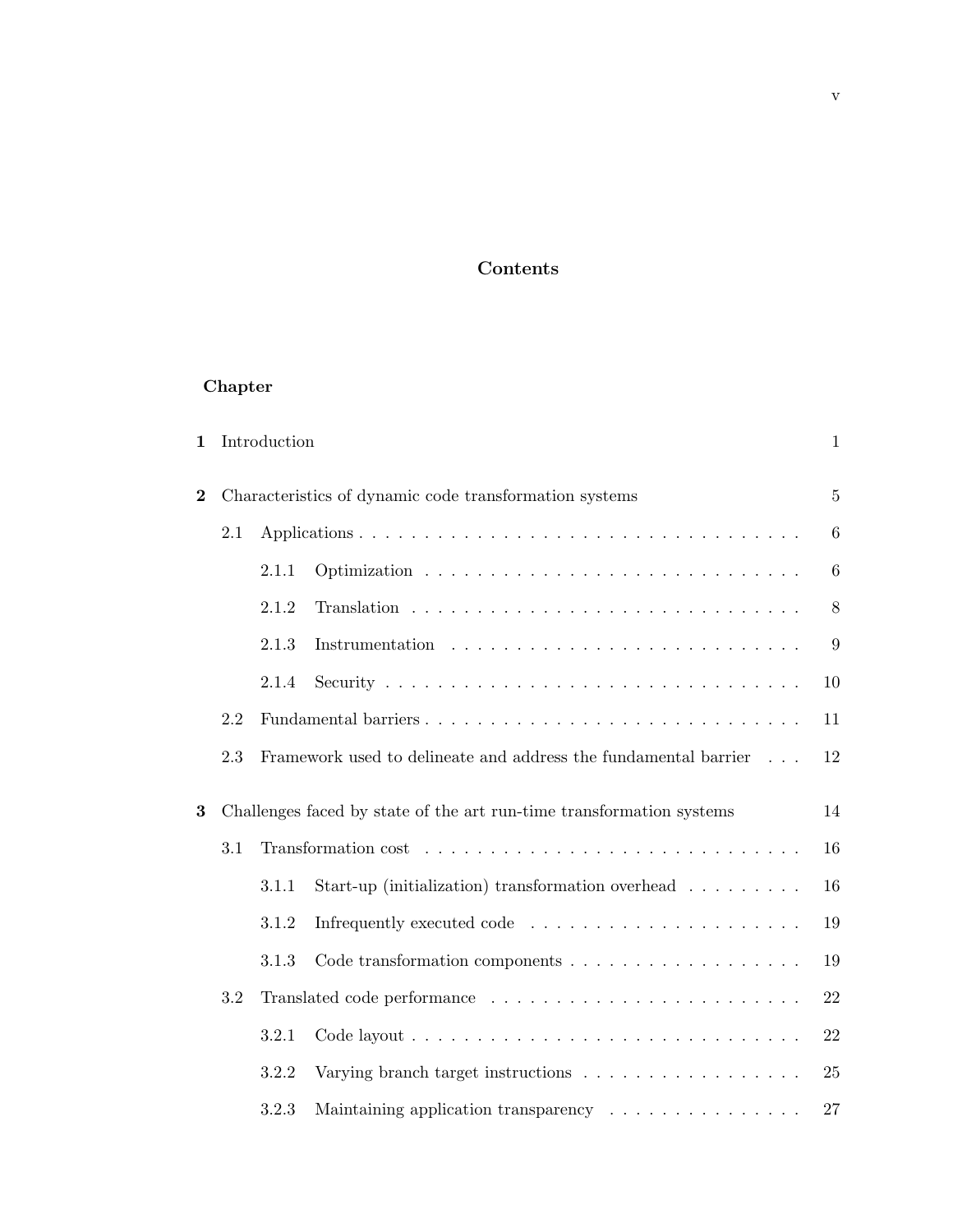# Contents

**Chapter**

**1** Introduction 1

**2** Characteristics of dynamic code transformation systems 5

- 2.1 Applications . . . . . . . . . . . . . . . . . . . . . . . . . . . . . . . . . 6
  - 2.1.1 Optimization . . . . . . . . . . . . . . . . . . . . . . . . . . . . . 6
  - 2.1.2 Translation . . . . . . . . . . . . . . . . . . . . . . . . . . . . . 8
  - 2.1.3 Instrumentation . . . . . . . . . . . . . . . . . . . . . . . . . . . 9
  - 2.1.4 Security . . . . . . . . . . . . . . . . . . . . . . . . . . . . . . . 10
- 2.2 Fundamental barriers . . . . . . . . . . . . . . . . . . . . . . . . . . . . 11
- 2.3 Framework used to delineate and address the fundamental barrier . . . 12

**3** Challenges faced by state of the art run-time transformation systems 14

- 3.1 Transformation cost . . . . . . . . . . . . . . . . . . . . . . . . . . . . . 16
  - 3.1.1 Start-up (initialization) transformation overhead . . . . . . . . . 16
  - 3.1.2 Infrequently executed code . . . . . . . . . . . . . . . . . . . . . 19
  - 3.1.3 Code transformation components . . . . . . . . . . . . . . . . . . 19
- 3.2 Translated code performance . . . . . . . . . . . . . . . . . . . . . . . . 22
  - 3.2.1 Code layout . . . . . . . . . . . . . . . . . . . . . . . . . . . . . 22
  - 3.2.2 Varying branch target instructions . . . . . . . . . . . . . . . . . 25
  - 3.2.3 Maintaining application transparency . . . . . . . . . . . . . . . 27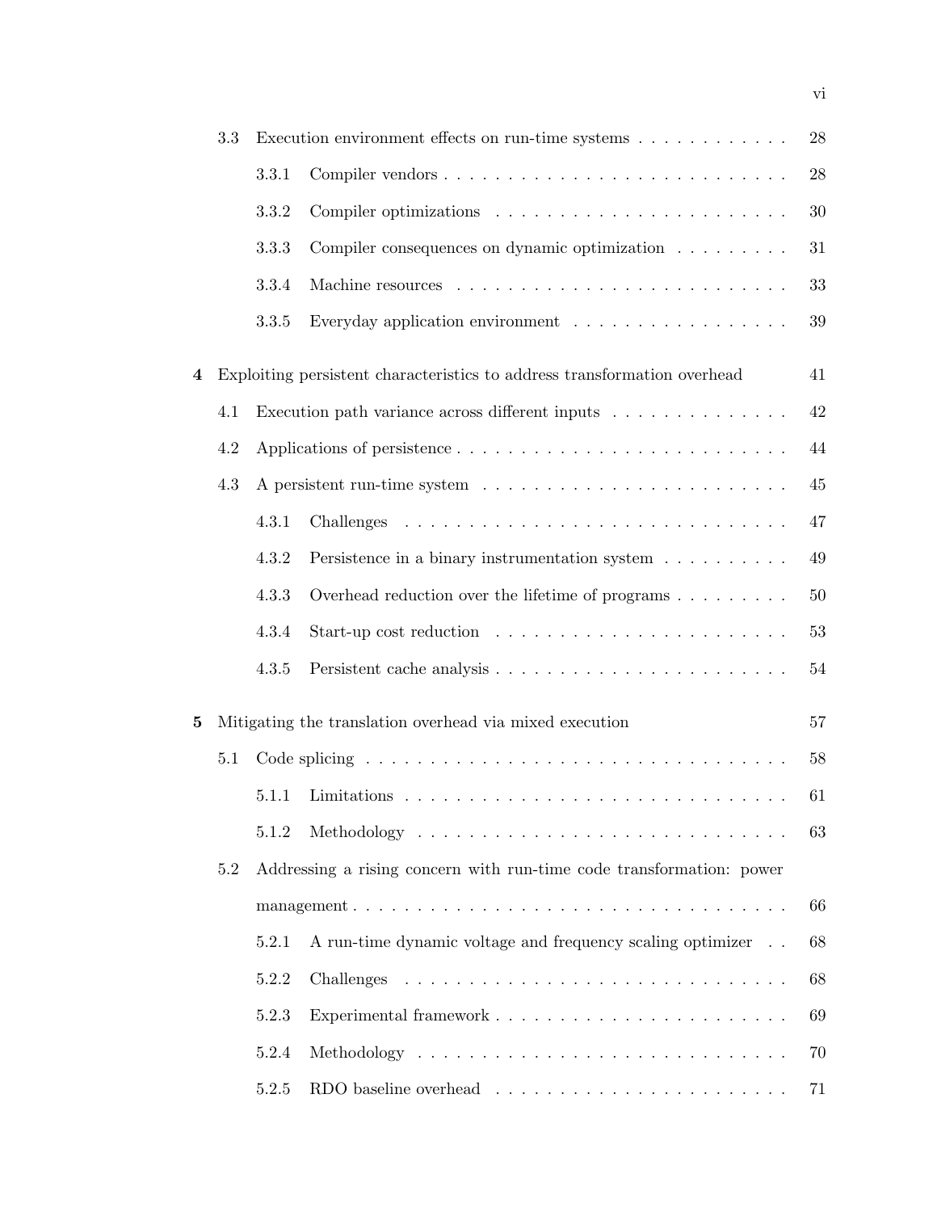- 3.3 Execution environment effects on run-time systems . . . . . . . . . . . . 28
  - 3.3.1 Compiler vendors . . . . . . . . . . . . . . . . . . . . . . . . . . 28
  - 3.3.2 Compiler optimizations . . . . . . . . . . . . . . . . . . . . . . . 30
  - 3.3.3 Compiler consequences on dynamic optimization . . . . . . . . . 31
  - 3.3.4 Machine resources . . . . . . . . . . . . . . . . . . . . . . . . . 33
  - 3.3.5 Everyday application environment . . . . . . . . . . . . . . . . 39

**4 Exploiting persistent characteristics to address transformation overhead** 41

- 4.1 Execution path variance across different inputs . . . . . . . . . . . . . . 42
- 4.2 Applications of persistence . . . . . . . . . . . . . . . . . . . . . . . . . . 44
- 4.3 A persistent run-time system . . . . . . . . . . . . . . . . . . . . . . . . 45
  - 4.3.1 Challenges . . . . . . . . . . . . . . . . . . . . . . . . . . . . . . 47
  - 4.3.2 Persistence in a binary instrumentation system . . . . . . . . . . 49
  - 4.3.3 Overhead reduction over the lifetime of programs . . . . . . . . . 50
  - 4.3.4 Start-up cost reduction . . . . . . . . . . . . . . . . . . . . . . . 53
  - 4.3.5 Persistent cache analysis . . . . . . . . . . . . . . . . . . . . . . 54

**5 Mitigating the translation overhead via mixed execution** 57

- 5.1 Code splicing . . . . . . . . . . . . . . . . . . . . . . . . . . . . . . . . 58
  - 5.1.1 Limitations . . . . . . . . . . . . . . . . . . . . . . . . . . . . . . 61
  - 5.1.2 Methodology . . . . . . . . . . . . . . . . . . . . . . . . . . . . . 63
- 5.2 Addressing a rising concern with run-time code transformation: power management . . . . . . . . . . . . . . . . . . . . . . . . . . . . . . . . . 66
  - 5.2.1 A run-time dynamic voltage and frequency scaling optimizer . . 68
  - 5.2.2 Challenges . . . . . . . . . . . . . . . . . . . . . . . . . . . . . . 68
  - 5.2.3 Experimental framework . . . . . . . . . . . . . . . . . . . . . . 69
  - 5.2.4 Methodology . . . . . . . . . . . . . . . . . . . . . . . . . . . . . 70
  - 5.2.5 RDO baseline overhead . . . . . . . . . . . . . . . . . . . . . . . 71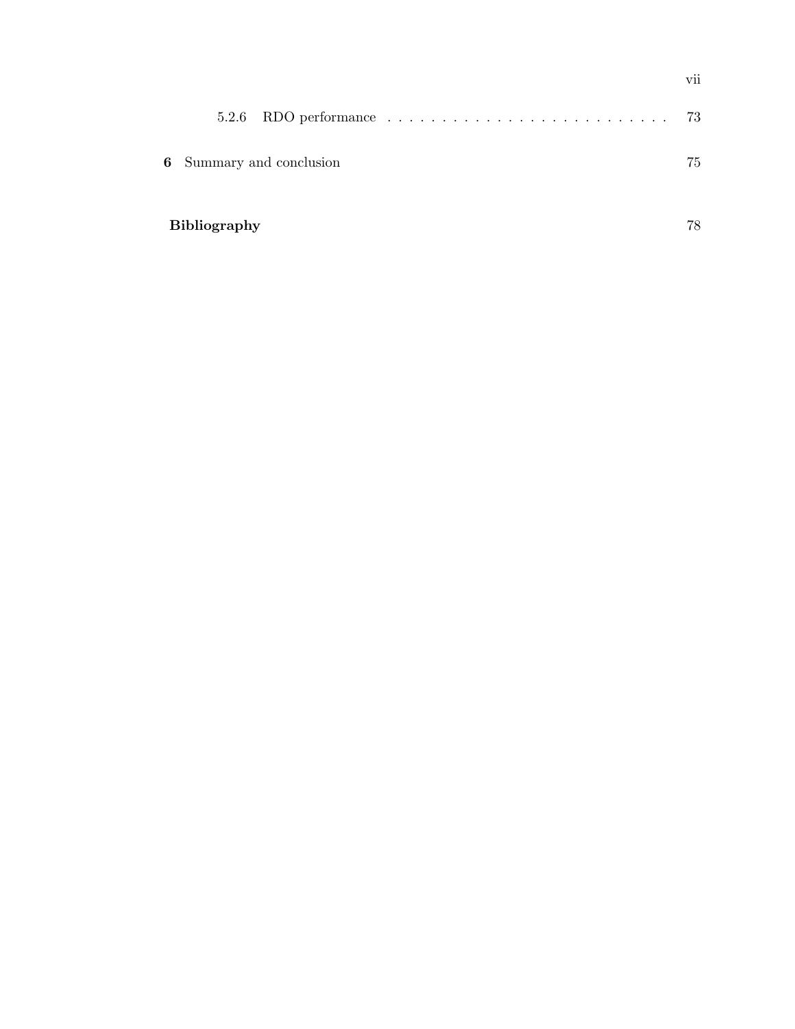5.2.6 RDO performance . . . . . . . . . . . . . . . . . . . . . . . . . . 73

**6** Summary and conclusion 75

**Bibliography** 78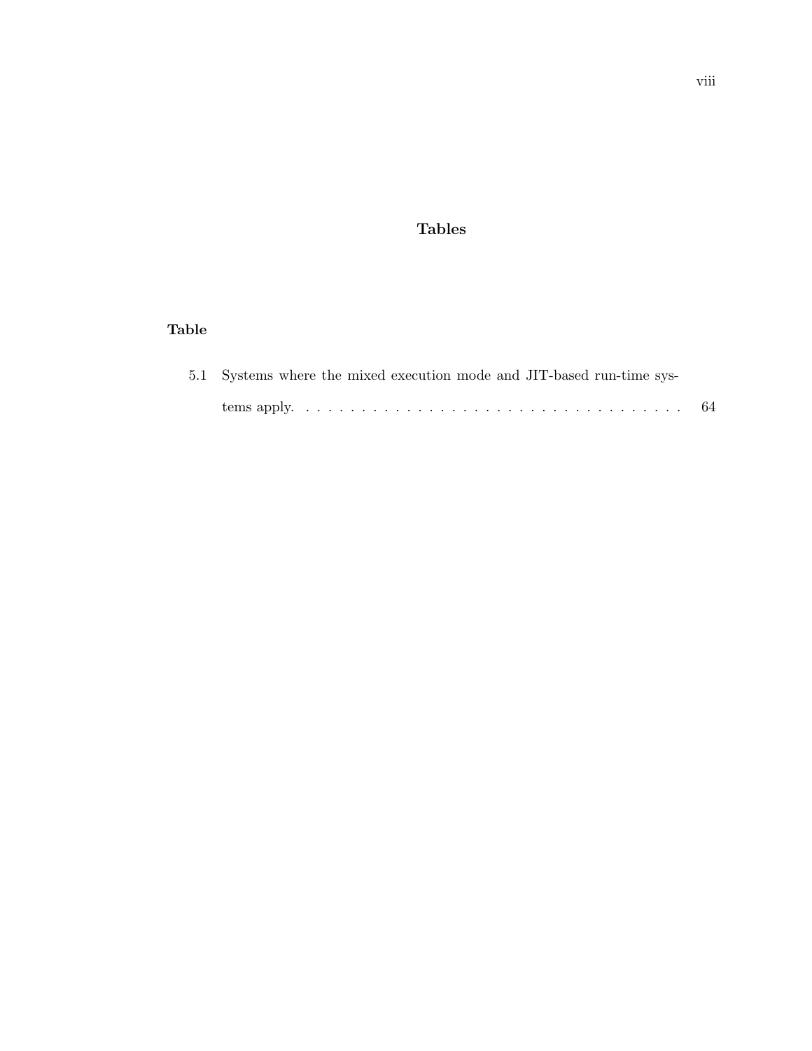# Tables

**Table**

5.1 Systems where the mixed execution mode and JIT-based run-time systems apply. . . . . . . . . . . . . . . . . . . . . . . . . . . . . . . . . . . . . 64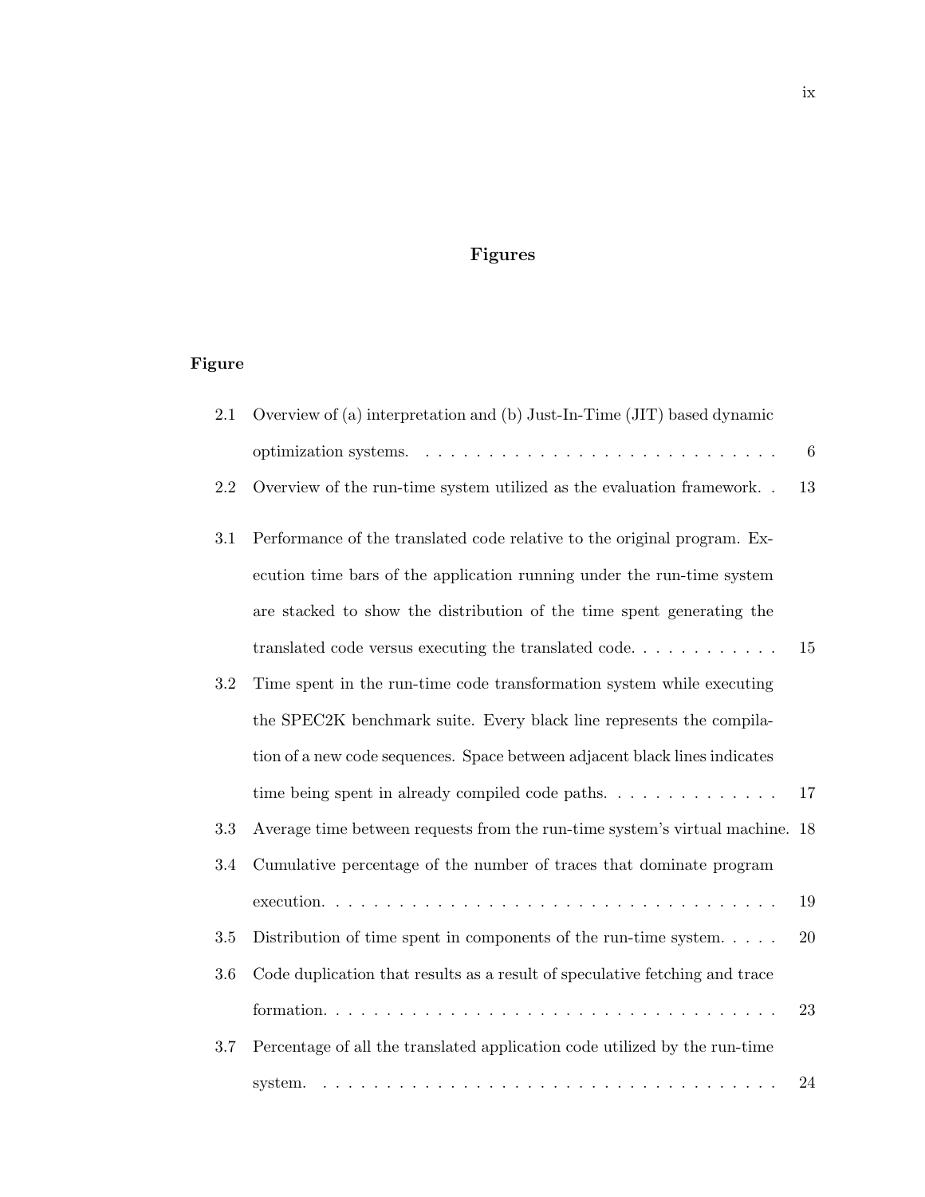# Figures

**Figure**

| | | |
|---|---|---|
| 2.1 | Overview of (a) interpretation and (b) Just-In-Time (JIT) based dynamic optimization systems. | 6 |
| 2.2 | Overview of the run-time system utilized as the evaluation framework. | 13 |
| 3.1 | Performance of the translated code relative to the original program. Execution time bars of the application running under the run-time system are stacked to show the distribution of the time spent generating the translated code versus executing the translated code. | 15 |
| 3.2 | Time spent in the run-time code transformation system while executing the SPEC2K benchmark suite. Every black line represents the compilation of a new code sequences. Space between adjacent black lines indicates time being spent in already compiled code paths. | 17 |
| 3.3 | Average time between requests from the run-time system's virtual machine. | 18 |
| 3.4 | Cumulative percentage of the number of traces that dominate program execution. | 19 |
| 3.5 | Distribution of time spent in components of the run-time system. | 20 |
| 3.6 | Code duplication that results as a result of speculative fetching and trace formation. | 23 |
| 3.7 | Percentage of all the translated application code utilized by the run-time system. | 24 |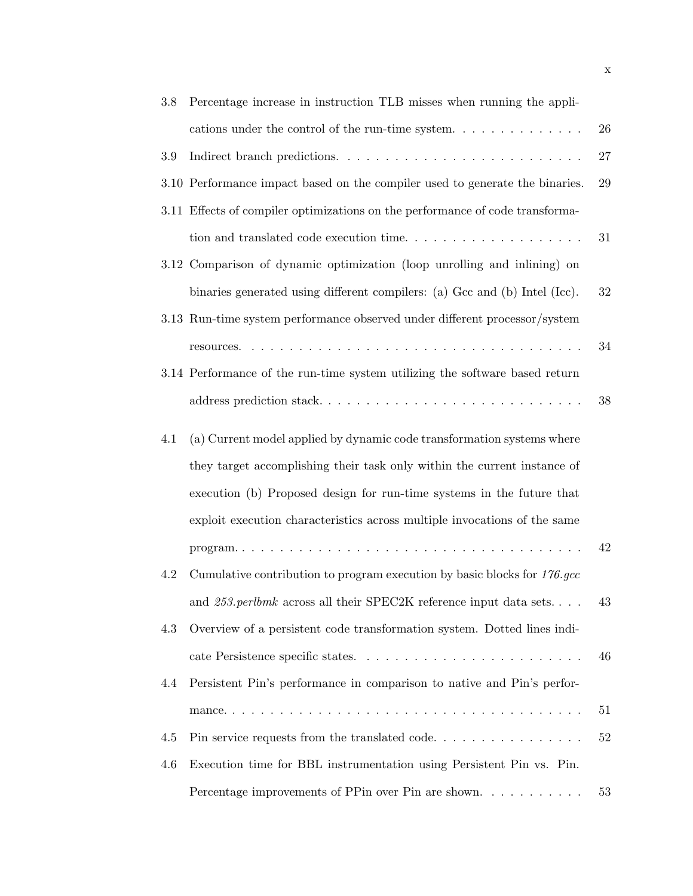3.8 Percentage increase in instruction TLB misses when running the applications under the control of the run-time system. . . . . . . . . . . . . . 26

3.9 Indirect branch predictions. . . . . . . . . . . . . . . . . . . . . . . . . . 27

3.10 Performance impact based on the compiler used to generate the binaries. 29

3.11 Effects of compiler optimizations on the performance of code transformation and translated code execution time. . . . . . . . . . . . . . . . . . . 31

3.12 Comparison of dynamic optimization (loop unrolling and inlining) on binaries generated using different compilers: (a) Gcc and (b) Intel (Icc). 32

3.13 Run-time system performance observed under different processor/system resources. . . . . . . . . . . . . . . . . . . . . . . . . . . . . . . . . . . 34

3.14 Performance of the run-time system utilizing the software based return address prediction stack. . . . . . . . . . . . . . . . . . . . . . . . . . . 38

4.1 (a) Current model applied by dynamic code transformation systems where they target accomplishing their task only within the current instance of execution (b) Proposed design for run-time systems in the future that exploit execution characteristics across multiple invocations of the same program. . . . . . . . . . . . . . . . . . . . . . . . . . . . . . . . . . . . . 42

4.2 Cumulative contribution to program execution by basic blocks for *176.gcc* and *253.perlbmk* across all their SPEC2K reference input data sets. . . . 43

4.3 Overview of a persistent code transformation system. Dotted lines indicate Persistence specific states. . . . . . . . . . . . . . . . . . . . . . . . 46

4.4 Persistent Pin's performance in comparison to native and Pin's performance. . . . . . . . . . . . . . . . . . . . . . . . . . . . . . . . . . . . . 51

4.5 Pin service requests from the translated code. . . . . . . . . . . . . . . . 52

4.6 Execution time for BBL instrumentation using Persistent Pin vs. Pin. Percentage improvements of PPin over Pin are shown. . . . . . . . . . . 53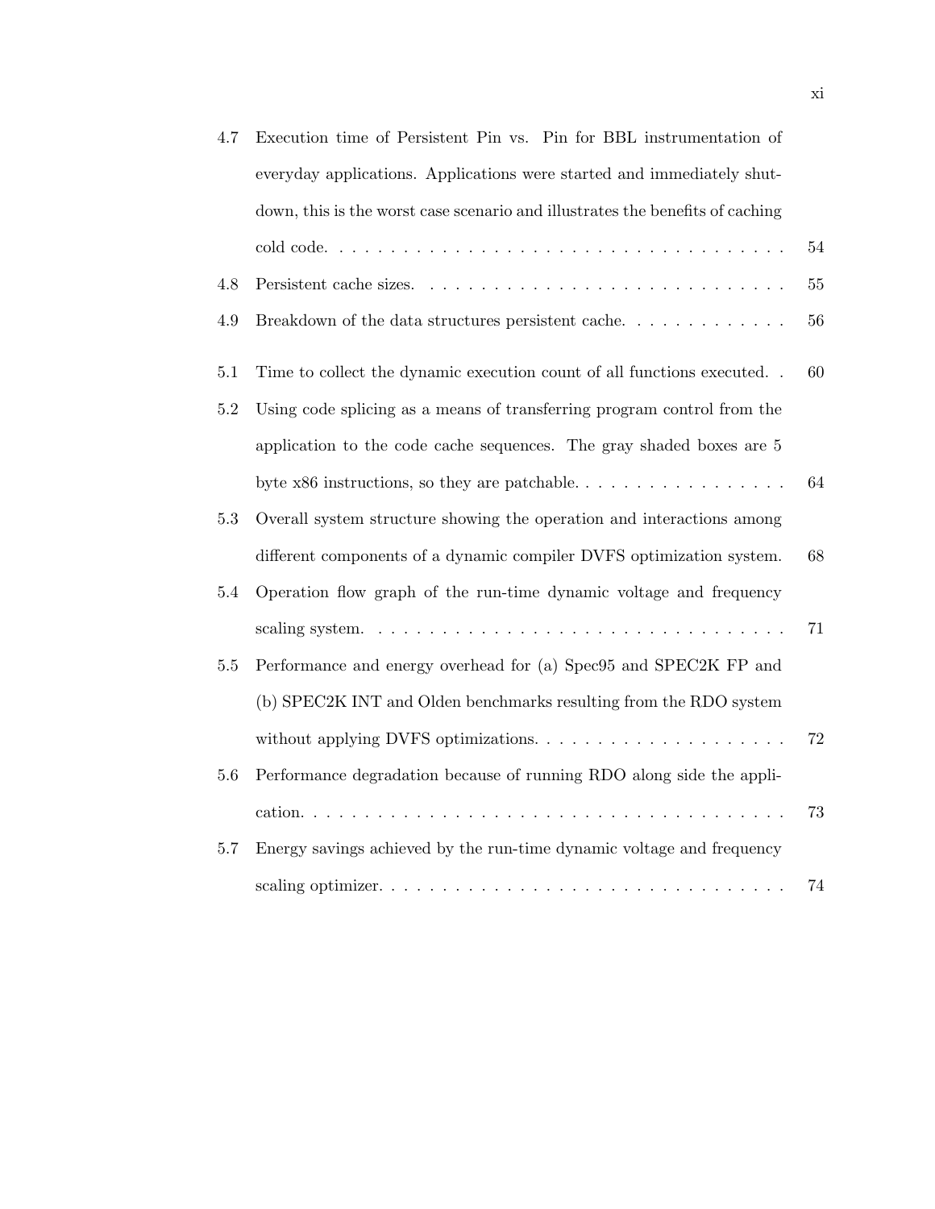| | | |
|---|---|---|
| 4.7 | Execution time of Persistent Pin vs. Pin for BBL instrumentation of everyday applications. Applications were started and immediately shutdown, this is the worst case scenario and illustrates the benefits of caching cold code. | 54 |
| 4.8 | Persistent cache sizes. | 55 |
| 4.9 | Breakdown of the data structures persistent cache. | 56 |
| 5.1 | Time to collect the dynamic execution count of all functions executed. | 60 |
| 5.2 | Using code splicing as a means of transferring program control from the application to the code cache sequences. The gray shaded boxes are 5 byte x86 instructions, so they are patchable. | 64 |
| 5.3 | Overall system structure showing the operation and interactions among different components of a dynamic compiler DVFS optimization system. | 68 |
| 5.4 | Operation flow graph of the run-time dynamic voltage and frequency scaling system. | 71 |
| 5.5 | Performance and energy overhead for (a) Spec95 and SPEC2K FP and (b) SPEC2K INT and Olden benchmarks resulting from the RDO system without applying DVFS optimizations. | 72 |
| 5.6 | Performance degradation because of running RDO along side the application. | 73 |
| 5.7 | Energy savings achieved by the run-time dynamic voltage and frequency scaling optimizer. | 74 |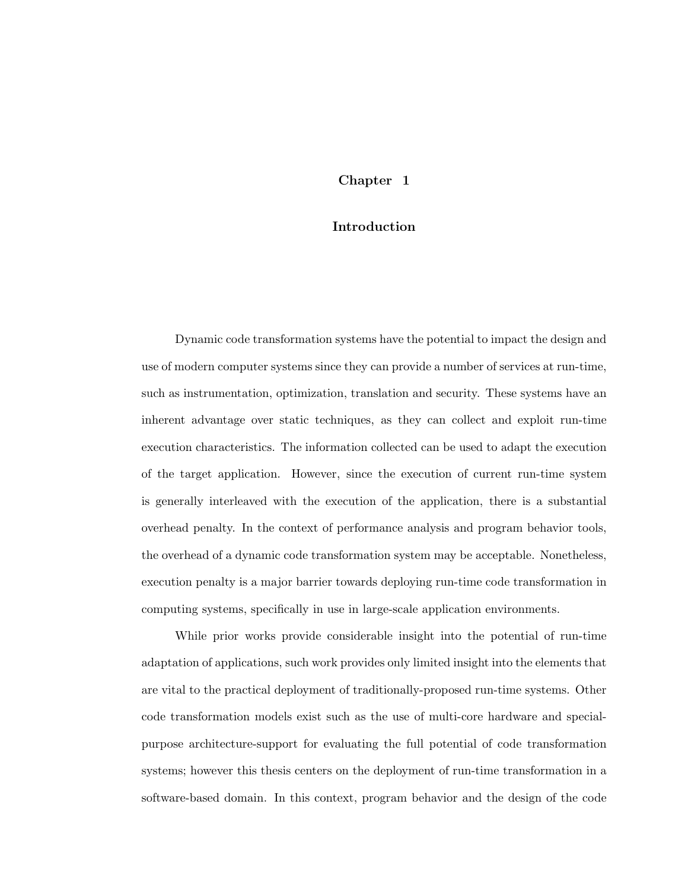# Chapter 1

# Introduction

Dynamic code transformation systems have the potential to impact the design and use of modern computer systems since they can provide a number of services at run-time, such as instrumentation, optimization, translation and security. These systems have an inherent advantage over static techniques, as they can collect and exploit run-time execution characteristics. The information collected can be used to adapt the execution of the target application. However, since the execution of current run-time system is generally interleaved with the execution of the application, there is a substantial overhead penalty. In the context of performance analysis and program behavior tools, the overhead of a dynamic code transformation system may be acceptable. Nonetheless, execution penalty is a major barrier towards deploying run-time code transformation in computing systems, specifically in use in large-scale application environments.

While prior works provide considerable insight into the potential of run-time adaptation of applications, such work provides only limited insight into the elements that are vital to the practical deployment of traditionally-proposed run-time systems. Other code transformation models exist such as the use of multi-core hardware and special-purpose architecture-support for evaluating the full potential of code transformation systems; however this thesis centers on the deployment of run-time transformation in a software-based domain. In this context, program behavior and the design of the code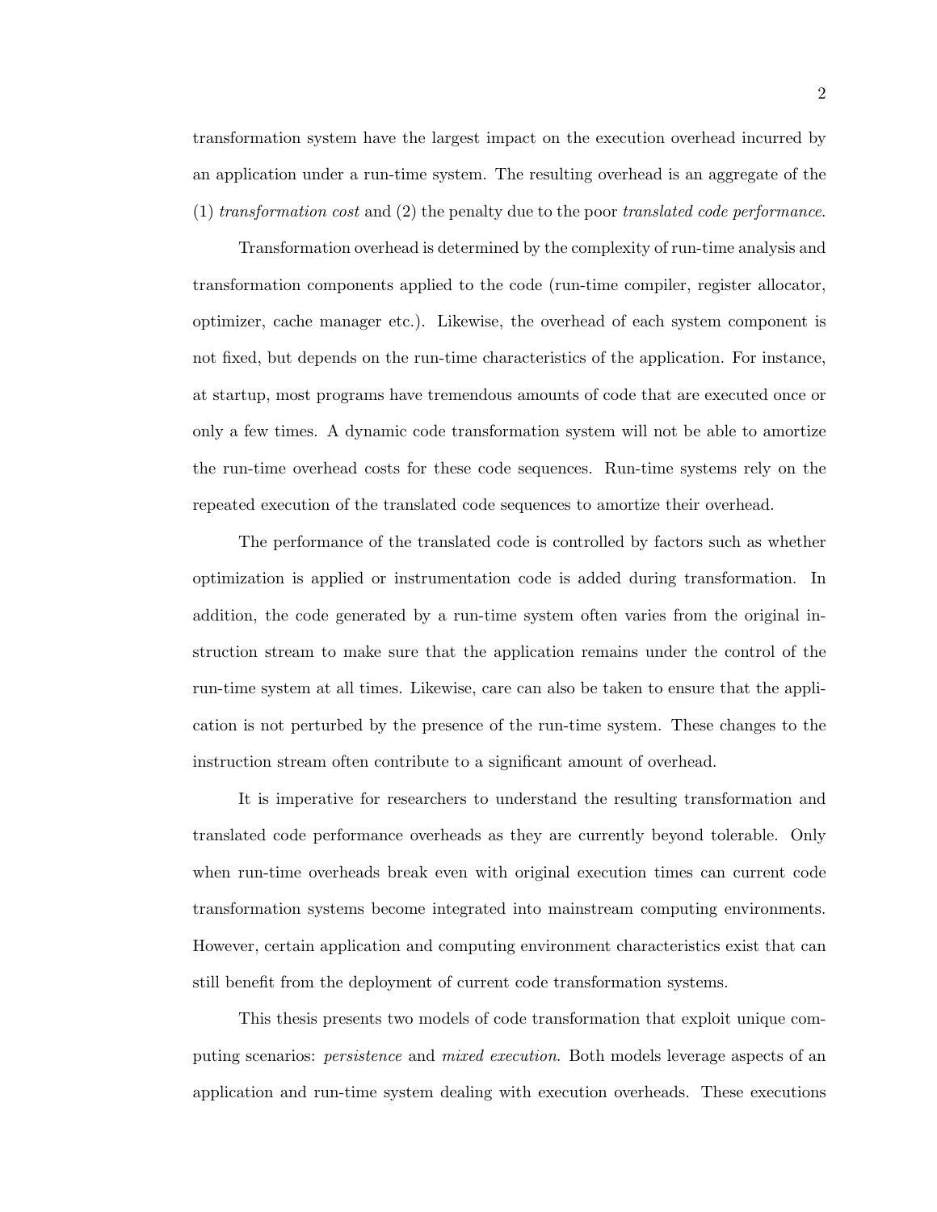transformation system have the largest impact on the execution overhead incurred by an application under a run-time system. The resulting overhead is an aggregate of the (1) *transformation cost* and (2) the penalty due to the poor *translated code performance*.

Transformation overhead is determined by the complexity of run-time analysis and transformation components applied to the code (run-time compiler, register allocator, optimizer, cache manager etc.). Likewise, the overhead of each system component is not fixed, but depends on the run-time characteristics of the application. For instance, at startup, most programs have tremendous amounts of code that are executed once or only a few times. A dynamic code transformation system will not be able to amortize the run-time overhead costs for these code sequences. Run-time systems rely on the repeated execution of the translated code sequences to amortize their overhead.

The performance of the translated code is controlled by factors such as whether optimization is applied or instrumentation code is added during transformation. In addition, the code generated by a run-time system often varies from the original instruction stream to make sure that the application remains under the control of the run-time system at all times. Likewise, care can also be taken to ensure that the application is not perturbed by the presence of the run-time system. These changes to the instruction stream often contribute to a significant amount of overhead.

It is imperative for researchers to understand the resulting transformation and translated code performance overheads as they are currently beyond tolerable. Only when run-time overheads break even with original execution times can current code transformation systems become integrated into mainstream computing environments. However, certain application and computing environment characteristics exist that can still benefit from the deployment of current code transformation systems.

This thesis presents two models of code transformation that exploit unique computing scenarios: *persistence* and *mixed execution*. Both models leverage aspects of an application and run-time system dealing with execution overheads. These executions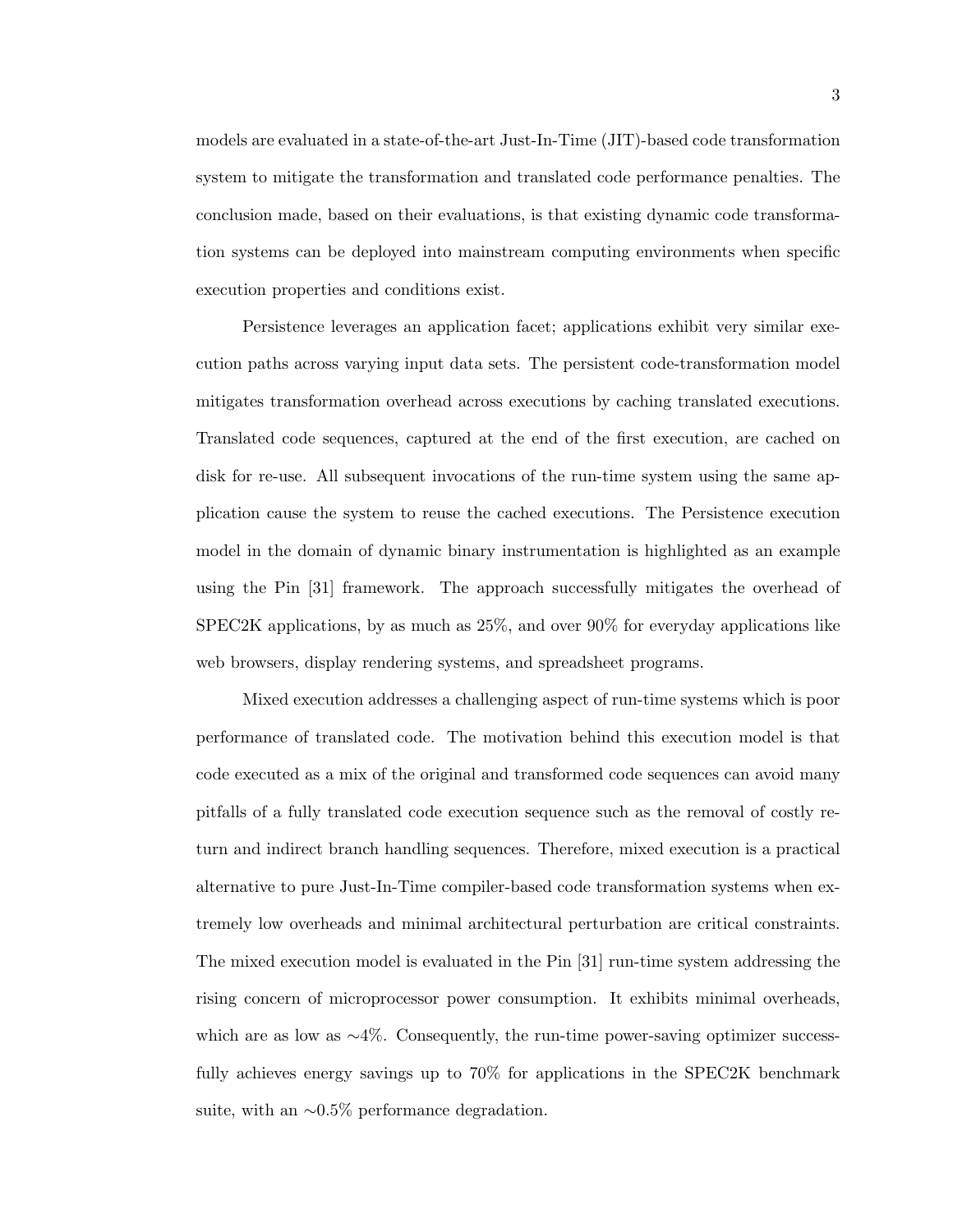models are evaluated in a state-of-the-art Just-In-Time (JIT)-based code transformation system to mitigate the transformation and translated code performance penalties. The conclusion made, based on their evaluations, is that existing dynamic code transformation systems can be deployed into mainstream computing environments when specific execution properties and conditions exist.

Persistence leverages an application facet; applications exhibit very similar execution paths across varying input data sets. The persistent code-transformation model mitigates transformation overhead across executions by caching translated executions. Translated code sequences, captured at the end of the first execution, are cached on disk for re-use. All subsequent invocations of the run-time system using the same application cause the system to reuse the cached executions. The Persistence execution model in the domain of dynamic binary instrumentation is highlighted as an example using the Pin [31] framework. The approach successfully mitigates the overhead of SPEC2K applications, by as much as 25%, and over 90% for everyday applications like web browsers, display rendering systems, and spreadsheet programs.

Mixed execution addresses a challenging aspect of run-time systems which is poor performance of translated code. The motivation behind this execution model is that code executed as a mix of the original and transformed code sequences can avoid many pitfalls of a fully translated code execution sequence such as the removal of costly return and indirect branch handling sequences. Therefore, mixed execution is a practical alternative to pure Just-In-Time compiler-based code transformation systems when extremely low overheads and minimal architectural perturbation are critical constraints. The mixed execution model is evaluated in the Pin [31] run-time system addressing the rising concern of microprocessor power consumption. It exhibits minimal overheads, which are as low as $\sim$4%. Consequently, the run-time power-saving optimizer successfully achieves energy savings up to 70% for applications in the SPEC2K benchmark suite, with an $\sim$0.5% performance degradation.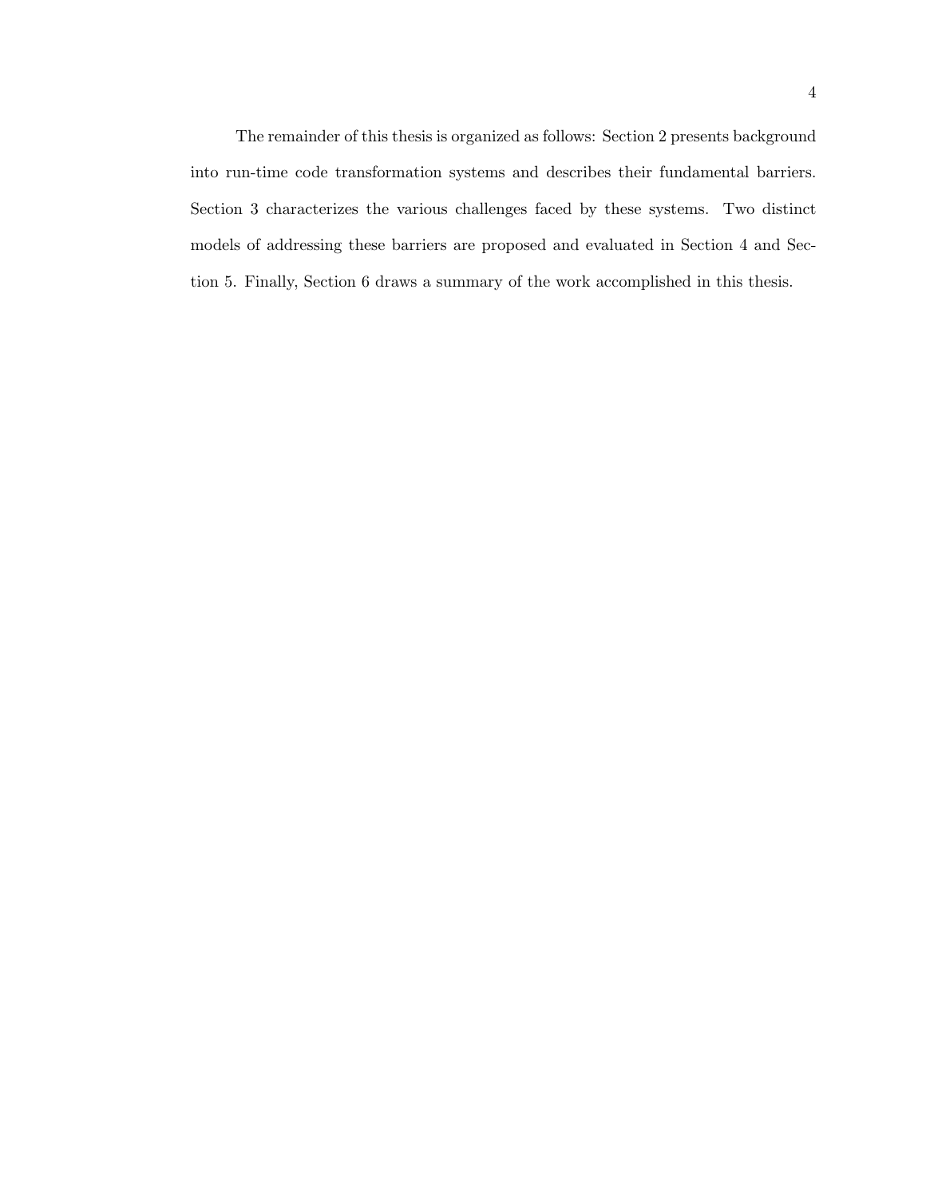The remainder of this thesis is organized as follows: Section 2 presents background into run-time code transformation systems and describes their fundamental barriers. Section 3 characterizes the various challenges faced by these systems. Two distinct models of addressing these barriers are proposed and evaluated in Section 4 and Section 5. Finally, Section 6 draws a summary of the work accomplished in this thesis.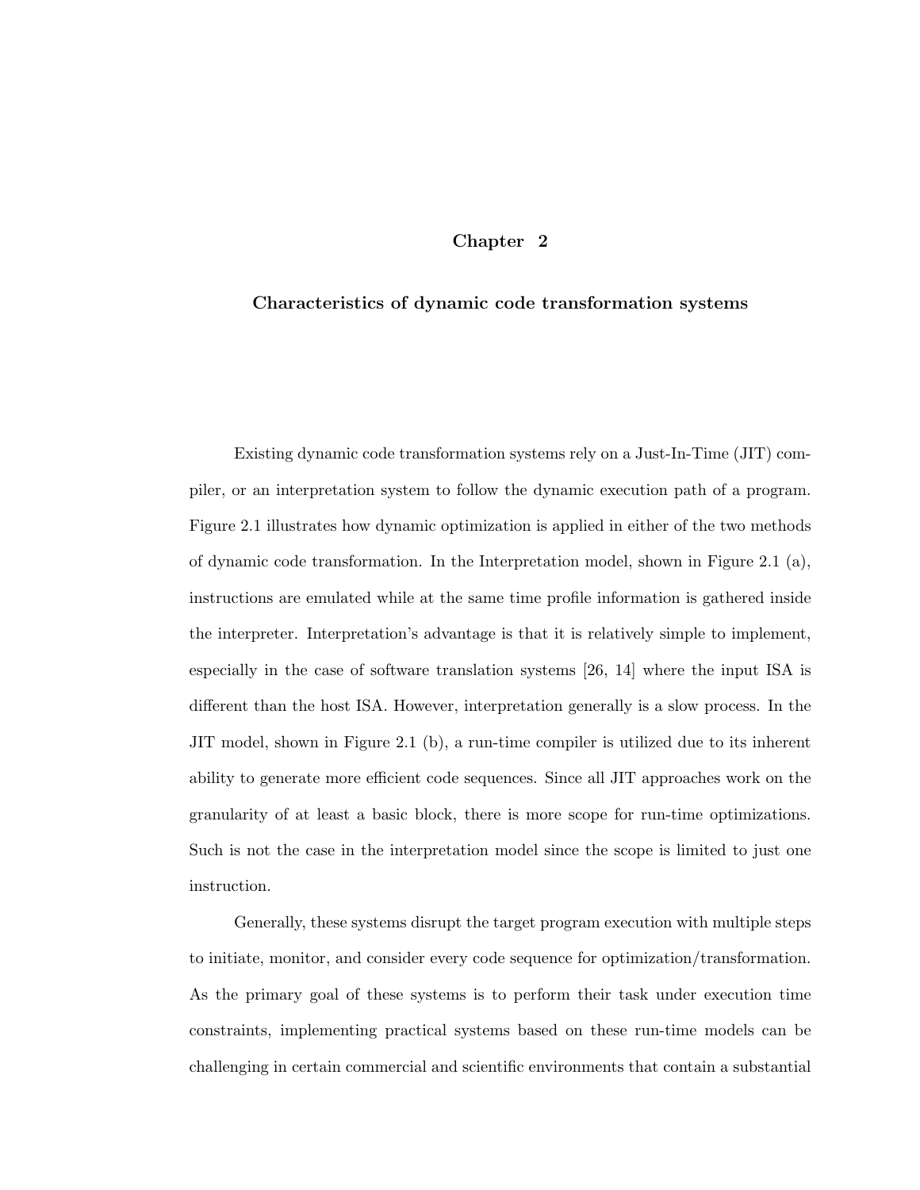# Chapter 2

## Characteristics of dynamic code transformation systems

Existing dynamic code transformation systems rely on a Just-In-Time (JIT) compiler, or an interpretation system to follow the dynamic execution path of a program. Figure 2.1 illustrates how dynamic optimization is applied in either of the two methods of dynamic code transformation. In the Interpretation model, shown in Figure 2.1 (a), instructions are emulated while at the same time profile information is gathered inside the interpreter. Interpretation's advantage is that it is relatively simple to implement, especially in the case of software translation systems [26, 14] where the input ISA is different than the host ISA. However, interpretation generally is a slow process. In the JIT model, shown in Figure 2.1 (b), a run-time compiler is utilized due to its inherent ability to generate more efficient code sequences. Since all JIT approaches work on the granularity of at least a basic block, there is more scope for run-time optimizations. Such is not the case in the interpretation model since the scope is limited to just one instruction.

Generally, these systems disrupt the target program execution with multiple steps to initiate, monitor, and consider every code sequence for optimization/transformation. As the primary goal of these systems is to perform their task under execution time constraints, implementing practical systems based on these run-time models can be challenging in certain commercial and scientific environments that contain a substantial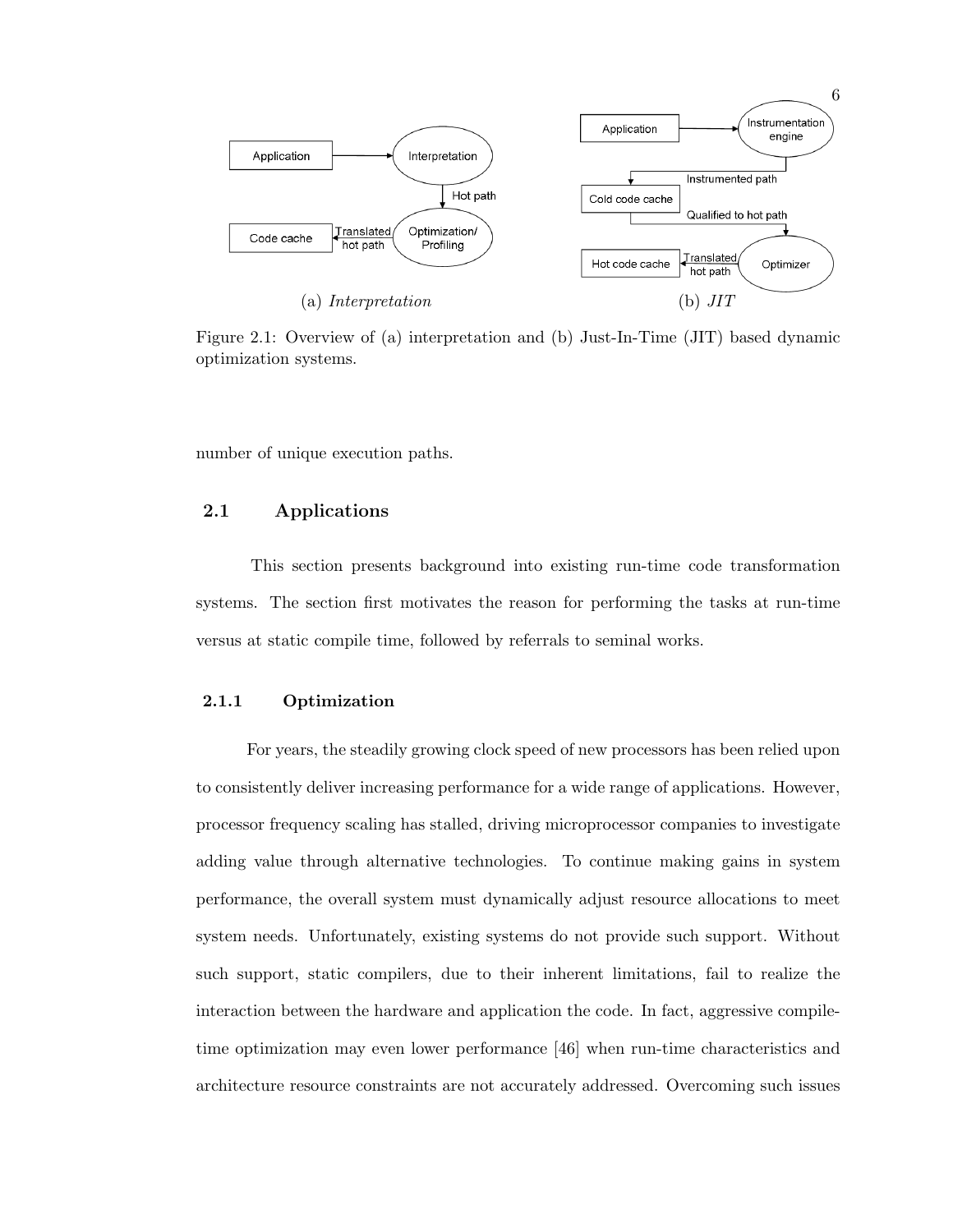Figure 2.1: Overview of (a) interpretation and (b) Just-In-Time (JIT) based dynamic optimization systems.

number of unique execution paths.

## 2.1 Applications

This section presents background into existing run-time code transformation systems. The section first motivates the reason for performing the tasks at run-time versus at static compile time, followed by referrals to seminal works.

### 2.1.1 Optimization

For years, the steadily growing clock speed of new processors has been relied upon to consistently deliver increasing performance for a wide range of applications. However, processor frequency scaling has stalled, driving microprocessor companies to investigate adding value through alternative technologies. To continue making gains in system performance, the overall system must dynamically adjust resource allocations to meet system needs. Unfortunately, existing systems do not provide such support. Without such support, static compilers, due to their inherent limitations, fail to realize the interaction between the hardware and application the code. In fact, aggressive compile-time optimization may even lower performance [46] when run-time characteristics and architecture resource constraints are not accurately addressed. Overcoming such issues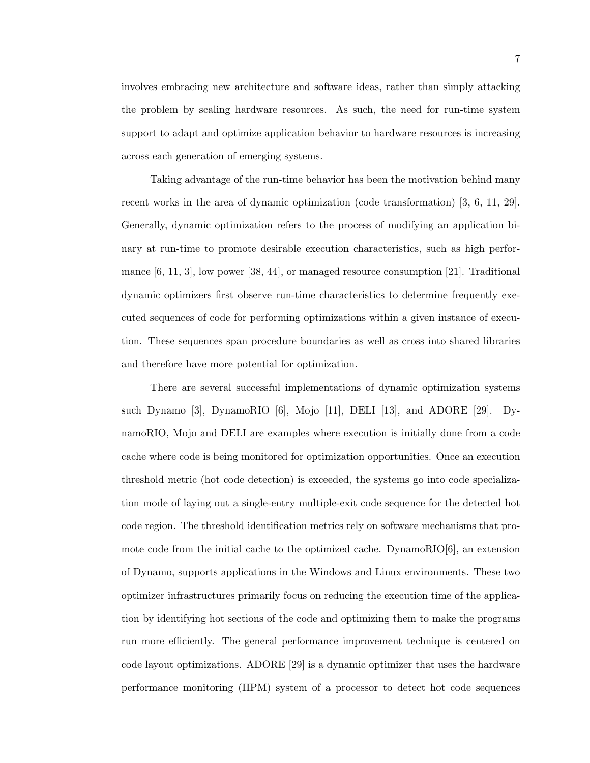involves embracing new architecture and software ideas, rather than simply attacking the problem by scaling hardware resources. As such, the need for run-time system support to adapt and optimize application behavior to hardware resources is increasing across each generation of emerging systems.

Taking advantage of the run-time behavior has been the motivation behind many recent works in the area of dynamic optimization (code transformation) [3, 6, 11, 29]. Generally, dynamic optimization refers to the process of modifying an application binary at run-time to promote desirable execution characteristics, such as high performance [6, 11, 3], low power [38, 44], or managed resource consumption [21]. Traditional dynamic optimizers first observe run-time characteristics to determine frequently executed sequences of code for performing optimizations within a given instance of execution. These sequences span procedure boundaries as well as cross into shared libraries and therefore have more potential for optimization.

There are several successful implementations of dynamic optimization systems such Dynamo [3], DynamoRIO [6], Mojo [11], DELI [13], and ADORE [29]. DynamoRIO, Mojo and DELI are examples where execution is initially done from a code cache where code is being monitored for optimization opportunities. Once an execution threshold metric (hot code detection) is exceeded, the systems go into code specialization mode of laying out a single-entry multiple-exit code sequence for the detected hot code region. The threshold identification metrics rely on software mechanisms that promote code from the initial cache to the optimized cache. DynamoRIO[6], an extension of Dynamo, supports applications in the Windows and Linux environments. These two optimizer infrastructures primarily focus on reducing the execution time of the application by identifying hot sections of the code and optimizing them to make the programs run more efficiently. The general performance improvement technique is centered on code layout optimizations. ADORE [29] is a dynamic optimizer that uses the hardware performance monitoring (HPM) system of a processor to detect hot code sequences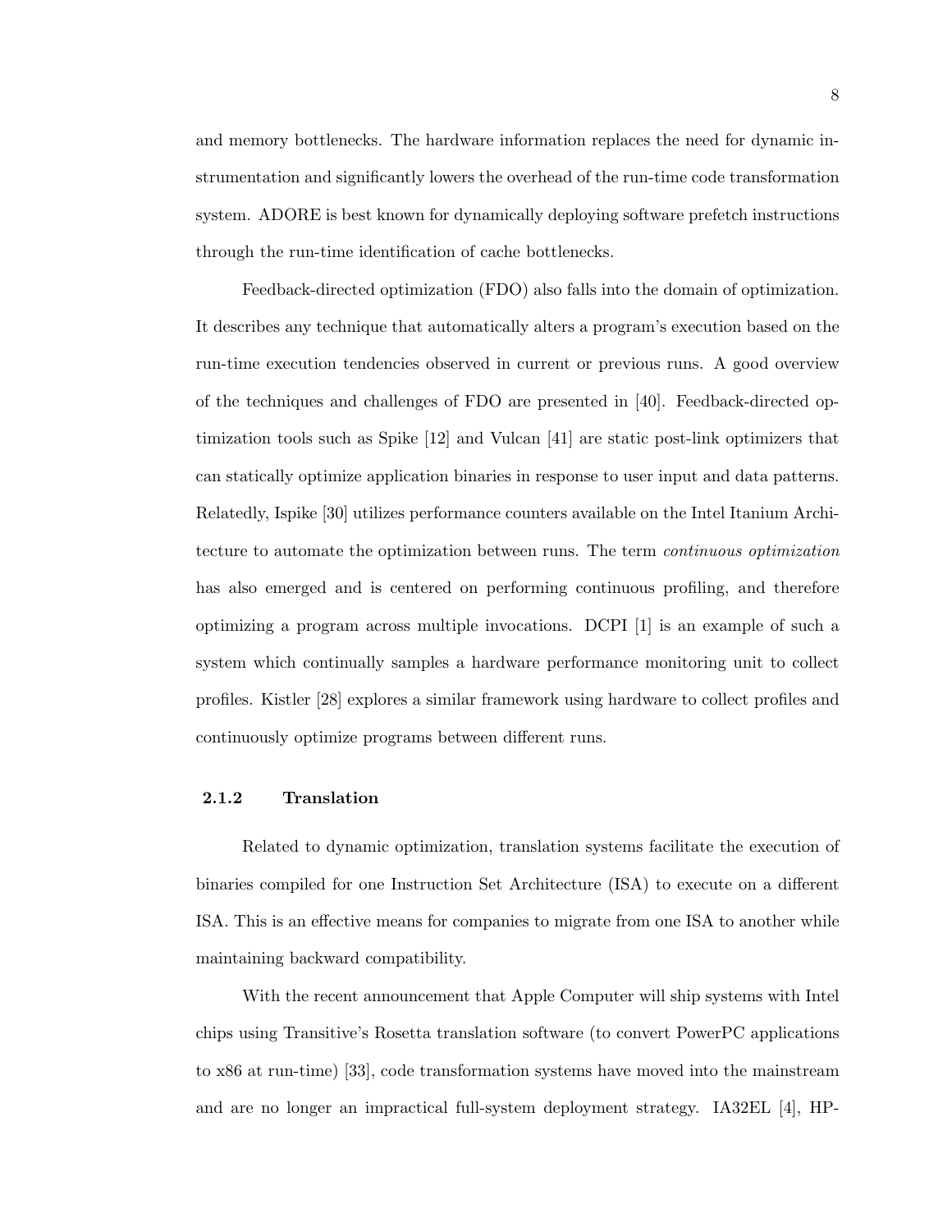and memory bottlenecks. The hardware information replaces the need for dynamic instrumentation and significantly lowers the overhead of the run-time code transformation system. ADORE is best known for dynamically deploying software prefetch instructions through the run-time identification of cache bottlenecks.

Feedback-directed optimization (FDO) also falls into the domain of optimization. It describes any technique that automatically alters a program's execution based on the run-time execution tendencies observed in current or previous runs. A good overview of the techniques and challenges of FDO are presented in [40]. Feedback-directed optimization tools such as Spike [12] and Vulcan [41] are static post-link optimizers that can statically optimize application binaries in response to user input and data patterns. Relatedly, Ispike [30] utilizes performance counters available on the Intel Itanium Architecture to automate the optimization between runs. The term *continuous optimization* has also emerged and is centered on performing continuous profiling, and therefore optimizing a program across multiple invocations. DCPI [1] is an example of such a system which continually samples a hardware performance monitoring unit to collect profiles. Kistler [28] explores a similar framework using hardware to collect profiles and continuously optimize programs between different runs.

### 2.1.2 Translation

Related to dynamic optimization, translation systems facilitate the execution of binaries compiled for one Instruction Set Architecture (ISA) to execute on a different ISA. This is an effective means for companies to migrate from one ISA to another while maintaining backward compatibility.

With the recent announcement that Apple Computer will ship systems with Intel chips using Transitive's Rosetta translation software (to convert PowerPC applications to x86 at run-time) [33], code transformation systems have moved into the mainstream and are no longer an impractical full-system deployment strategy. IA32EL [4], HP-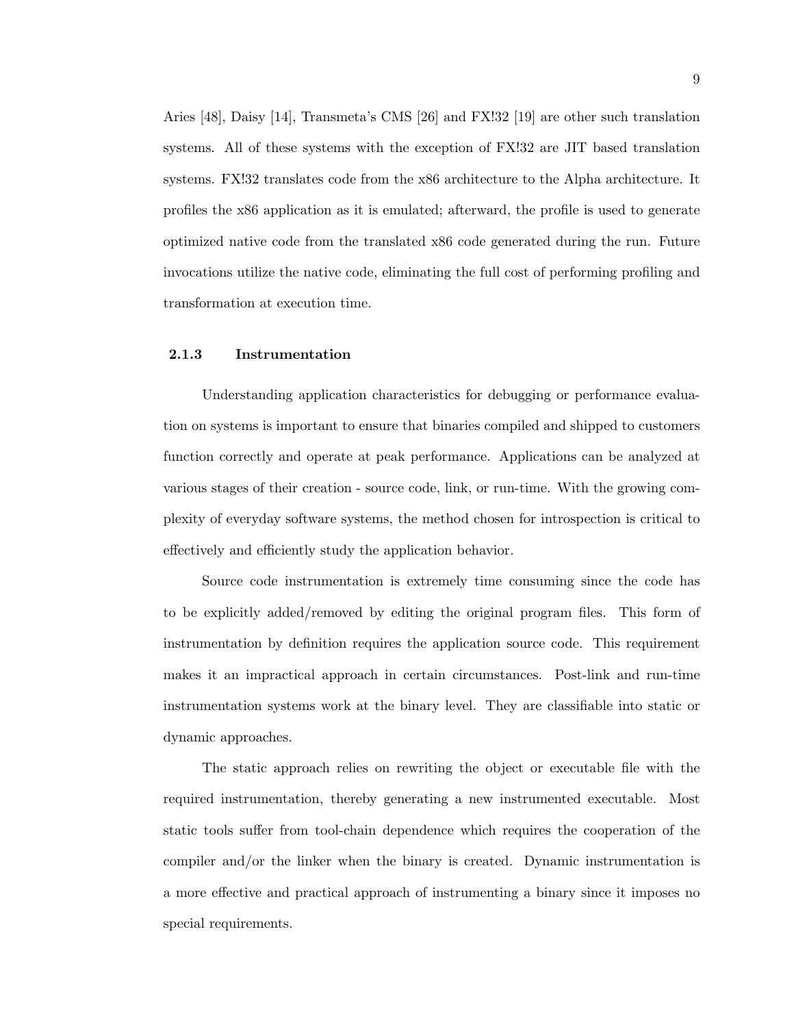Aries [48], Daisy [14], Transmeta's CMS [26] and FX!32 [19] are other such translation systems. All of these systems with the exception of FX!32 are JIT based translation systems. FX!32 translates code from the x86 architecture to the Alpha architecture. It profiles the x86 application as it is emulated; afterward, the profile is used to generate optimized native code from the translated x86 code generated during the run. Future invocations utilize the native code, eliminating the full cost of performing profiling and transformation at execution time.

### 2.1.3 Instrumentation

Understanding application characteristics for debugging or performance evaluation on systems is important to ensure that binaries compiled and shipped to customers function correctly and operate at peak performance. Applications can be analyzed at various stages of their creation - source code, link, or run-time. With the growing complexity of everyday software systems, the method chosen for introspection is critical to effectively and efficiently study the application behavior.

Source code instrumentation is extremely time consuming since the code has to be explicitly added/removed by editing the original program files. This form of instrumentation by definition requires the application source code. This requirement makes it an impractical approach in certain circumstances. Post-link and run-time instrumentation systems work at the binary level. They are classifiable into static or dynamic approaches.

The static approach relies on rewriting the object or executable file with the required instrumentation, thereby generating a new instrumented executable. Most static tools suffer from tool-chain dependence which requires the cooperation of the compiler and/or the linker when the binary is created. Dynamic instrumentation is a more effective and practical approach of instrumenting a binary since it imposes no special requirements.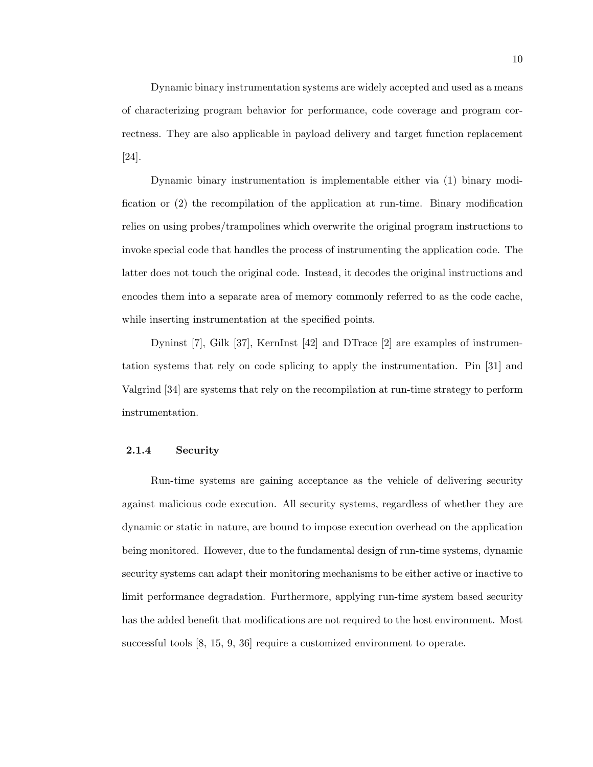Dynamic binary instrumentation systems are widely accepted and used as a means of characterizing program behavior for performance, code coverage and program correctness. They are also applicable in payload delivery and target function replacement [24].

Dynamic binary instrumentation is implementable either via (1) binary modification or (2) the recompilation of the application at run-time. Binary modification relies on using probes/trampolines which overwrite the original program instructions to invoke special code that handles the process of instrumenting the application code. The latter does not touch the original code. Instead, it decodes the original instructions and encodes them into a separate area of memory commonly referred to as the code cache, while inserting instrumentation at the specified points.

Dyninst [7], Gilk [37], KernInst [42] and DTrace [2] are examples of instrumentation systems that rely on code splicing to apply the instrumentation. Pin [31] and Valgrind [34] are systems that rely on the recompilation at run-time strategy to perform instrumentation.

### 2.1.4 Security

Run-time systems are gaining acceptance as the vehicle of delivering security against malicious code execution. All security systems, regardless of whether they are dynamic or static in nature, are bound to impose execution overhead on the application being monitored. However, due to the fundamental design of run-time systems, dynamic security systems can adapt their monitoring mechanisms to be either active or inactive to limit performance degradation. Furthermore, applying run-time system based security has the added benefit that modifications are not required to the host environment. Most successful tools [8, 15, 9, 36] require a customized environment to operate.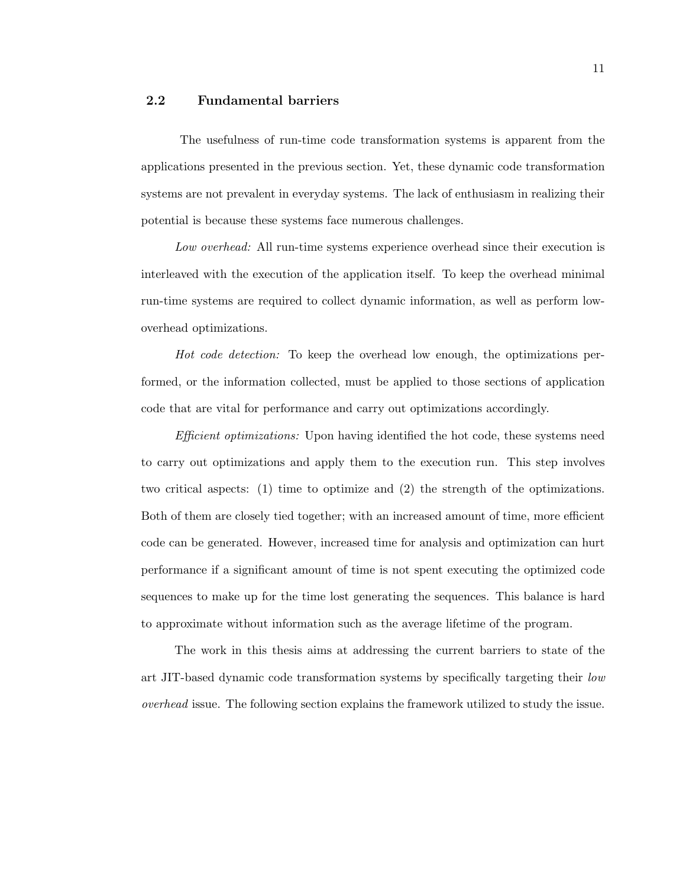## 2.2 Fundamental barriers

The usefulness of run-time code transformation systems is apparent from the applications presented in the previous section. Yet, these dynamic code transformation systems are not prevalent in everyday systems. The lack of enthusiasm in realizing their potential is because these systems face numerous challenges.

*Low overhead:* All run-time systems experience overhead since their execution is interleaved with the execution of the application itself. To keep the overhead minimal run-time systems are required to collect dynamic information, as well as perform low-overhead optimizations.

*Hot code detection:* To keep the overhead low enough, the optimizations performed, or the information collected, must be applied to those sections of application code that are vital for performance and carry out optimizations accordingly.

*Efficient optimizations:* Upon having identified the hot code, these systems need to carry out optimizations and apply them to the execution run. This step involves two critical aspects: (1) time to optimize and (2) the strength of the optimizations. Both of them are closely tied together; with an increased amount of time, more efficient code can be generated. However, increased time for analysis and optimization can hurt performance if a significant amount of time is not spent executing the optimized code sequences to make up for the time lost generating the sequences. This balance is hard to approximate without information such as the average lifetime of the program.

The work in this thesis aims at addressing the current barriers to state of the art JIT-based dynamic code transformation systems by specifically targeting their *low overhead* issue. The following section explains the framework utilized to study the issue.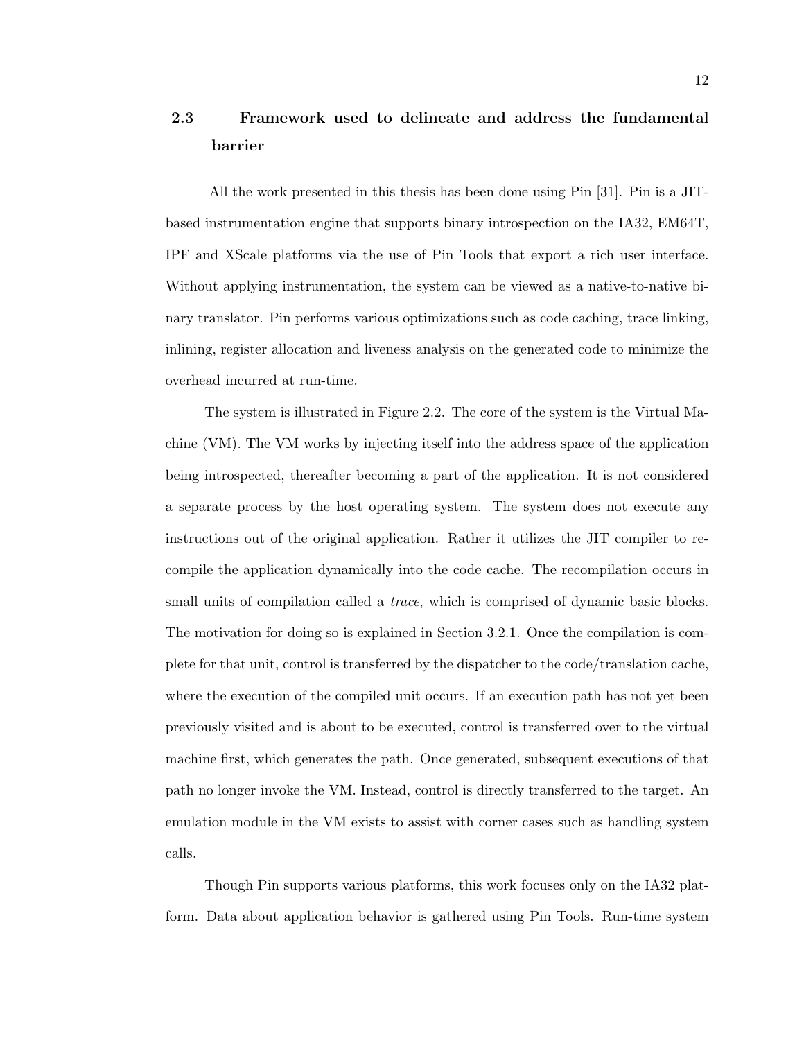## 2.3 Framework used to delineate and address the fundamental barrier

All the work presented in this thesis has been done using Pin [31]. Pin is a JIT-based instrumentation engine that supports binary introspection on the IA32, EM64T, IPF and XScale platforms via the use of Pin Tools that export a rich user interface. Without applying instrumentation, the system can be viewed as a native-to-native binary translator. Pin performs various optimizations such as code caching, trace linking, inlining, register allocation and liveness analysis on the generated code to minimize the overhead incurred at run-time.

The system is illustrated in Figure 2.2. The core of the system is the Virtual Machine (VM). The VM works by injecting itself into the address space of the application being introspected, thereafter becoming a part of the application. It is not considered a separate process by the host operating system. The system does not execute any instructions out of the original application. Rather it utilizes the JIT compiler to recompile the application dynamically into the code cache. The recompilation occurs in small units of compilation called a *trace*, which is comprised of dynamic basic blocks. The motivation for doing so is explained in Section 3.2.1. Once the compilation is complete for that unit, control is transferred by the dispatcher to the code/translation cache, where the execution of the compiled unit occurs. If an execution path has not yet been previously visited and is about to be executed, control is transferred over to the virtual machine first, which generates the path. Once generated, subsequent executions of that path no longer invoke the VM. Instead, control is directly transferred to the target. An emulation module in the VM exists to assist with corner cases such as handling system calls.

Though Pin supports various platforms, this work focuses only on the IA32 platform. Data about application behavior is gathered using Pin Tools. Run-time system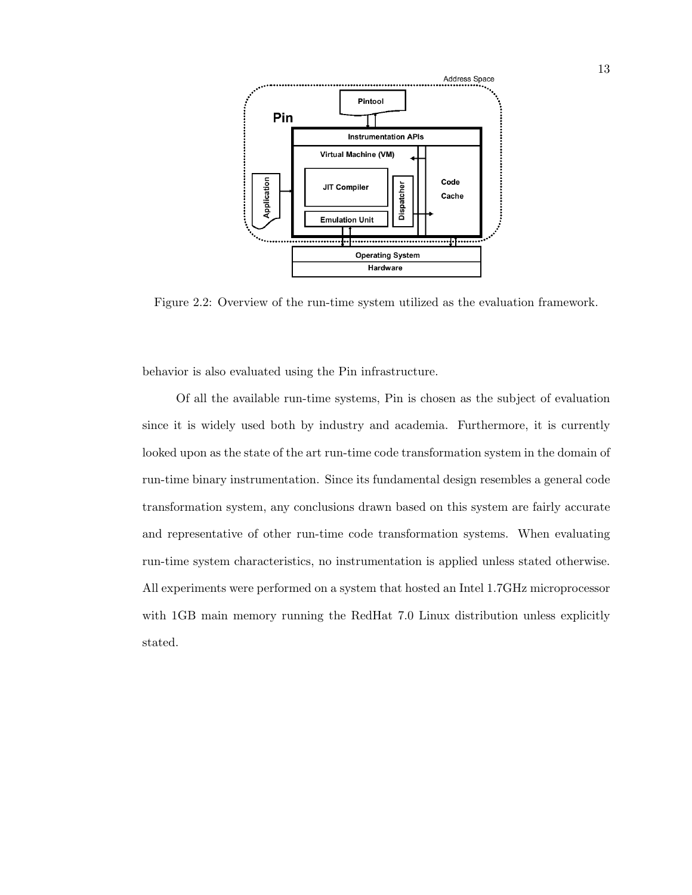Figure 2.2: Overview of the run-time system utilized as the evaluation framework.

behavior is also evaluated using the Pin infrastructure.

Of all the available run-time systems, Pin is chosen as the subject of evaluation since it is widely used both by industry and academia. Furthermore, it is currently looked upon as the state of the art run-time code transformation system in the domain of run-time binary instrumentation. Since its fundamental design resembles a general code transformation system, any conclusions drawn based on this system are fairly accurate and representative of other run-time code transformation systems. When evaluating run-time system characteristics, no instrumentation is applied unless stated otherwise. All experiments were performed on a system that hosted an Intel 1.7GHz microprocessor with 1GB main memory running the RedHat 7.0 Linux distribution unless explicitly stated.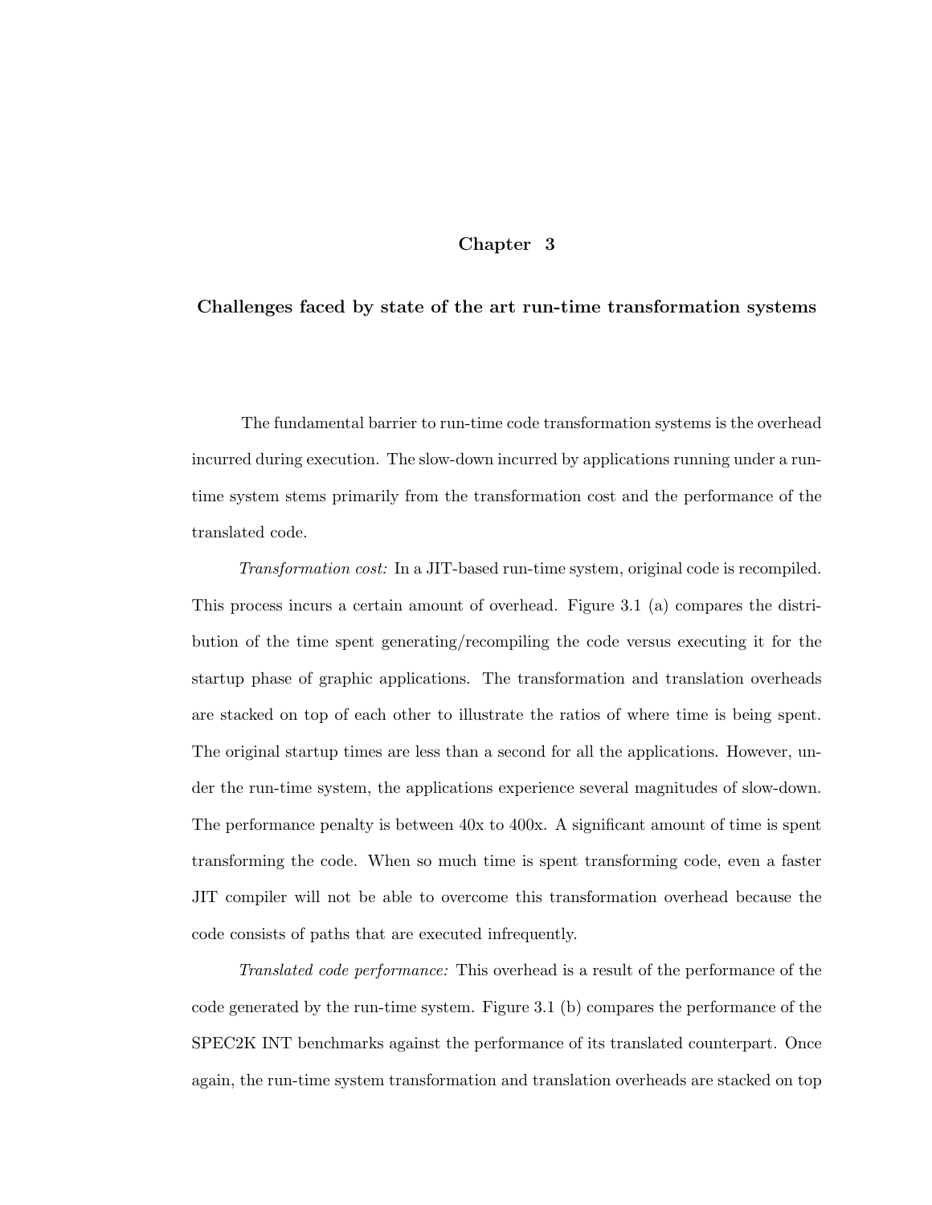# Chapter 3

## Challenges faced by state of the art run-time transformation systems

The fundamental barrier to run-time code transformation systems is the overhead incurred during execution. The slow-down incurred by applications running under a run-time system stems primarily from the transformation cost and the performance of the translated code.

*Transformation cost:* In a JIT-based run-time system, original code is recompiled. This process incurs a certain amount of overhead. Figure 3.1 (a) compares the distribution of the time spent generating/recompiling the code versus executing it for the startup phase of graphic applications. The transformation and translation overheads are stacked on top of each other to illustrate the ratios of where time is being spent. The original startup times are less than a second for all the applications. However, under the run-time system, the applications experience several magnitudes of slow-down. The performance penalty is between 40x to 400x. A significant amount of time is spent transforming the code. When so much time is spent transforming code, even a faster JIT compiler will not be able to overcome this transformation overhead because the code consists of paths that are executed infrequently.

*Translated code performance:* This overhead is a result of the performance of the code generated by the run-time system. Figure 3.1 (b) compares the performance of the SPEC2K INT benchmarks against the performance of its translated counterpart. Once again, the run-time system transformation and translation overheads are stacked on top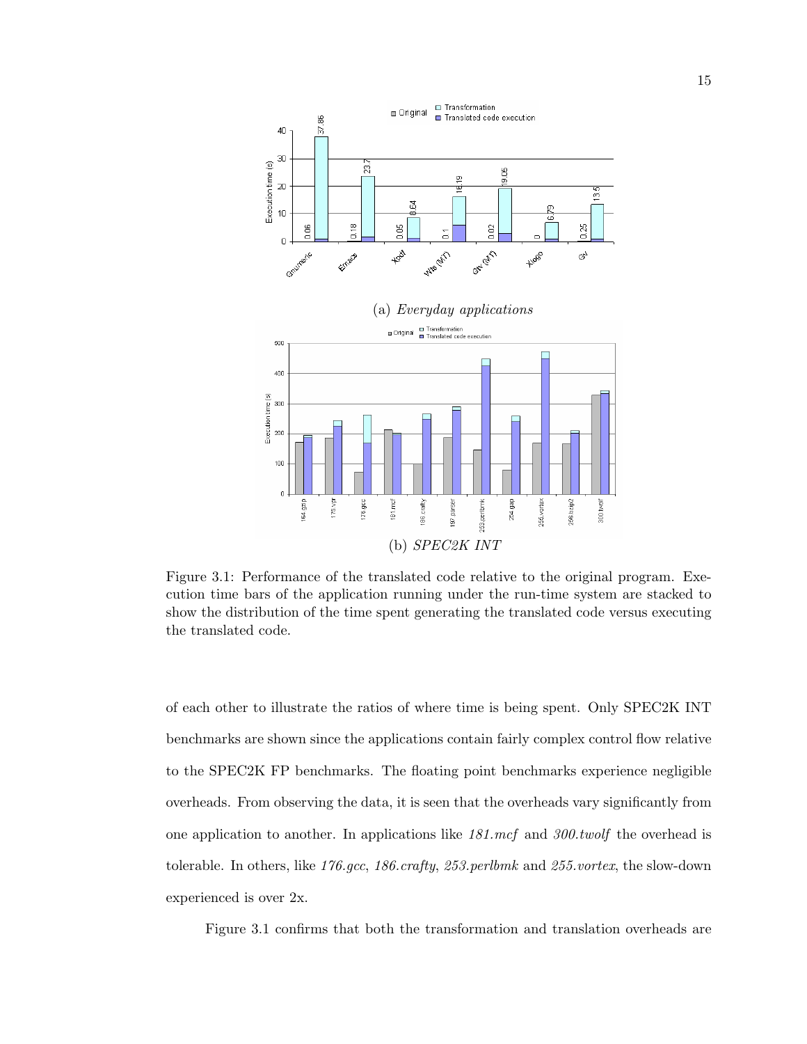(a) *Everyday applications*

(b) *SPEC2K INT*

Figure 3.1: Performance of the translated code relative to the original program. Execution time bars of the application running under the run-time system are stacked to show the distribution of the time spent generating the translated code versus executing the translated code.

of each other to illustrate the ratios of where time is being spent. Only SPEC2K INT benchmarks are shown since the applications contain fairly complex control flow relative to the SPEC2K FP benchmarks. The floating point benchmarks experience negligible overheads. From observing the data, it is seen that the overheads vary significantly from one application to another. In applications like *181.mcf* and *300.twolf* the overhead is tolerable. In others, like *176.gcc*, *186.crafty*, *253.perlbmk* and *255.vortex*, the slow-down experienced is over 2x.

Figure 3.1 confirms that both the transformation and translation overheads are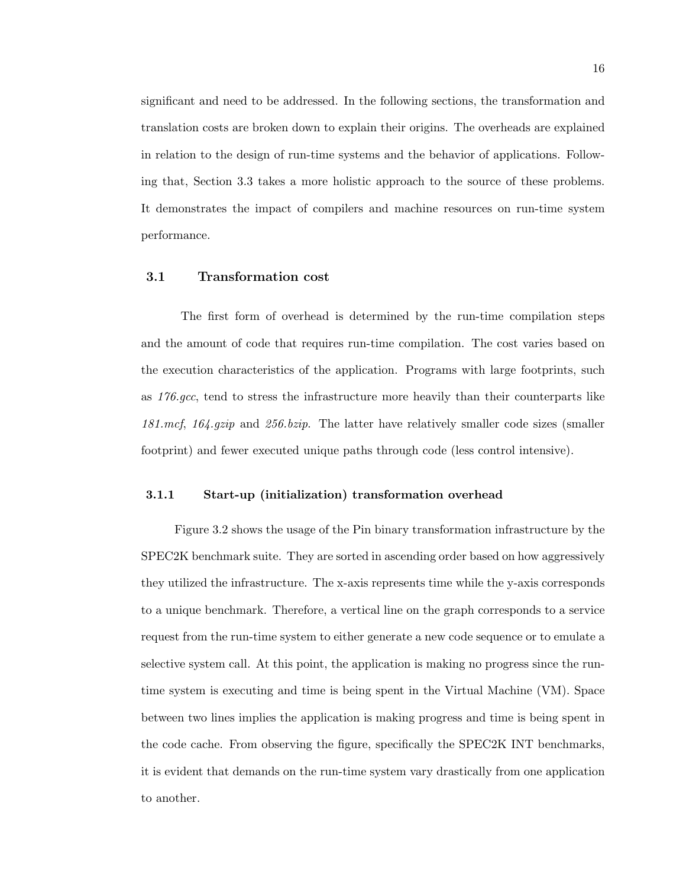significant and need to be addressed. In the following sections, the transformation and translation costs are broken down to explain their origins. The overheads are explained in relation to the design of run-time systems and the behavior of applications. Following that, Section 3.3 takes a more holistic approach to the source of these problems. It demonstrates the impact of compilers and machine resources on run-time system performance.

## 3.1 Transformation cost

The first form of overhead is determined by the run-time compilation steps and the amount of code that requires run-time compilation. The cost varies based on the execution characteristics of the application. Programs with large footprints, such as *176.gcc*, tend to stress the infrastructure more heavily than their counterparts like *181.mcf*, *164.gzip* and *256.bzip*. The latter have relatively smaller code sizes (smaller footprint) and fewer executed unique paths through code (less control intensive).

### 3.1.1 Start-up (initialization) transformation overhead

Figure 3.2 shows the usage of the Pin binary transformation infrastructure by the SPEC2K benchmark suite. They are sorted in ascending order based on how aggressively they utilized the infrastructure. The x-axis represents time while the y-axis corresponds to a unique benchmark. Therefore, a vertical line on the graph corresponds to a service request from the run-time system to either generate a new code sequence or to emulate a selective system call. At this point, the application is making no progress since the run-time system is executing and time is being spent in the Virtual Machine (VM). Space between two lines implies the application is making progress and time is being spent in the code cache. From observing the figure, specifically the SPEC2K INT benchmarks, it is evident that demands on the run-time system vary drastically from one application to another.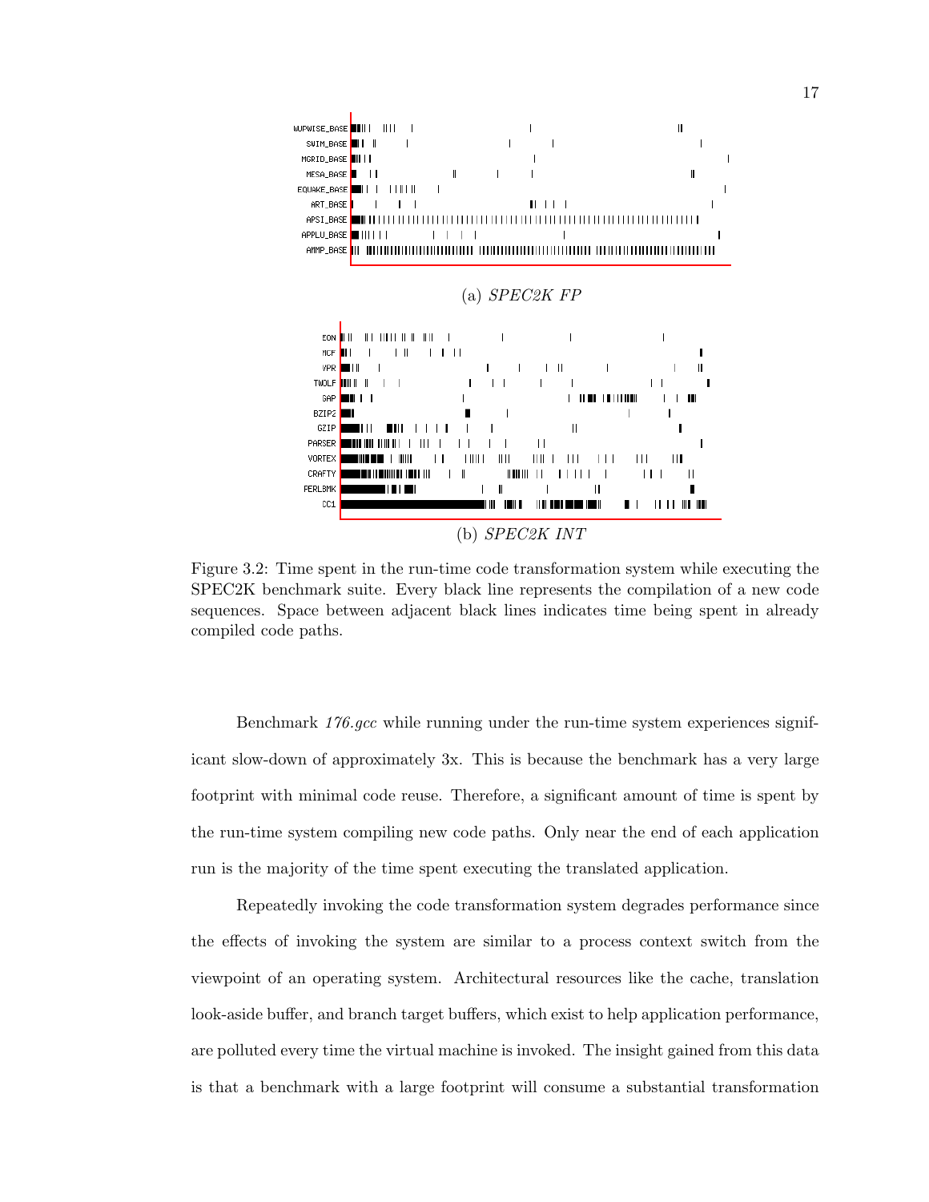(a) *SPEC2K FP*

(b) *SPEC2K INT*

Figure 3.2: Time spent in the run-time code transformation system while executing the SPEC2K benchmark suite. Every black line represents the compilation of a new code sequences. Space between adjacent black lines indicates time being spent in already compiled code paths.

Benchmark *176.gcc* while running under the run-time system experiences significant slow-down of approximately 3x. This is because the benchmark has a very large footprint with minimal code reuse. Therefore, a significant amount of time is spent by the run-time system compiling new code paths. Only near the end of each application run is the majority of the time spent executing the translated application.

Repeatedly invoking the code transformation system degrades performance since the effects of invoking the system are similar to a process context switch from the viewpoint of an operating system. Architectural resources like the cache, translation look-aside buffer, and branch target buffers, which exist to help application performance, are polluted every time the virtual machine is invoked. The insight gained from this data is that a benchmark with a large footprint will consume a substantial transformation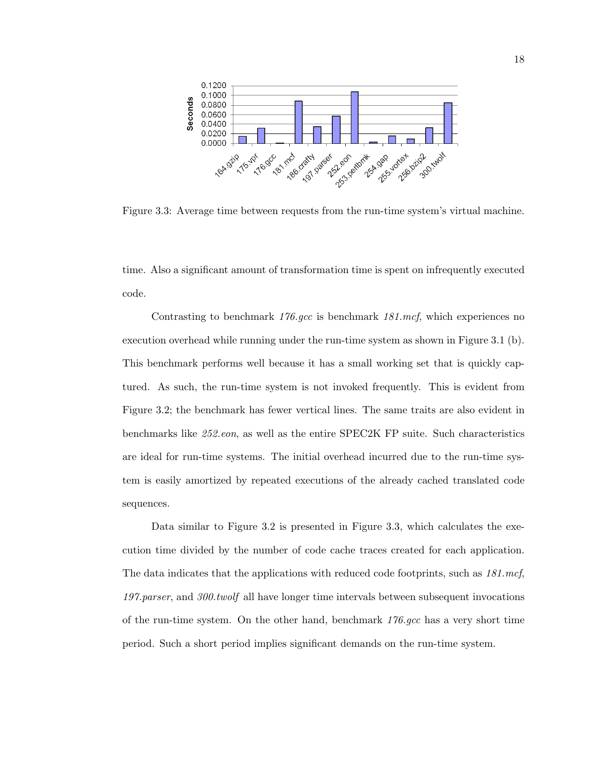Figure 3.3: Average time between requests from the run-time system's virtual machine.

time. Also a significant amount of transformation time is spent on infrequently executed code.

Contrasting to benchmark *176.gcc* is benchmark *181.mcf*, which experiences no execution overhead while running under the run-time system as shown in Figure 3.1 (b). This benchmark performs well because it has a small working set that is quickly captured. As such, the run-time system is not invoked frequently. This is evident from Figure 3.2; the benchmark has fewer vertical lines. The same traits are also evident in benchmarks like *252.eon*, as well as the entire SPEC2K FP suite. Such characteristics are ideal for run-time systems. The initial overhead incurred due to the run-time system is easily amortized by repeated executions of the already cached translated code sequences.

Data similar to Figure 3.2 is presented in Figure 3.3, which calculates the execution time divided by the number of code cache traces created for each application. The data indicates that the applications with reduced code footprints, such as *181.mcf*, *197.parser*, and *300.twolf* all have longer time intervals between subsequent invocations of the run-time system. On the other hand, benchmark *176.gcc* has a very short time period. Such a short period implies significant demands on the run-time system.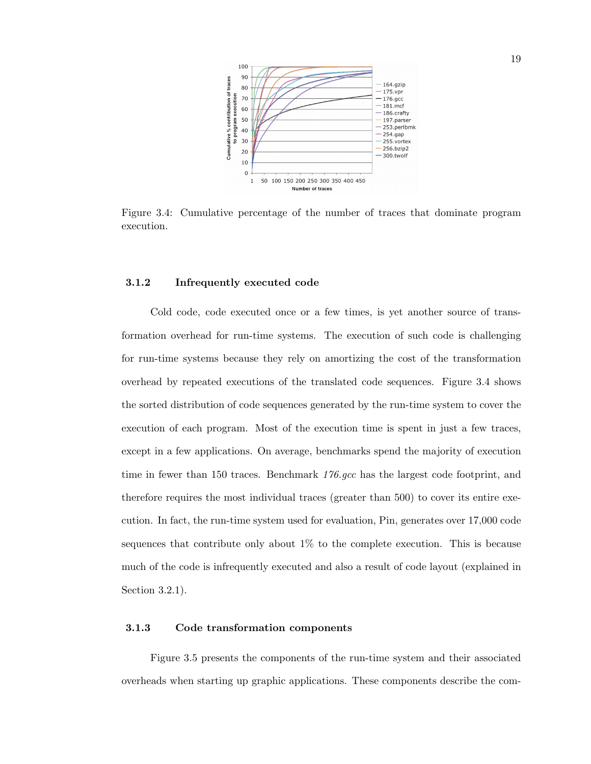Figure 3.4: Cumulative percentage of the number of traces that dominate program execution.

### 3.1.2 Infrequently executed code

Cold code, code executed once or a few times, is yet another source of transformation overhead for run-time systems. The execution of such code is challenging for run-time systems because they rely on amortizing the cost of the transformation overhead by repeated executions of the translated code sequences. Figure 3.4 shows the sorted distribution of code sequences generated by the run-time system to cover the execution of each program. Most of the execution time is spent in just a few traces, except in a few applications. On average, benchmarks spend the majority of execution time in fewer than 150 traces. Benchmark *176.gcc* has the largest code footprint, and therefore requires the most individual traces (greater than 500) to cover its entire execution. In fact, the run-time system used for evaluation, Pin, generates over 17,000 code sequences that contribute only about 1% to the complete execution. This is because much of the code is infrequently executed and also a result of code layout (explained in Section 3.2.1).

### 3.1.3 Code transformation components

Figure 3.5 presents the components of the run-time system and their associated overheads when starting up graphic applications. These components describe the com-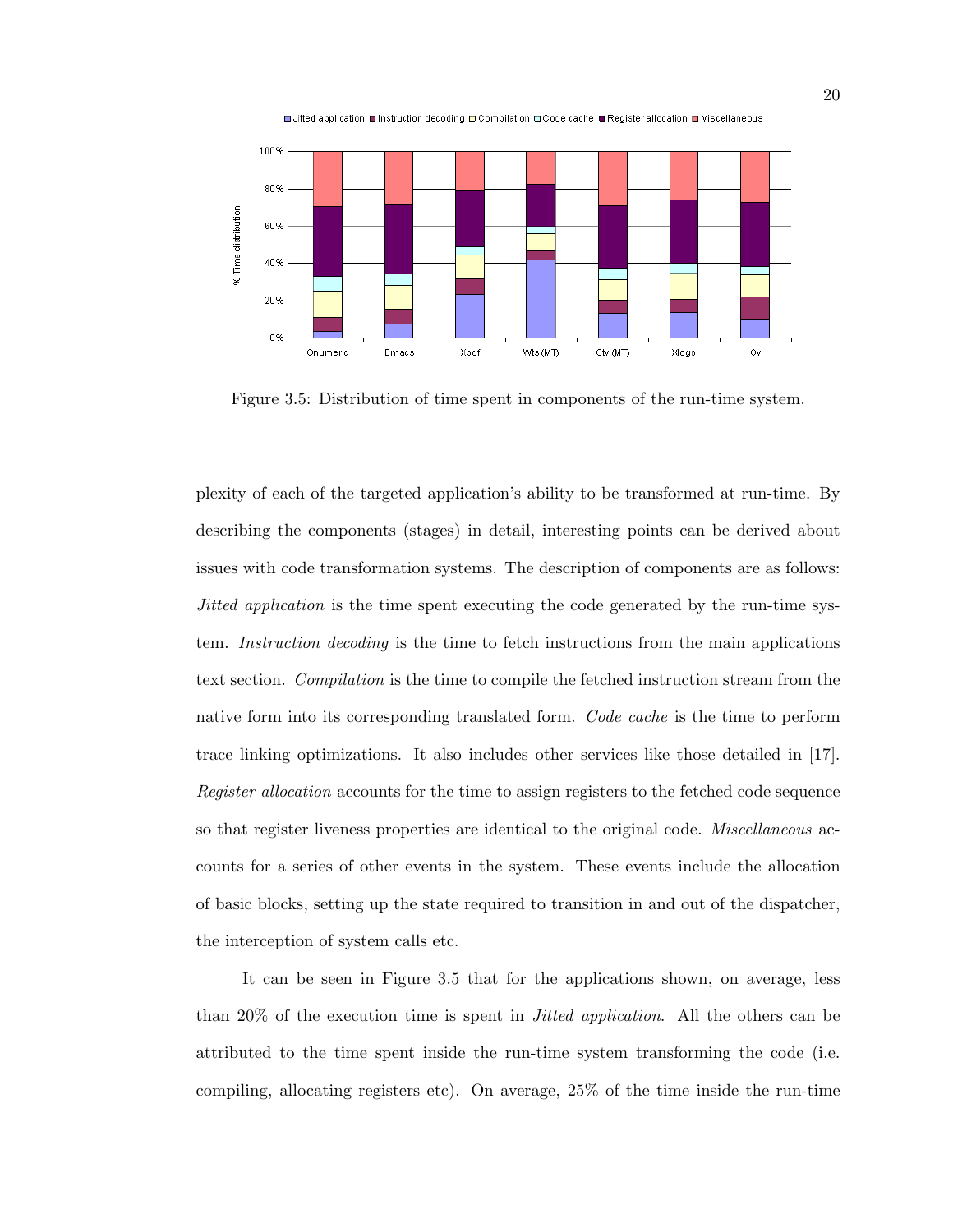Figure 3.5: Distribution of time spent in components of the run-time system.

plexity of each of the targeted application's ability to be transformed at run-time. By describing the components (stages) in detail, interesting points can be derived about issues with code transformation systems. The description of components are as follows: *Jitted application* is the time spent executing the code generated by the run-time system. *Instruction decoding* is the time to fetch instructions from the main applications text section. *Compilation* is the time to compile the fetched instruction stream from the native form into its corresponding translated form. *Code cache* is the time to perform trace linking optimizations. It also includes other services like those detailed in [17]. *Register allocation* accounts for the time to assign registers to the fetched code sequence so that register liveness properties are identical to the original code. *Miscellaneous* accounts for a series of other events in the system. These events include the allocation of basic blocks, setting up the state required to transition in and out of the dispatcher, the interception of system calls etc.

It can be seen in Figure 3.5 that for the applications shown, on average, less than 20% of the execution time is spent in *Jitted application*. All the others can be attributed to the time spent inside the run-time system transforming the code (i.e. compiling, allocating registers etc). On average, 25% of the time inside the run-time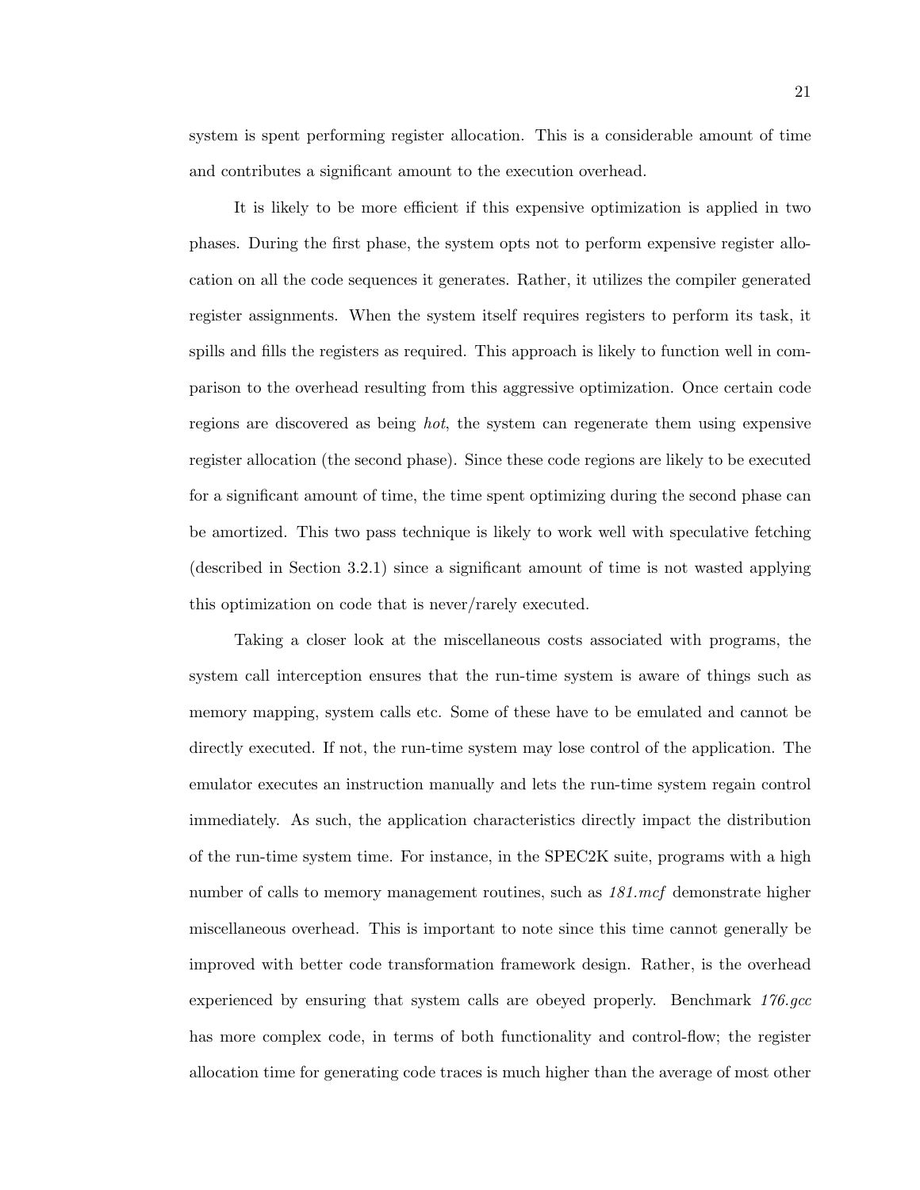system is spent performing register allocation. This is a considerable amount of time and contributes a significant amount to the execution overhead.

It is likely to be more efficient if this expensive optimization is applied in two phases. During the first phase, the system opts not to perform expensive register allocation on all the code sequences it generates. Rather, it utilizes the compiler generated register assignments. When the system itself requires registers to perform its task, it spills and fills the registers as required. This approach is likely to function well in comparison to the overhead resulting from this aggressive optimization. Once certain code regions are discovered as being *hot*, the system can regenerate them using expensive register allocation (the second phase). Since these code regions are likely to be executed for a significant amount of time, the time spent optimizing during the second phase can be amortized. This two pass technique is likely to work well with speculative fetching (described in Section 3.2.1) since a significant amount of time is not wasted applying this optimization on code that is never/rarely executed.

Taking a closer look at the miscellaneous costs associated with programs, the system call interception ensures that the run-time system is aware of things such as memory mapping, system calls etc. Some of these have to be emulated and cannot be directly executed. If not, the run-time system may lose control of the application. The emulator executes an instruction manually and lets the run-time system regain control immediately. As such, the application characteristics directly impact the distribution of the run-time system time. For instance, in the SPEC2K suite, programs with a high number of calls to memory management routines, such as *181.mcf* demonstrate higher miscellaneous overhead. This is important to note since this time cannot generally be improved with better code transformation framework design. Rather, is the overhead experienced by ensuring that system calls are obeyed properly. Benchmark *176.gcc* has more complex code, in terms of both functionality and control-flow; the register allocation time for generating code traces is much higher than the average of most other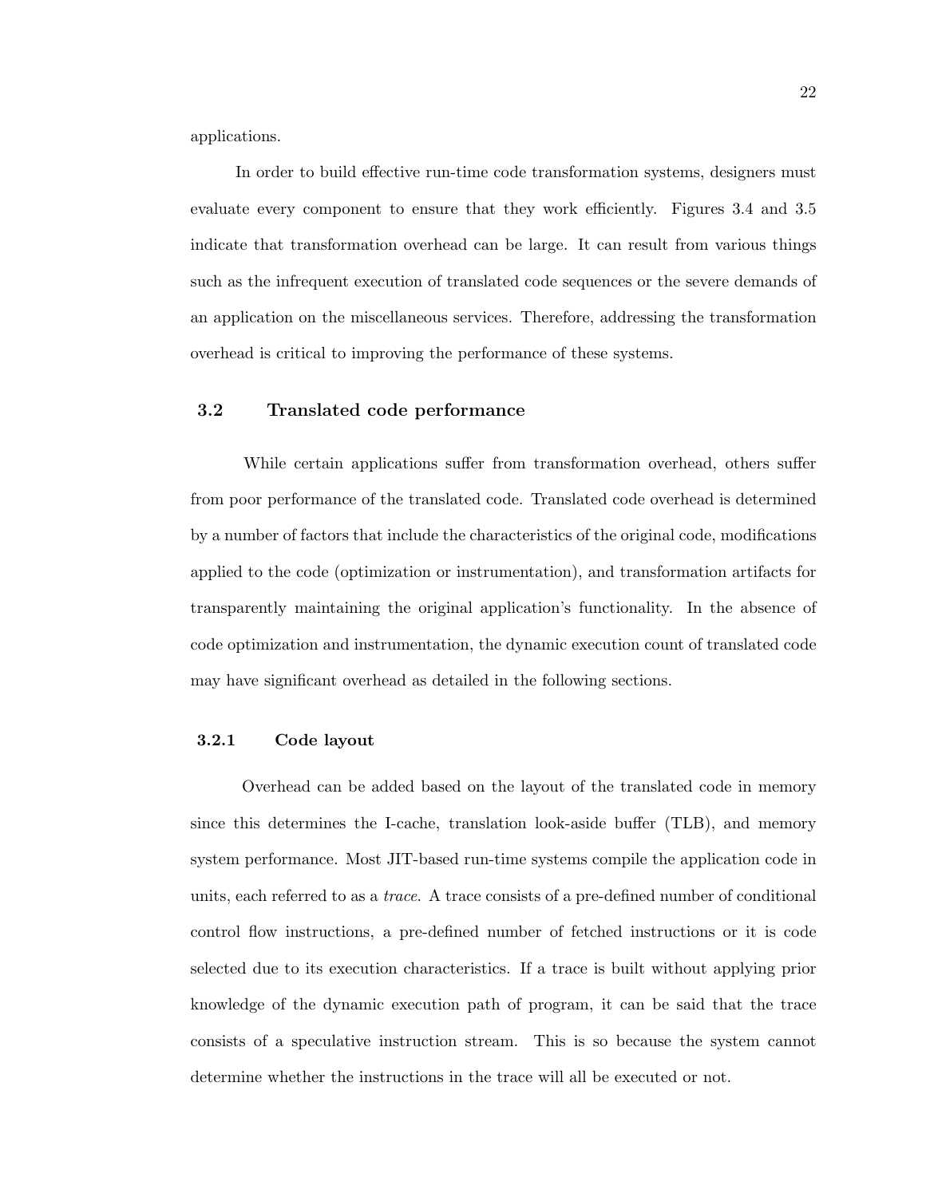applications.

In order to build effective run-time code transformation systems, designers must evaluate every component to ensure that they work efficiently. Figures 3.4 and 3.5 indicate that transformation overhead can be large. It can result from various things such as the infrequent execution of translated code sequences or the severe demands of an application on the miscellaneous services. Therefore, addressing the transformation overhead is critical to improving the performance of these systems.

## 3.2 Translated code performance

While certain applications suffer from transformation overhead, others suffer from poor performance of the translated code. Translated code overhead is determined by a number of factors that include the characteristics of the original code, modifications applied to the code (optimization or instrumentation), and transformation artifacts for transparently maintaining the original application's functionality. In the absence of code optimization and instrumentation, the dynamic execution count of translated code may have significant overhead as detailed in the following sections.

### 3.2.1 Code layout

Overhead can be added based on the layout of the translated code in memory since this determines the I-cache, translation look-aside buffer (TLB), and memory system performance. Most JIT-based run-time systems compile the application code in units, each referred to as a *trace*. A trace consists of a pre-defined number of conditional control flow instructions, a pre-defined number of fetched instructions or it is code selected due to its execution characteristics. If a trace is built without applying prior knowledge of the dynamic execution path of program, it can be said that the trace consists of a speculative instruction stream. This is so because the system cannot determine whether the instructions in the trace will all be executed or not.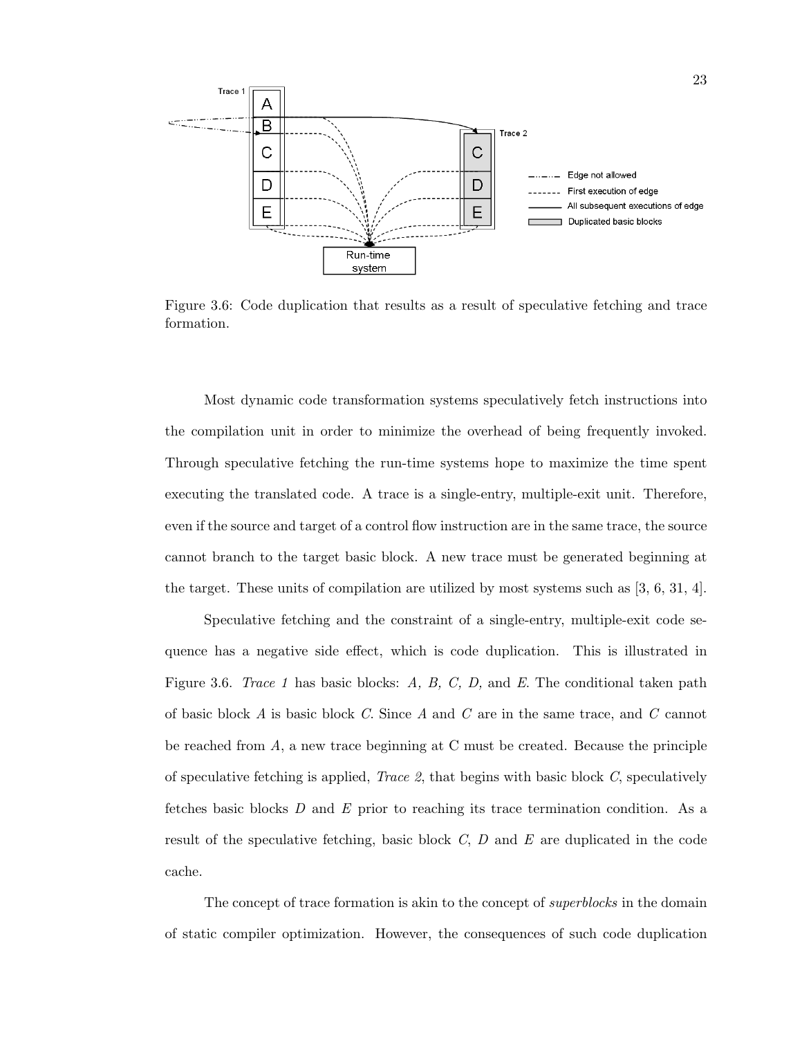Figure 3.6: Code duplication that results as a result of speculative fetching and trace formation.

Most dynamic code transformation systems speculatively fetch instructions into the compilation unit in order to minimize the overhead of being frequently invoked. Through speculative fetching the run-time systems hope to maximize the time spent executing the translated code. A trace is a single-entry, multiple-exit unit. Therefore, even if the source and target of a control flow instruction are in the same trace, the source cannot branch to the target basic block. A new trace must be generated beginning at the target. These units of compilation are utilized by most systems such as [3, 6, 31, 4].

Speculative fetching and the constraint of a single-entry, multiple-exit code sequence has a negative side effect, which is code duplication. This is illustrated in Figure 3.6. *Trace 1* has basic blocks: *A, B, C, D,* and *E*. The conditional taken path of basic block *A* is basic block *C*. Since *A* and *C* are in the same trace, and *C* cannot be reached from *A*, a new trace beginning at C must be created. Because the principle of speculative fetching is applied, *Trace 2*, that begins with basic block *C*, speculatively fetches basic blocks *D* and *E* prior to reaching its trace termination condition. As a result of the speculative fetching, basic block *C*, *D* and *E* are duplicated in the code cache.

The concept of trace formation is akin to the concept of *superblocks* in the domain of static compiler optimization. However, the consequences of such code duplication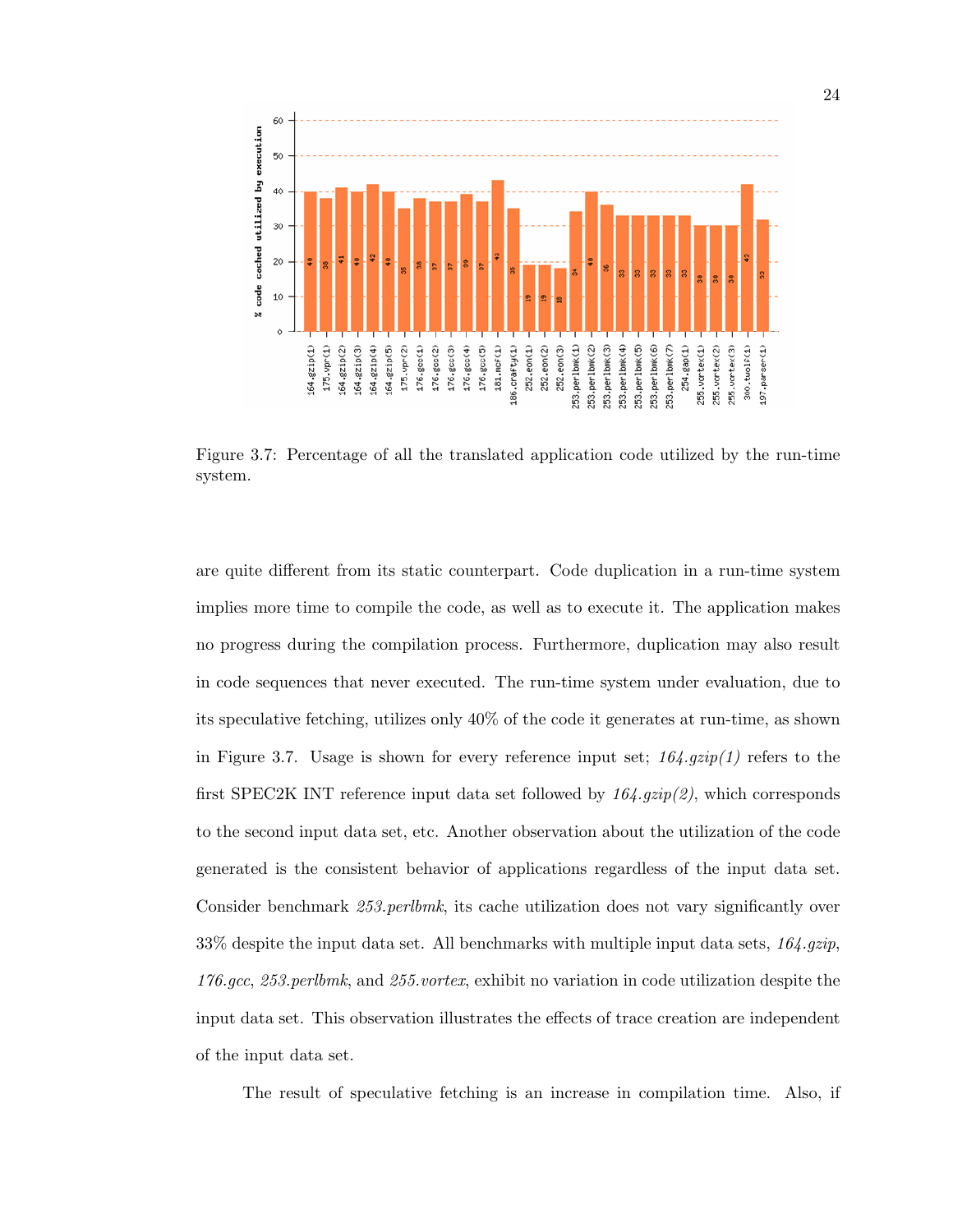Figure 3.7: Percentage of all the translated application code utilized by the run-time system.

are quite different from its static counterpart. Code duplication in a run-time system implies more time to compile the code, as well as to execute it. The application makes no progress during the compilation process. Furthermore, duplication may also result in code sequences that never executed. The run-time system under evaluation, due to its speculative fetching, utilizes only 40% of the code it generates at run-time, as shown in Figure 3.7. Usage is shown for every reference input set; *164.gzip(1)* refers to the first SPEC2K INT reference input data set followed by *164.gzip(2)*, which corresponds to the second input data set, etc. Another observation about the utilization of the code generated is the consistent behavior of applications regardless of the input data set. Consider benchmark *253.perlbmk*, its cache utilization does not vary significantly over 33% despite the input data set. All benchmarks with multiple input data sets, *164.gzip*, *176.gcc*, *253.perlbmk*, and *255.vortex*, exhibit no variation in code utilization despite the input data set. This observation illustrates the effects of trace creation are independent of the input data set.

The result of speculative fetching is an increase in compilation time. Also, if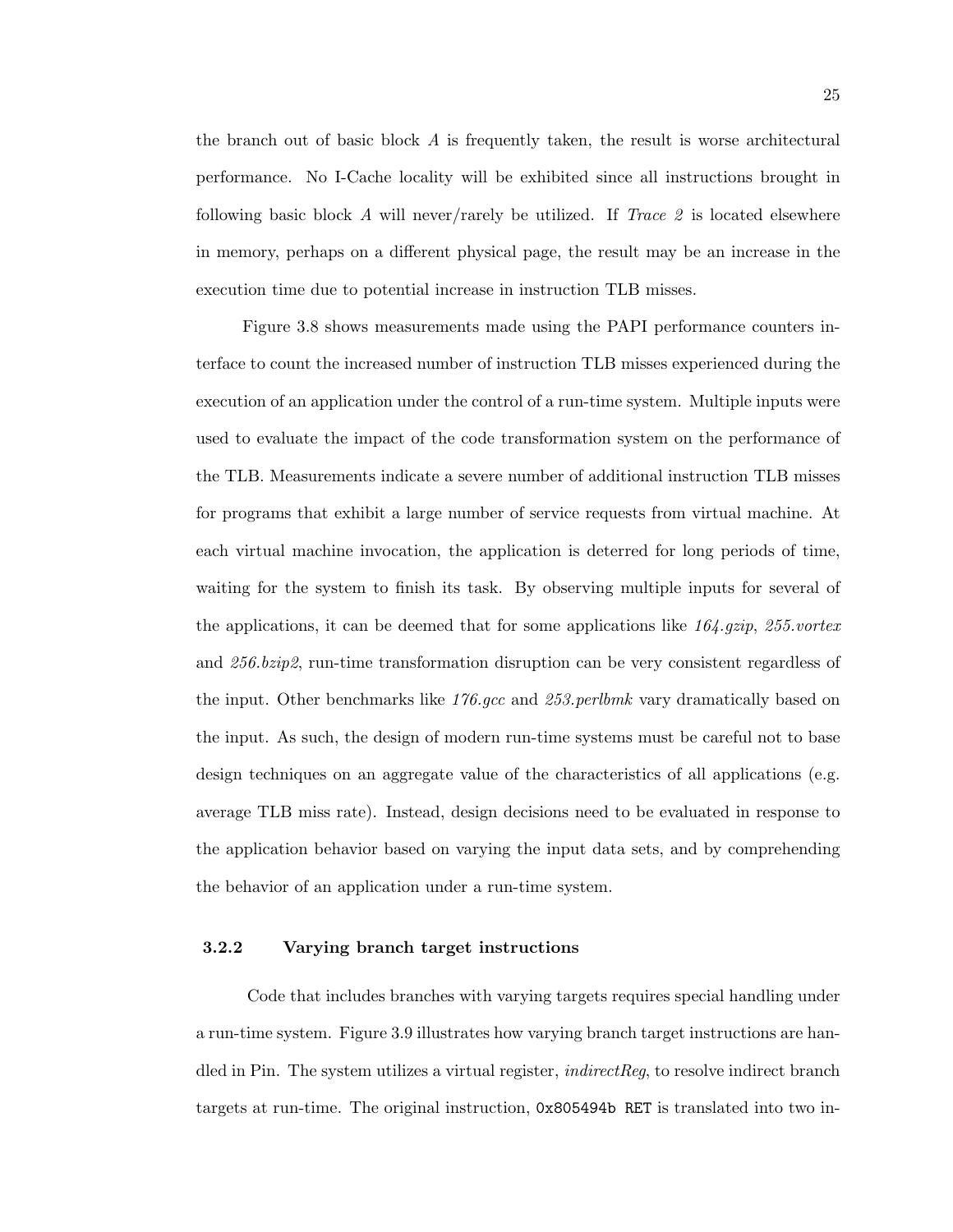the branch out of basic block $A$ is frequently taken, the result is worse architectural performance. No I-Cache locality will be exhibited since all instructions brought in following basic block $A$ will never/rarely be utilized. If *Trace 2* is located elsewhere in memory, perhaps on a different physical page, the result may be an increase in the execution time due to potential increase in instruction TLB misses.

Figure 3.8 shows measurements made using the PAPI performance counters interface to count the increased number of instruction TLB misses experienced during the execution of an application under the control of a run-time system. Multiple inputs were used to evaluate the impact of the code transformation system on the performance of the TLB. Measurements indicate a severe number of additional instruction TLB misses for programs that exhibit a large number of service requests from virtual machine. At each virtual machine invocation, the application is deterred for long periods of time, waiting for the system to finish its task. By observing multiple inputs for several of the applications, it can be deemed that for some applications like *164.gzip*, *255.vortex* and *256.bzip2*, run-time transformation disruption can be very consistent regardless of the input. Other benchmarks like *176.gcc* and *253.perlbmk* vary dramatically based on the input. As such, the design of modern run-time systems must be careful not to base design techniques on an aggregate value of the characteristics of all applications (e.g. average TLB miss rate). Instead, design decisions need to be evaluated in response to the application behavior based on varying the input data sets, and by comprehending the behavior of an application under a run-time system.

### 3.2.2 Varying branch target instructions

Code that includes branches with varying targets requires special handling under a run-time system. Figure 3.9 illustrates how varying branch target instructions are handled in Pin. The system utilizes a virtual register, *indirectReg*, to resolve indirect branch targets at run-time. The original instruction, `0x805494b RET` is translated into two in-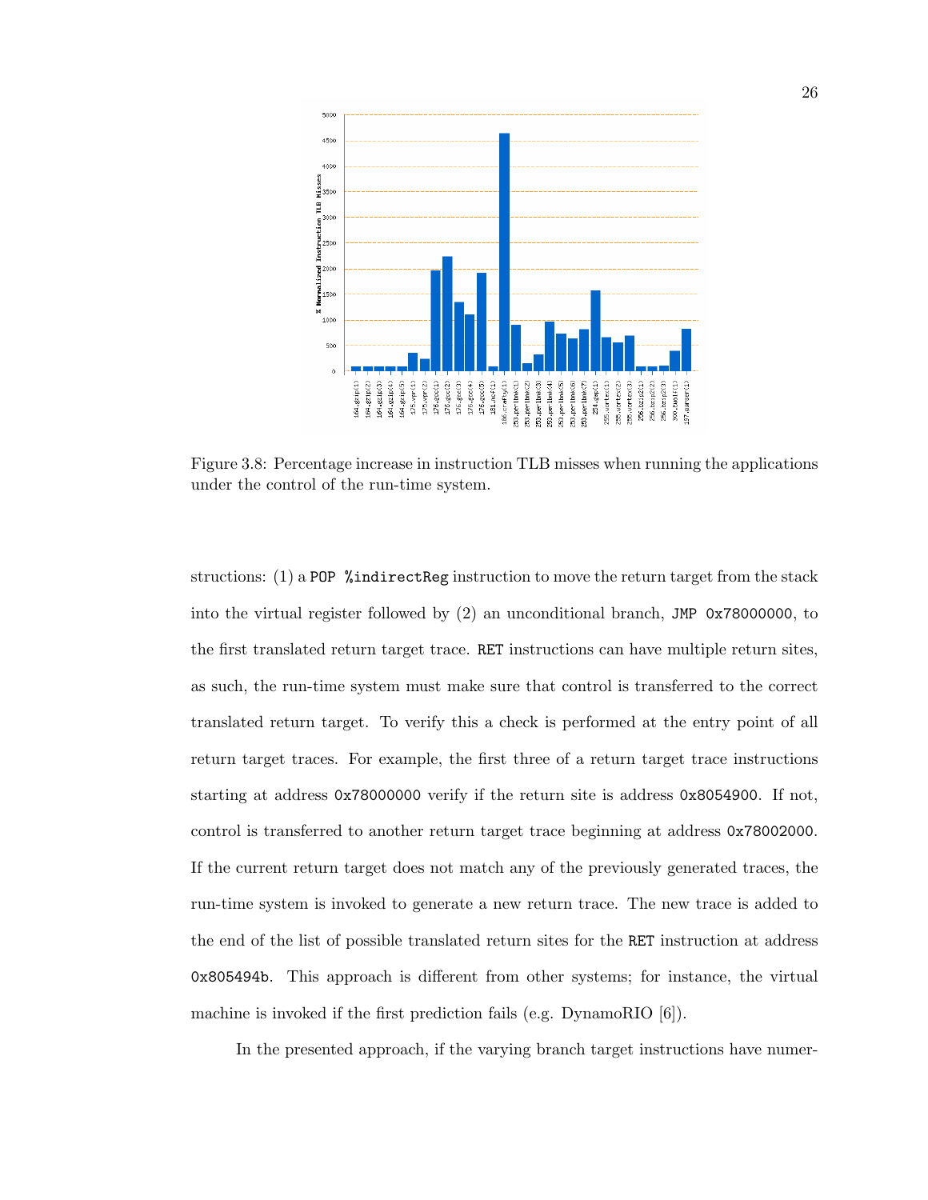Figure 3.8: Percentage increase in instruction TLB misses when running the applications under the control of the run-time system.

structions: (1) a `POP %indirectReg` instruction to move the return target from the stack into the virtual register followed by (2) an unconditional branch, `JMP 0x78000000`, to the first translated return target trace. `RET` instructions can have multiple return sites, as such, the run-time system must make sure that control is transferred to the correct translated return target. To verify this a check is performed at the entry point of all return target traces. For example, the first three of a return target trace instructions starting at address `0x78000000` verify if the return site is address `0x8054900`. If not, control is transferred to another return target trace beginning at address `0x78002000`. If the current return target does not match any of the previously generated traces, the run-time system is invoked to generate a new return trace. The new trace is added to the end of the list of possible translated return sites for the `RET` instruction at address `0x805494b`. This approach is different from other systems; for instance, the virtual machine is invoked if the first prediction fails (e.g. DynamoRIO [6]).

In the presented approach, if the varying branch target instructions have numer-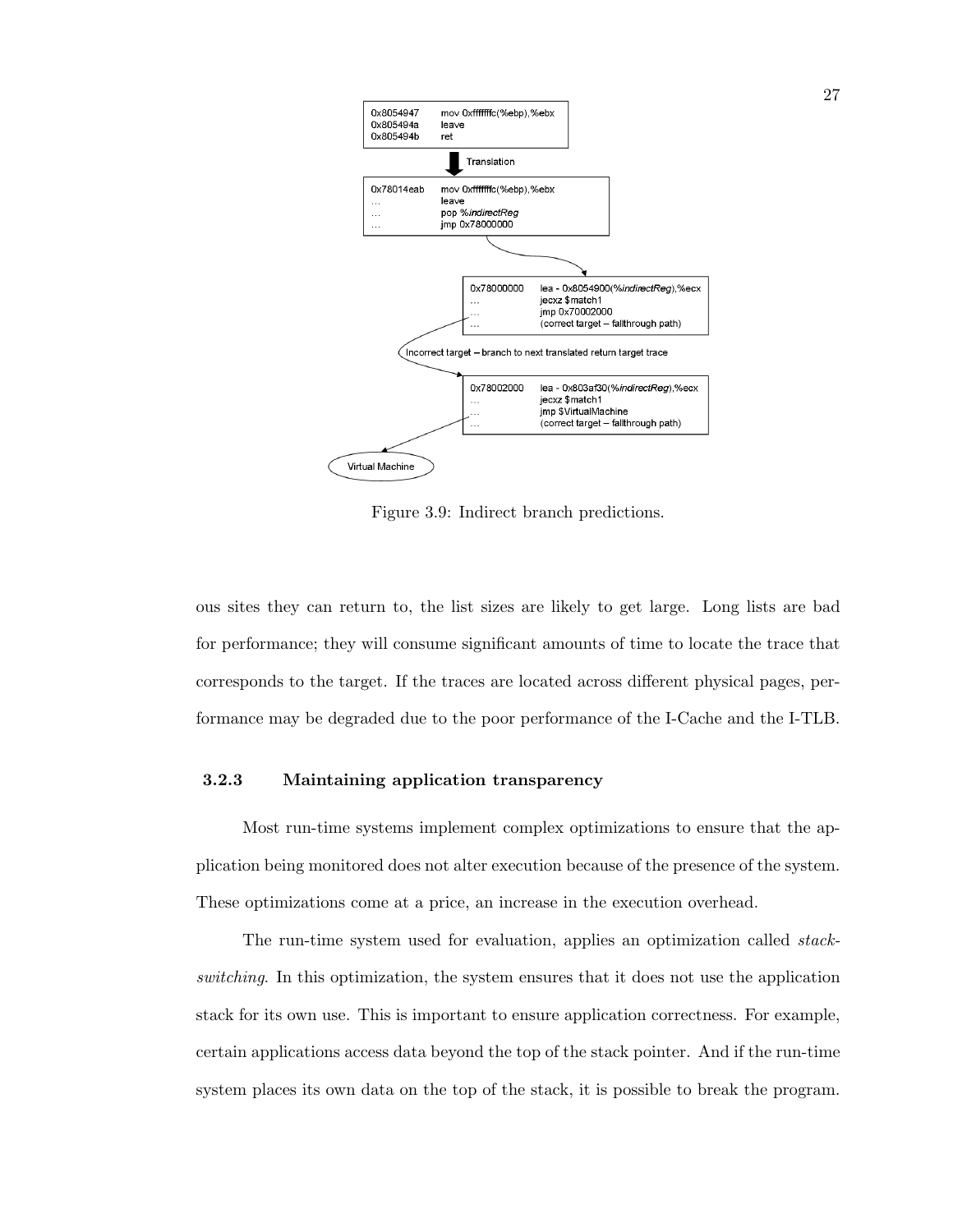```
0x8054947    mov 0xfffffffc(%ebp),%ebx
0x805494a    leave
0x805494b    ret
```

Translation

```
0x78014eab   mov 0xfffffffc(%ebp),%ebx
...          leave
...          pop %indirectReg
...          jmp 0x78000000
```

```
0x78000000   lea - 0x8054900(%indirectReg),%ecx
...          jecxz $match1
...          jmp 0x70002000
...          (correct target – fallthrough path)
```

Incorrect target – branch to next translated return target trace

```
0x78002000   lea - 0x803af30(%indirectReg),%ecx
...          jecxz $match1
...          jmp $VirtualMachine
...          (correct target – fallthrough path)
```

Virtual Machine

Figure 3.9: Indirect branch predictions.

ous sites they can return to, the list sizes are likely to get large. Long lists are bad for performance; they will consume significant amounts of time to locate the trace that corresponds to the target. If the traces are located across different physical pages, performance may be degraded due to the poor performance of the I-Cache and the I-TLB.

### 3.2.3 Maintaining application transparency

Most run-time systems implement complex optimizations to ensure that the application being monitored does not alter execution because of the presence of the system. These optimizations come at a price, an increase in the execution overhead.

The run-time system used for evaluation, applies an optimization called *stack-switching*. In this optimization, the system ensures that it does not use the application stack for its own use. This is important to ensure application correctness. For example, certain applications access data beyond the top of the stack pointer. And if the run-time system places its own data on the top of the stack, it is possible to break the program.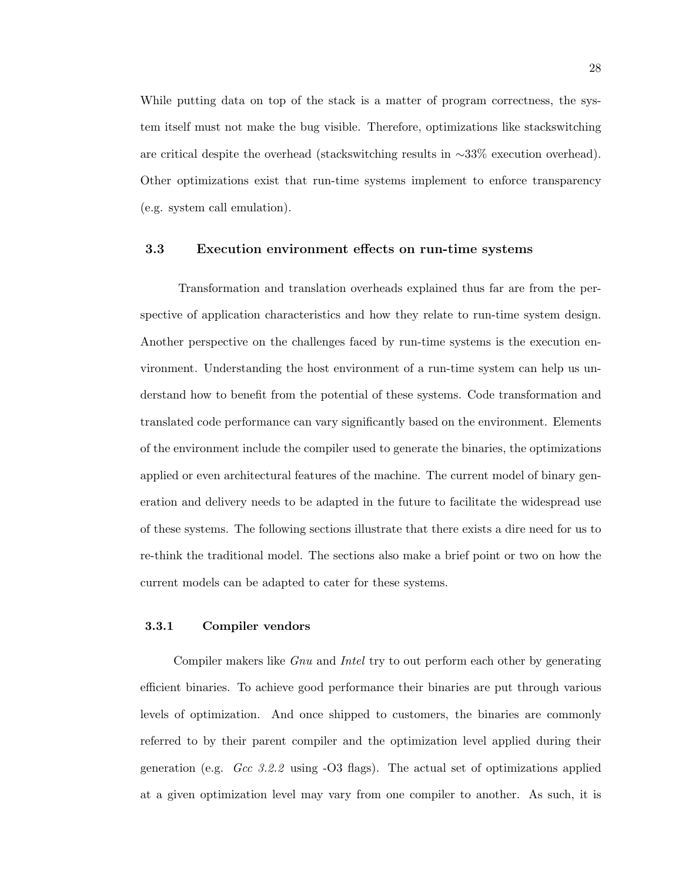While putting data on top of the stack is a matter of program correctness, the system itself must not make the bug visible. Therefore, optimizations like stackswitching are critical despite the overhead (stackswitching results in ∼33% execution overhead). Other optimizations exist that run-time systems implement to enforce transparency (e.g. system call emulation).

## 3.3 Execution environment effects on run-time systems

Transformation and translation overheads explained thus far are from the perspective of application characteristics and how they relate to run-time system design. Another perspective on the challenges faced by run-time systems is the execution environment. Understanding the host environment of a run-time system can help us understand how to benefit from the potential of these systems. Code transformation and translated code performance can vary significantly based on the environment. Elements of the environment include the compiler used to generate the binaries, the optimizations applied or even architectural features of the machine. The current model of binary generation and delivery needs to be adapted in the future to facilitate the widespread use of these systems. The following sections illustrate that there exists a dire need for us to re-think the traditional model. The sections also make a brief point or two on how the current models can be adapted to cater for these systems.

### 3.3.1 Compiler vendors

Compiler makers like *Gnu* and *Intel* try to out perform each other by generating efficient binaries. To achieve good performance their binaries are put through various levels of optimization. And once shipped to customers, the binaries are commonly referred to by their parent compiler and the optimization level applied during their generation (e.g. *Gcc 3.2.2* using -O3 flags). The actual set of optimizations applied at a given optimization level may vary from one compiler to another. As such, it is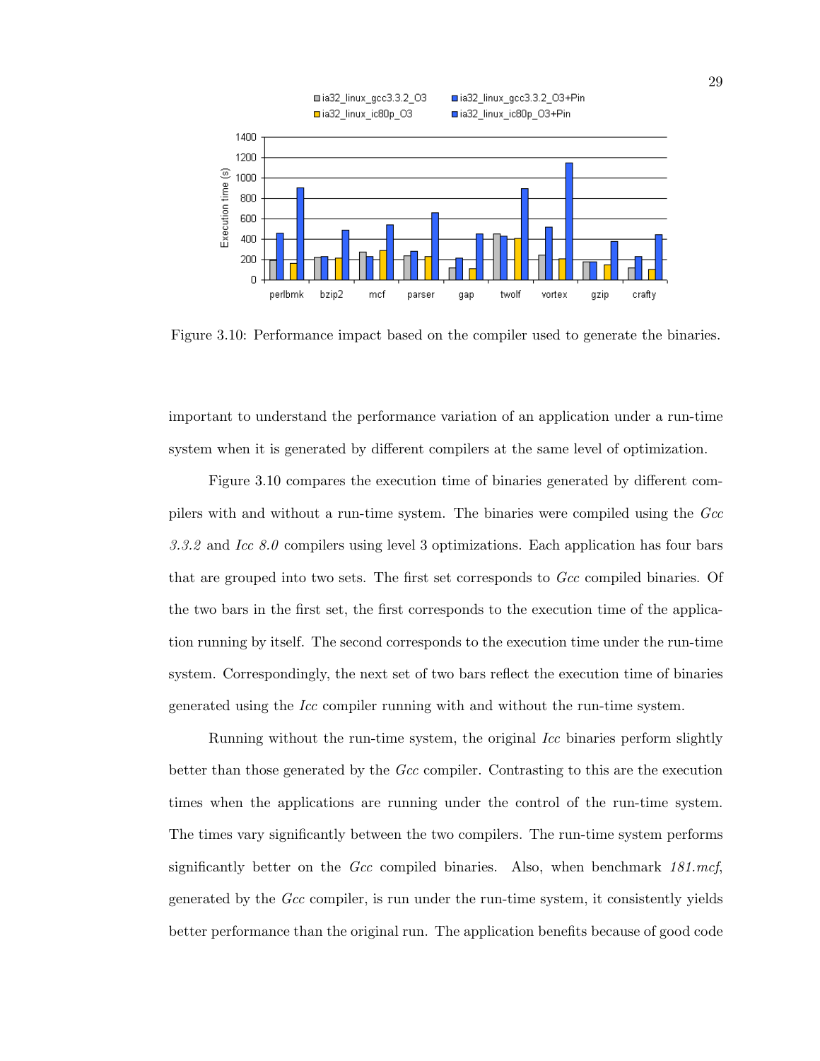Figure 3.10: Performance impact based on the compiler used to generate the binaries.

important to understand the performance variation of an application under a run-time system when it is generated by different compilers at the same level of optimization.

Figure 3.10 compares the execution time of binaries generated by different compilers with and without a run-time system. The binaries were compiled using the *Gcc 3.3.2* and *Icc 8.0* compilers using level 3 optimizations. Each application has four bars that are grouped into two sets. The first set corresponds to *Gcc* compiled binaries. Of the two bars in the first set, the first corresponds to the execution time of the application running by itself. The second corresponds to the execution time under the run-time system. Correspondingly, the next set of two bars reflect the execution time of binaries generated using the *Icc* compiler running with and without the run-time system.

Running without the run-time system, the original *Icc* binaries perform slightly better than those generated by the *Gcc* compiler. Contrasting to this are the execution times when the applications are running under the control of the run-time system. The times vary significantly between the two compilers. The run-time system performs significantly better on the *Gcc* compiled binaries. Also, when benchmark *181.mcf*, generated by the *Gcc* compiler, is run under the run-time system, it consistently yields better performance than the original run. The application benefits because of good code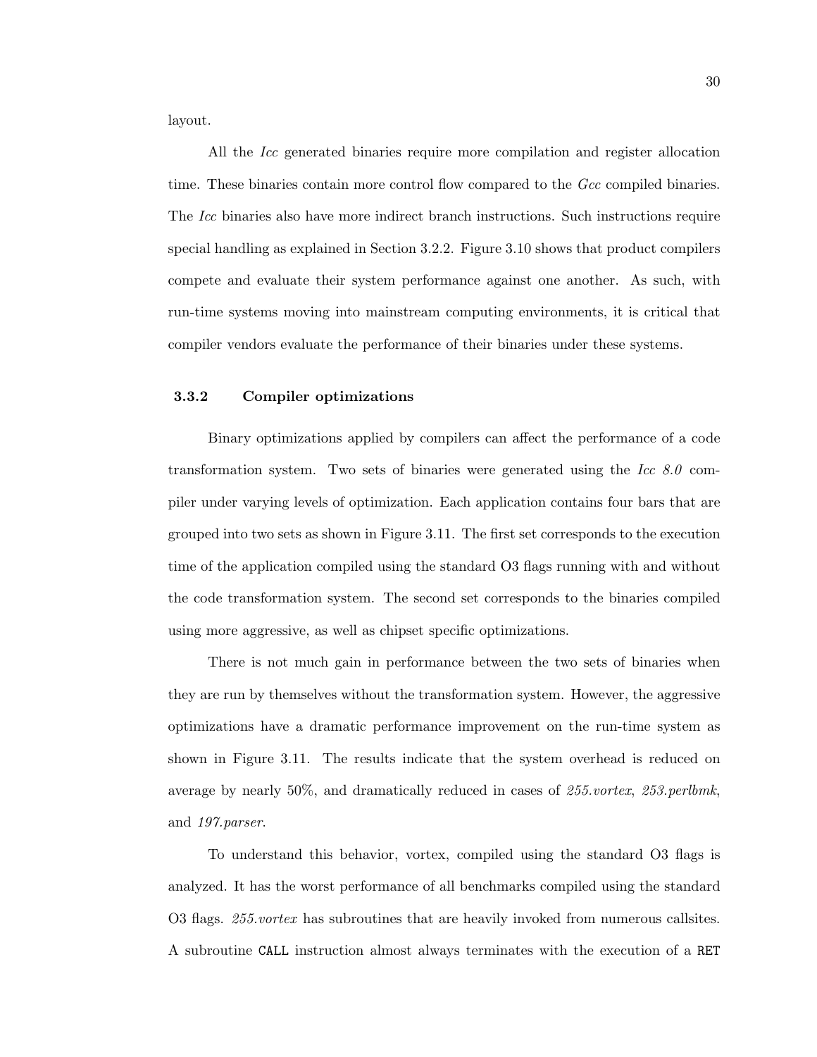layout.

All the *Icc* generated binaries require more compilation and register allocation time. These binaries contain more control flow compared to the *Gcc* compiled binaries. The *Icc* binaries also have more indirect branch instructions. Such instructions require special handling as explained in Section 3.2.2. Figure 3.10 shows that product compilers compete and evaluate their system performance against one another. As such, with run-time systems moving into mainstream computing environments, it is critical that compiler vendors evaluate the performance of their binaries under these systems.

### 3.3.2 Compiler optimizations

Binary optimizations applied by compilers can affect the performance of a code transformation system. Two sets of binaries were generated using the *Icc 8.0* compiler under varying levels of optimization. Each application contains four bars that are grouped into two sets as shown in Figure 3.11. The first set corresponds to the execution time of the application compiled using the standard O3 flags running with and without the code transformation system. The second set corresponds to the binaries compiled using more aggressive, as well as chipset specific optimizations.

There is not much gain in performance between the two sets of binaries when they are run by themselves without the transformation system. However, the aggressive optimizations have a dramatic performance improvement on the run-time system as shown in Figure 3.11. The results indicate that the system overhead is reduced on average by nearly 50%, and dramatically reduced in cases of *255.vortex*, *253.perlbmk*, and *197.parser*.

To understand this behavior, vortex, compiled using the standard O3 flags is analyzed. It has the worst performance of all benchmarks compiled using the standard O3 flags. *255.vortex* has subroutines that are heavily invoked from numerous callsites. A subroutine `CALL` instruction almost always terminates with the execution of a `RET`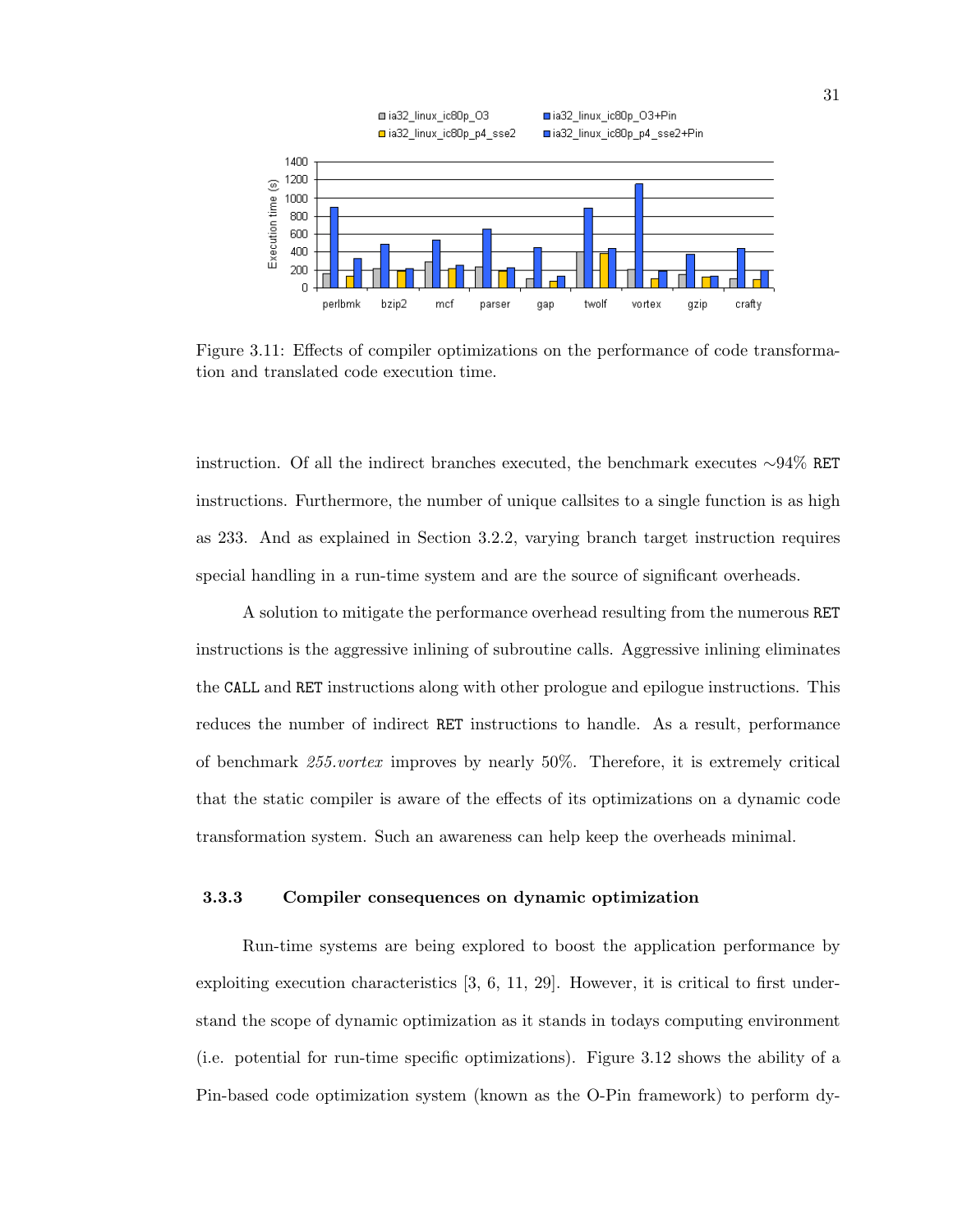Figure 3.11: Effects of compiler optimizations on the performance of code transformation and translated code execution time.

instruction. Of all the indirect branches executed, the benchmark executes ∼94% `RET` instructions. Furthermore, the number of unique callsites to a single function is as high as 233. And as explained in Section 3.2.2, varying branch target instruction requires special handling in a run-time system and are the source of significant overheads.

A solution to mitigate the performance overhead resulting from the numerous `RET` instructions is the aggressive inlining of subroutine calls. Aggressive inlining eliminates the `CALL` and `RET` instructions along with other prologue and epilogue instructions. This reduces the number of indirect `RET` instructions to handle. As a result, performance of benchmark *255.vortex* improves by nearly 50%. Therefore, it is extremely critical that the static compiler is aware of the effects of its optimizations on a dynamic code transformation system. Such an awareness can help keep the overheads minimal.

### 3.3.3 Compiler consequences on dynamic optimization

Run-time systems are being explored to boost the application performance by exploiting execution characteristics [3, 6, 11, 29]. However, it is critical to first understand the scope of dynamic optimization as it stands in todays computing environment (i.e. potential for run-time specific optimizations). Figure 3.12 shows the ability of a Pin-based code optimization system (known as the O-Pin framework) to perform dy-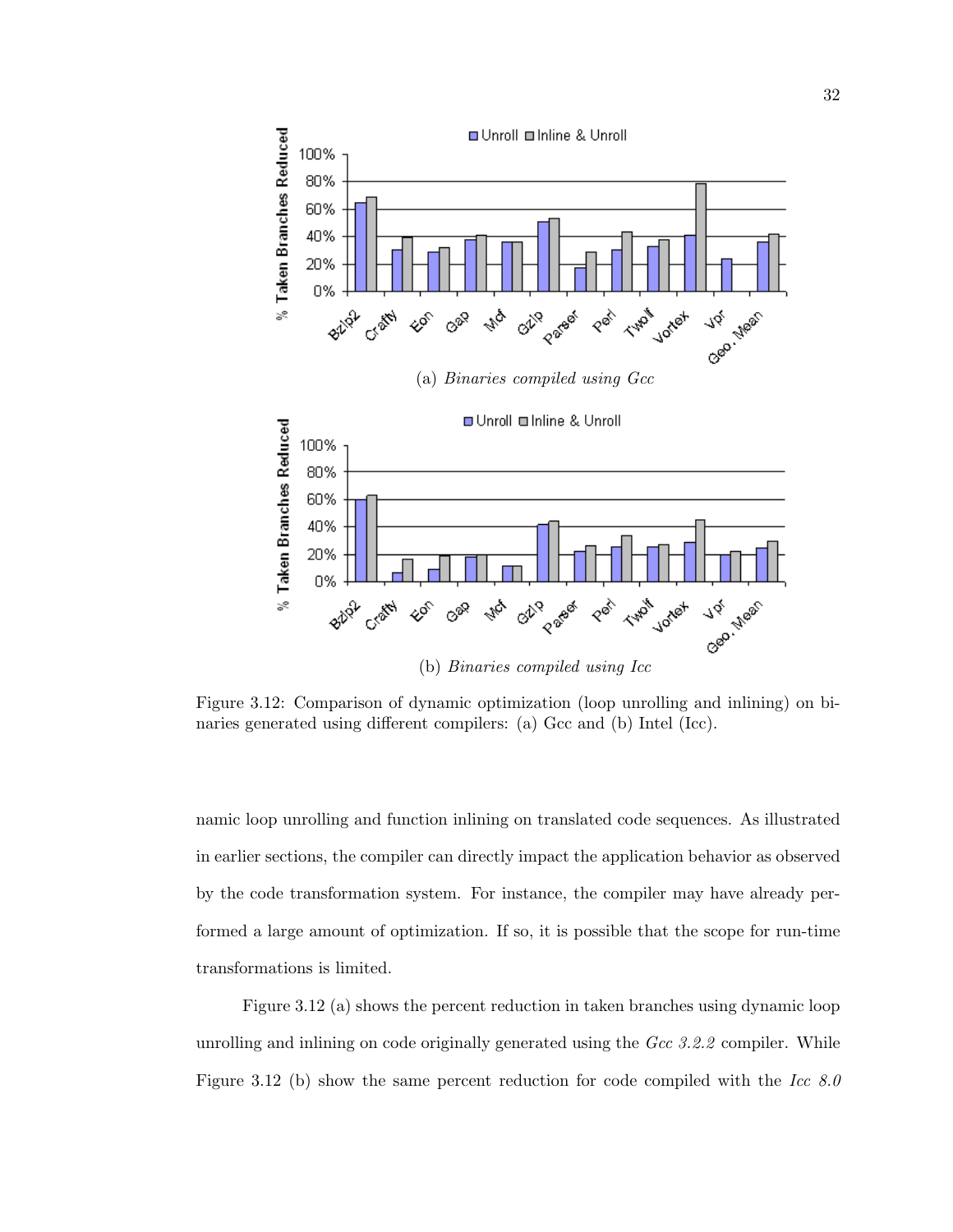(a) *Binaries compiled using Gcc*

(b) *Binaries compiled using Icc*

Figure 3.12: Comparison of dynamic optimization (loop unrolling and inlining) on binaries generated using different compilers: (a) Gcc and (b) Intel (Icc).

namic loop unrolling and function inlining on translated code sequences. As illustrated in earlier sections, the compiler can directly impact the application behavior as observed by the code transformation system. For instance, the compiler may have already performed a large amount of optimization. If so, it is possible that the scope for run-time transformations is limited.

Figure 3.12 (a) shows the percent reduction in taken branches using dynamic loop unrolling and inlining on code originally generated using the *Gcc 3.2.2* compiler. While Figure 3.12 (b) show the same percent reduction for code compiled with the *Icc 8.0*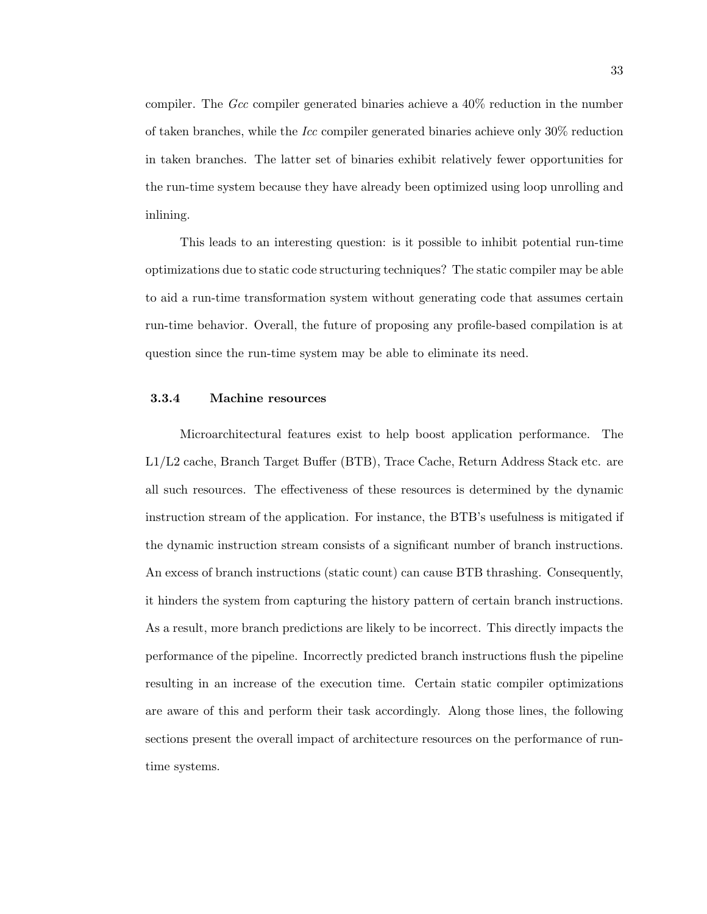compiler. The *Gcc* compiler generated binaries achieve a 40% reduction in the number of taken branches, while the *Icc* compiler generated binaries achieve only 30% reduction in taken branches. The latter set of binaries exhibit relatively fewer opportunities for the run-time system because they have already been optimized using loop unrolling and inlining.

This leads to an interesting question: is it possible to inhibit potential run-time optimizations due to static code structuring techniques? The static compiler may be able to aid a run-time transformation system without generating code that assumes certain run-time behavior. Overall, the future of proposing any profile-based compilation is at question since the run-time system may be able to eliminate its need.

### 3.3.4 Machine resources

Microarchitectural features exist to help boost application performance. The L1/L2 cache, Branch Target Buffer (BTB), Trace Cache, Return Address Stack etc. are all such resources. The effectiveness of these resources is determined by the dynamic instruction stream of the application. For instance, the BTB's usefulness is mitigated if the dynamic instruction stream consists of a significant number of branch instructions. An excess of branch instructions (static count) can cause BTB thrashing. Consequently, it hinders the system from capturing the history pattern of certain branch instructions. As a result, more branch predictions are likely to be incorrect. This directly impacts the performance of the pipeline. Incorrectly predicted branch instructions flush the pipeline resulting in an increase of the execution time. Certain static compiler optimizations are aware of this and perform their task accordingly. Along those lines, the following sections present the overall impact of architecture resources on the performance of run-time systems.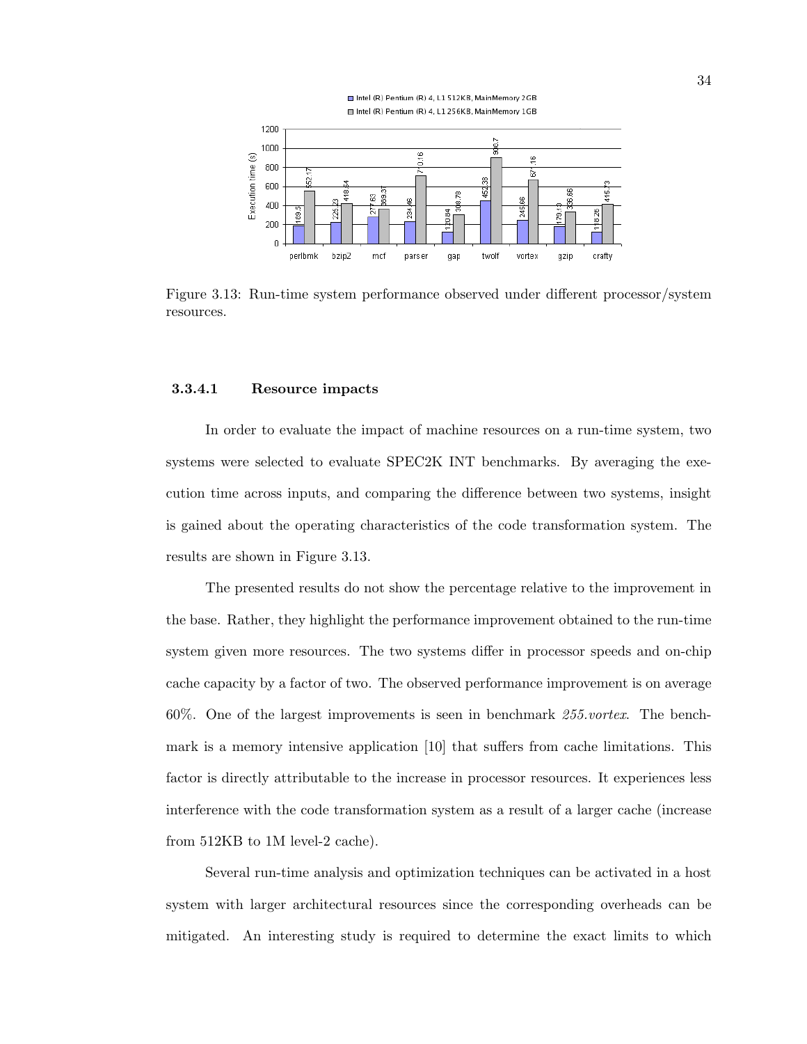Figure 3.13: Run-time system performance observed under different processor/system resources.

#### 3.3.4.1 Resource impacts

In order to evaluate the impact of machine resources on a run-time system, two systems were selected to evaluate SPEC2K INT benchmarks. By averaging the execution time across inputs, and comparing the difference between two systems, insight is gained about the operating characteristics of the code transformation system. The results are shown in Figure 3.13.

The presented results do not show the percentage relative to the improvement in the base. Rather, they highlight the performance improvement obtained to the run-time system given more resources. The two systems differ in processor speeds and on-chip cache capacity by a factor of two. The observed performance improvement is on average 60%. One of the largest improvements is seen in benchmark *255.vortex*. The benchmark is a memory intensive application [10] that suffers from cache limitations. This factor is directly attributable to the increase in processor resources. It experiences less interference with the code transformation system as a result of a larger cache (increase from 512KB to 1M level-2 cache).

Several run-time analysis and optimization techniques can be activated in a host system with larger architectural resources since the corresponding overheads can be mitigated. An interesting study is required to determine the exact limits to which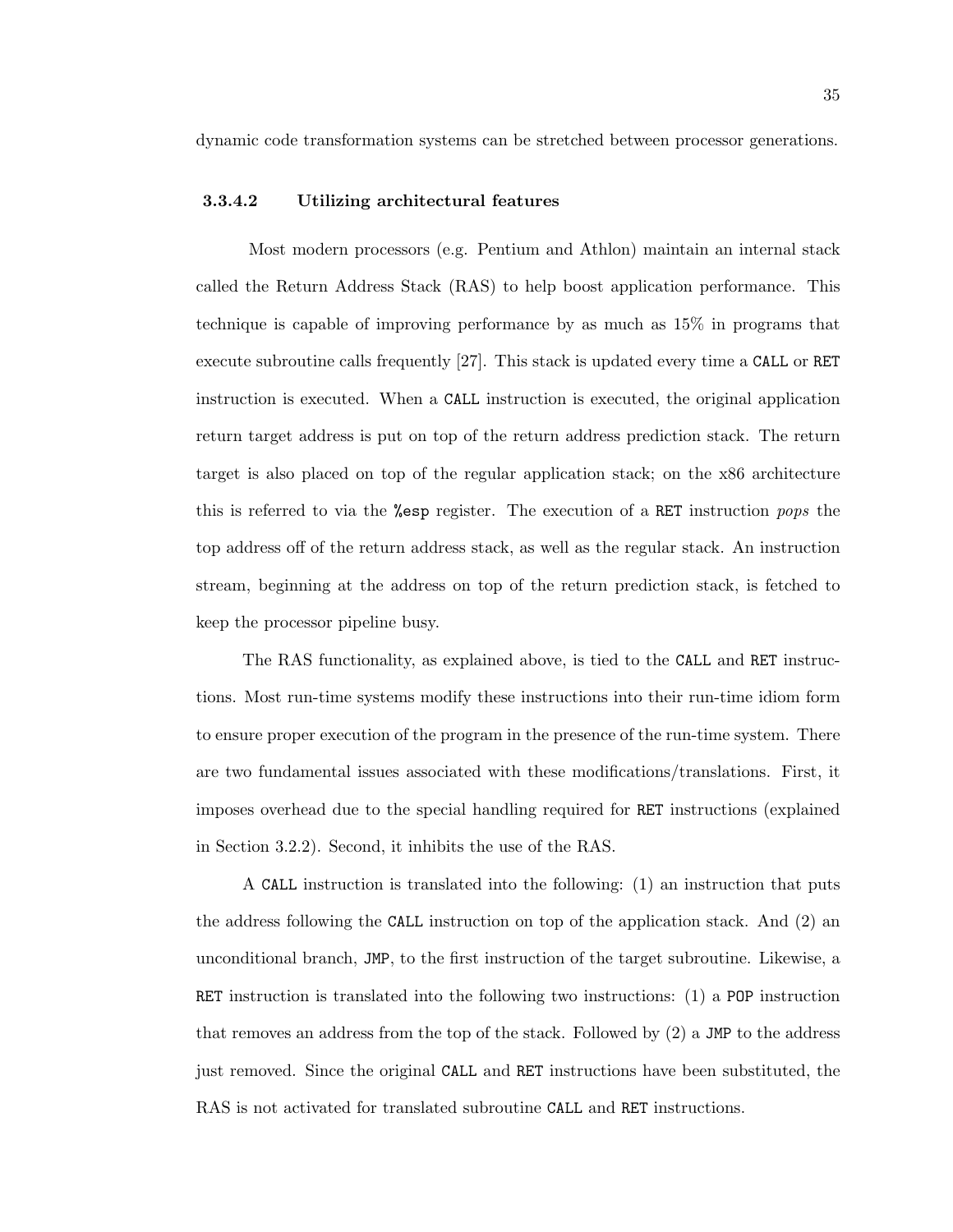dynamic code transformation systems can be stretched between processor generations.

#### 3.3.4.2 Utilizing architectural features

Most modern processors (e.g. Pentium and Athlon) maintain an internal stack called the Return Address Stack (RAS) to help boost application performance. This technique is capable of improving performance by as much as 15% in programs that execute subroutine calls frequently [27]. This stack is updated every time a `CALL` or `RET` instruction is executed. When a `CALL` instruction is executed, the original application return target address is put on top of the return address prediction stack. The return target is also placed on top of the regular application stack; on the x86 architecture this is referred to via the `%esp` register. The execution of a `RET` instruction *pops* the top address off of the return address stack, as well as the regular stack. An instruction stream, beginning at the address on top of the return prediction stack, is fetched to keep the processor pipeline busy.

The RAS functionality, as explained above, is tied to the `CALL` and `RET` instructions. Most run-time systems modify these instructions into their run-time idiom form to ensure proper execution of the program in the presence of the run-time system. There are two fundamental issues associated with these modifications/translations. First, it imposes overhead due to the special handling required for `RET` instructions (explained in Section 3.2.2). Second, it inhibits the use of the RAS.

A `CALL` instruction is translated into the following: (1) an instruction that puts the address following the `CALL` instruction on top of the application stack. And (2) an unconditional branch, `JMP`, to the first instruction of the target subroutine. Likewise, a `RET` instruction is translated into the following two instructions: (1) a `POP` instruction that removes an address from the top of the stack. Followed by (2) a `JMP` to the address just removed. Since the original `CALL` and `RET` instructions have been substituted, the RAS is not activated for translated subroutine `CALL` and `RET` instructions.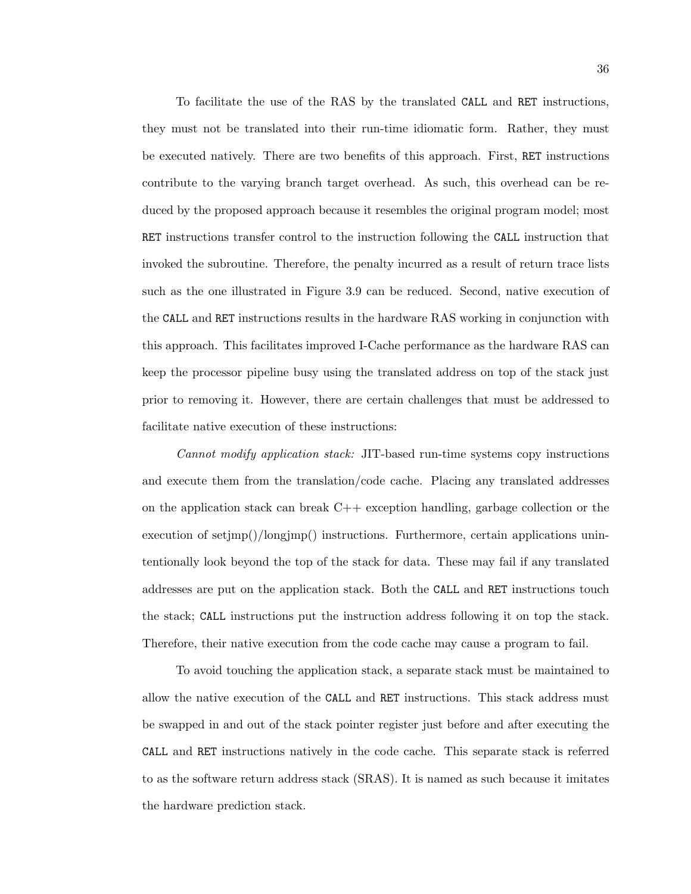To facilitate the use of the RAS by the translated `CALL` and `RET` instructions, they must not be translated into their run-time idiomatic form. Rather, they must be executed natively. There are two benefits of this approach. First, `RET` instructions contribute to the varying branch target overhead. As such, this overhead can be reduced by the proposed approach because it resembles the original program model; most `RET` instructions transfer control to the instruction following the `CALL` instruction that invoked the subroutine. Therefore, the penalty incurred as a result of return trace lists such as the one illustrated in Figure 3.9 can be reduced. Second, native execution of the `CALL` and `RET` instructions results in the hardware RAS working in conjunction with this approach. This facilitates improved I-Cache performance as the hardware RAS can keep the processor pipeline busy using the translated address on top of the stack just prior to removing it. However, there are certain challenges that must be addressed to facilitate native execution of these instructions:

*Cannot modify application stack:* JIT-based run-time systems copy instructions and execute them from the translation/code cache. Placing any translated addresses on the application stack can break C++ exception handling, garbage collection or the execution of setjmp()/longjmp() instructions. Furthermore, certain applications unintentionally look beyond the top of the stack for data. These may fail if any translated addresses are put on the application stack. Both the `CALL` and `RET` instructions touch the stack; `CALL` instructions put the instruction address following it on top the stack. Therefore, their native execution from the code cache may cause a program to fail.

To avoid touching the application stack, a separate stack must be maintained to allow the native execution of the `CALL` and `RET` instructions. This stack address must be swapped in and out of the stack pointer register just before and after executing the `CALL` and `RET` instructions natively in the code cache. This separate stack is referred to as the software return address stack (SRAS). It is named as such because it imitates the hardware prediction stack.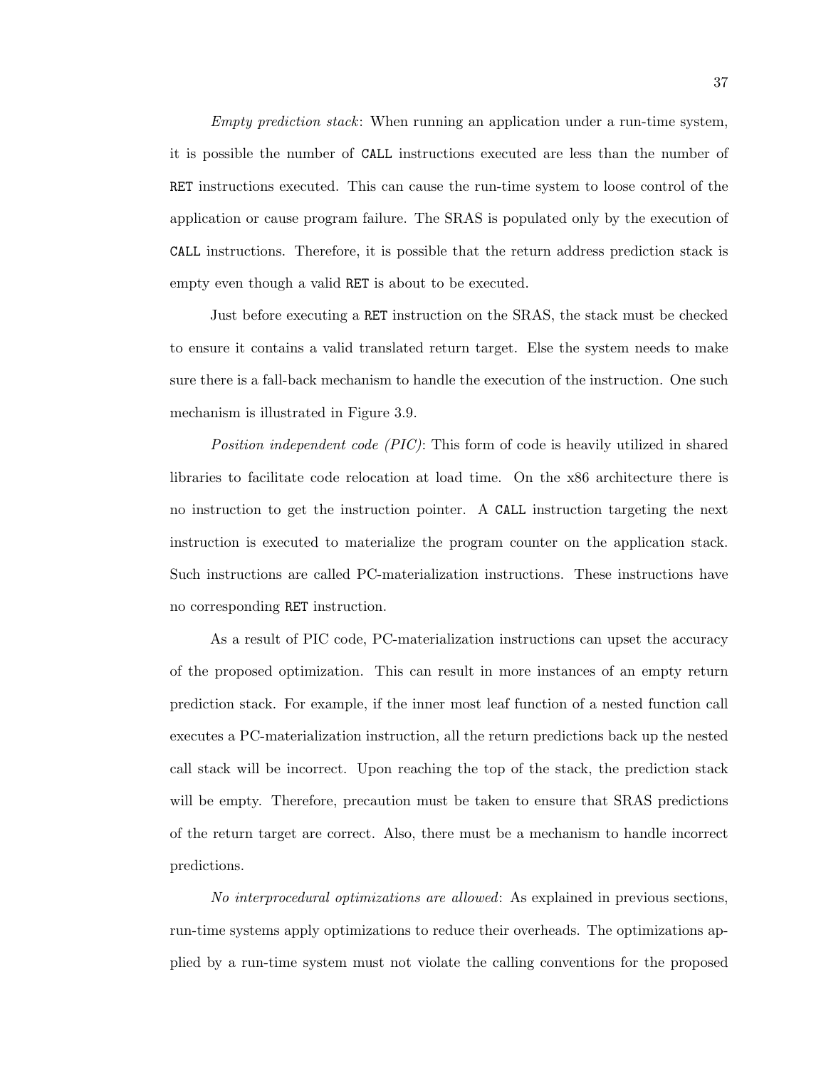*Empty prediction stack*: When running an application under a run-time system, it is possible the number of `CALL` instructions executed are less than the number of `RET` instructions executed. This can cause the run-time system to loose control of the application or cause program failure. The SRAS is populated only by the execution of `CALL` instructions. Therefore, it is possible that the return address prediction stack is empty even though a valid `RET` is about to be executed.

Just before executing a `RET` instruction on the SRAS, the stack must be checked to ensure it contains a valid translated return target. Else the system needs to make sure there is a fall-back mechanism to handle the execution of the instruction. One such mechanism is illustrated in Figure 3.9.

*Position independent code (PIC)*: This form of code is heavily utilized in shared libraries to facilitate code relocation at load time. On the x86 architecture there is no instruction to get the instruction pointer. A `CALL` instruction targeting the next instruction is executed to materialize the program counter on the application stack. Such instructions are called PC-materialization instructions. These instructions have no corresponding `RET` instruction.

As a result of PIC code, PC-materialization instructions can upset the accuracy of the proposed optimization. This can result in more instances of an empty return prediction stack. For example, if the inner most leaf function of a nested function call executes a PC-materialization instruction, all the return predictions back up the nested call stack will be incorrect. Upon reaching the top of the stack, the prediction stack will be empty. Therefore, precaution must be taken to ensure that SRAS predictions of the return target are correct. Also, there must be a mechanism to handle incorrect predictions.

*No interprocedural optimizations are allowed*: As explained in previous sections, run-time systems apply optimizations to reduce their overheads. The optimizations applied by a run-time system must not violate the calling conventions for the proposed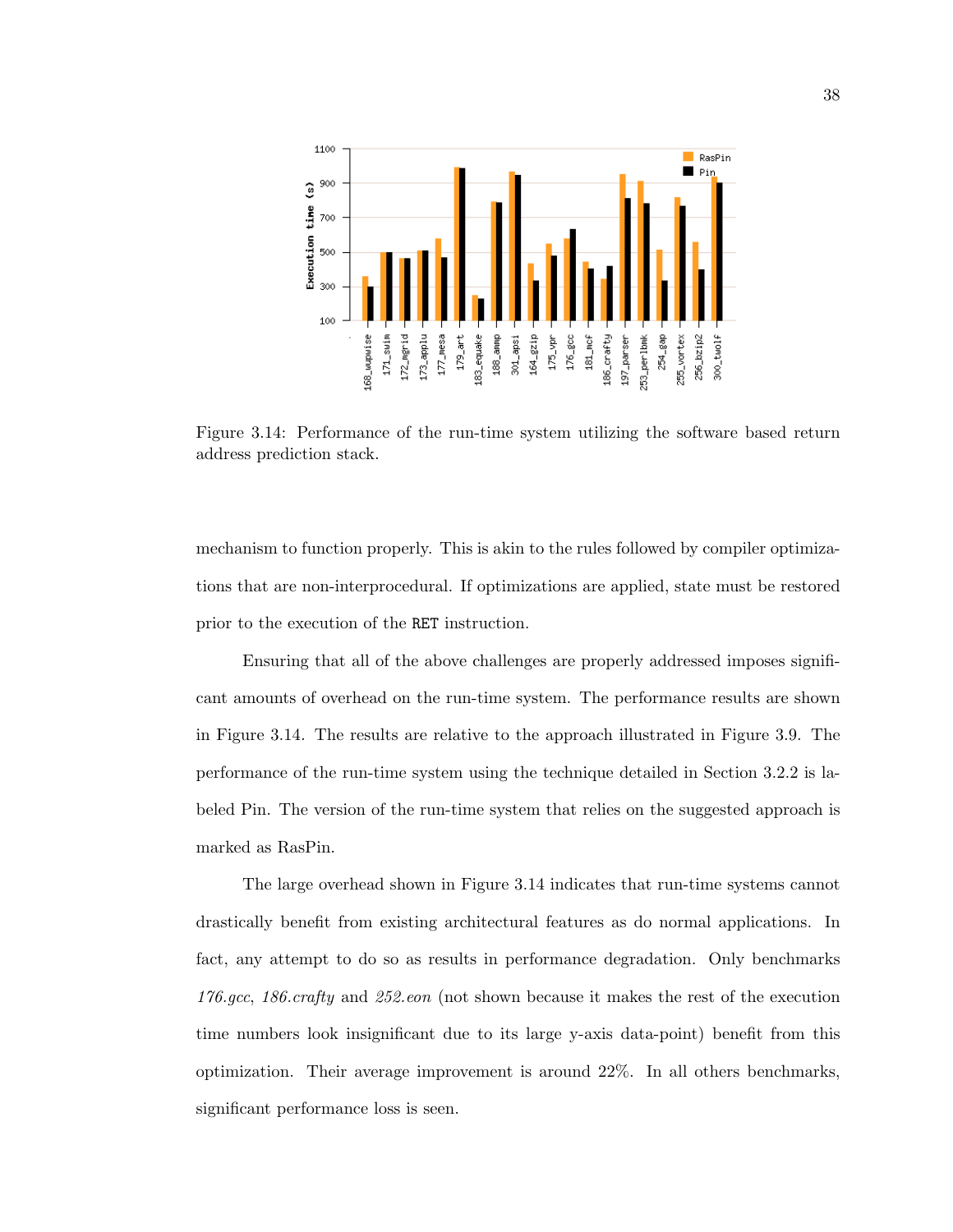Figure 3.14: Performance of the run-time system utilizing the software based return address prediction stack.

mechanism to function properly. This is akin to the rules followed by compiler optimizations that are non-interprocedural. If optimizations are applied, state must be restored prior to the execution of the `RET` instruction.

Ensuring that all of the above challenges are properly addressed imposes significant amounts of overhead on the run-time system. The performance results are shown in Figure 3.14. The results are relative to the approach illustrated in Figure 3.9. The performance of the run-time system using the technique detailed in Section 3.2.2 is labeled Pin. The version of the run-time system that relies on the suggested approach is marked as RasPin.

The large overhead shown in Figure 3.14 indicates that run-time systems cannot drastically benefit from existing architectural features as do normal applications. In fact, any attempt to do so as results in performance degradation. Only benchmarks *176.gcc*, *186.crafty* and *252.eon* (not shown because it makes the rest of the execution time numbers look insignificant due to its large y-axis data-point) benefit from this optimization. Their average improvement is around 22%. In all others benchmarks, significant performance loss is seen.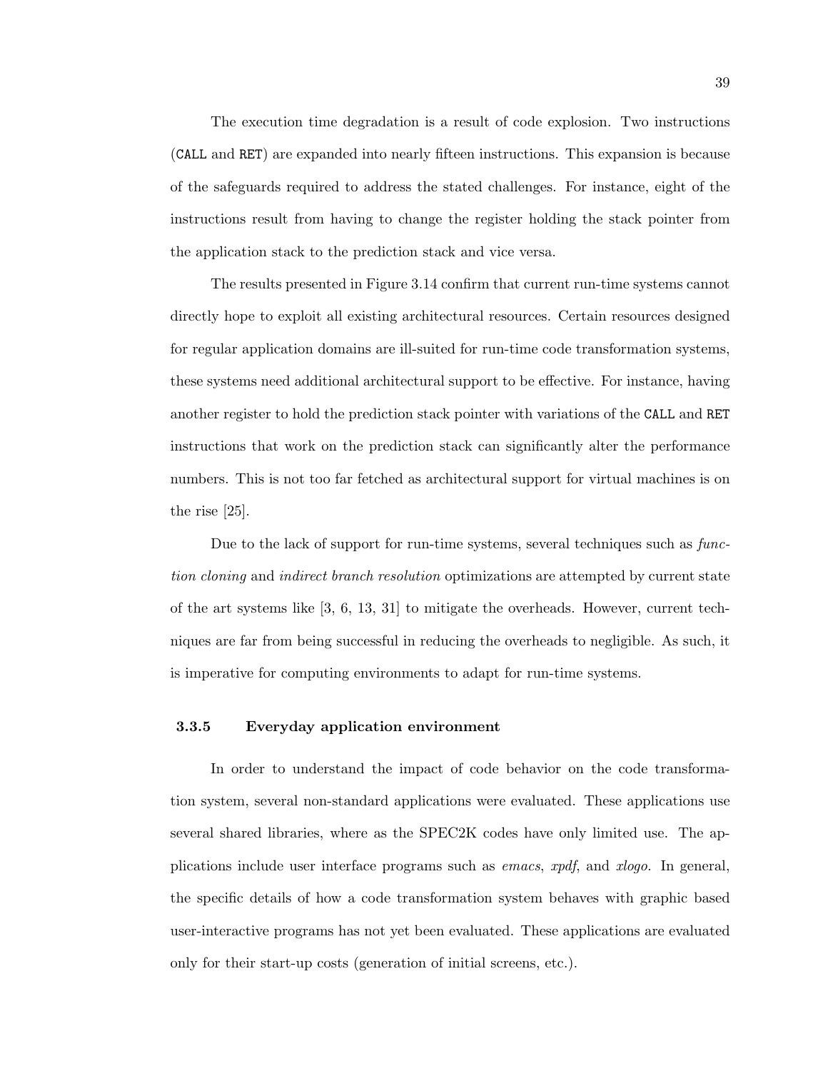The execution time degradation is a result of code explosion. Two instructions (`CALL` and `RET`) are expanded into nearly fifteen instructions. This expansion is because of the safeguards required to address the stated challenges. For instance, eight of the instructions result from having to change the register holding the stack pointer from the application stack to the prediction stack and vice versa.

The results presented in Figure 3.14 confirm that current run-time systems cannot directly hope to exploit all existing architectural resources. Certain resources designed for regular application domains are ill-suited for run-time code transformation systems, these systems need additional architectural support to be effective. For instance, having another register to hold the prediction stack pointer with variations of the `CALL` and `RET` instructions that work on the prediction stack can significantly alter the performance numbers. This is not too far fetched as architectural support for virtual machines is on the rise [25].

Due to the lack of support for run-time systems, several techniques such as *function cloning* and *indirect branch resolution* optimizations are attempted by current state of the art systems like [3, 6, 13, 31] to mitigate the overheads. However, current techniques are far from being successful in reducing the overheads to negligible. As such, it is imperative for computing environments to adapt for run-time systems.

### 3.3.5 Everyday application environment

In order to understand the impact of code behavior on the code transformation system, several non-standard applications were evaluated. These applications use several shared libraries, where as the SPEC2K codes have only limited use. The applications include user interface programs such as *emacs*, *xpdf*, and *xlogo*. In general, the specific details of how a code transformation system behaves with graphic based user-interactive programs has not yet been evaluated. These applications are evaluated only for their start-up costs (generation of initial screens, etc.).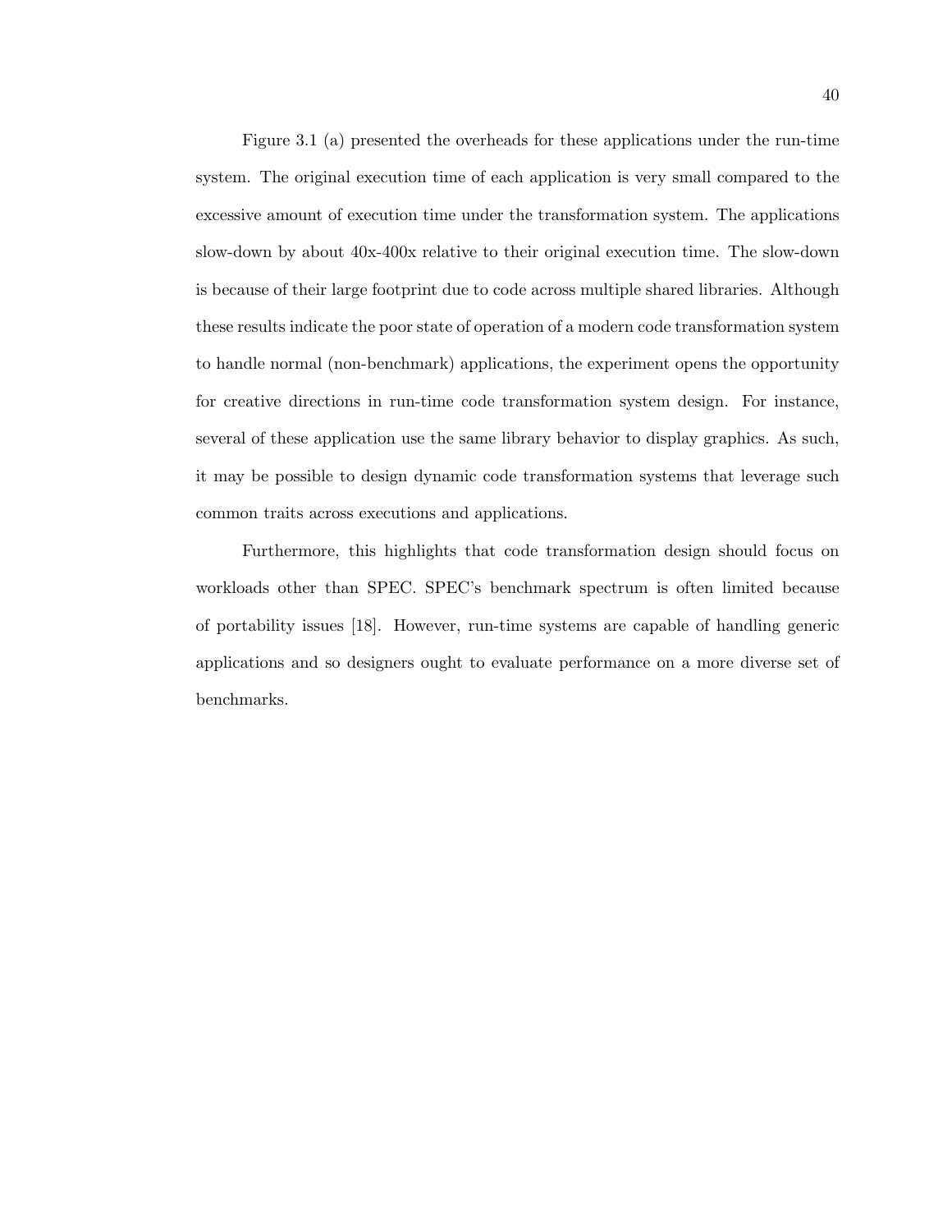Figure 3.1 (a) presented the overheads for these applications under the run-time system. The original execution time of each application is very small compared to the excessive amount of execution time under the transformation system. The applications slow-down by about 40x-400x relative to their original execution time. The slow-down is because of their large footprint due to code across multiple shared libraries. Although these results indicate the poor state of operation of a modern code transformation system to handle normal (non-benchmark) applications, the experiment opens the opportunity for creative directions in run-time code transformation system design. For instance, several of these application use the same library behavior to display graphics. As such, it may be possible to design dynamic code transformation systems that leverage such common traits across executions and applications.

Furthermore, this highlights that code transformation design should focus on workloads other than SPEC. SPEC's benchmark spectrum is often limited because of portability issues [18]. However, run-time systems are capable of handling generic applications and so designers ought to evaluate performance on a more diverse set of benchmarks.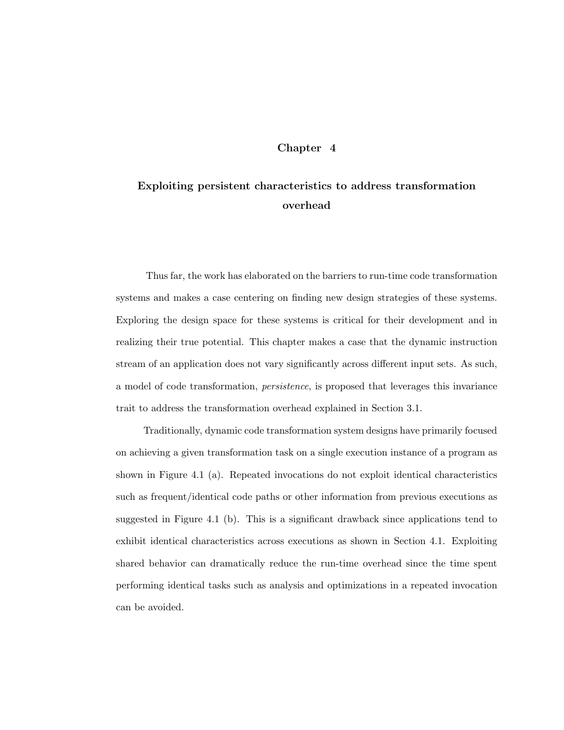# Chapter 4

## Exploiting persistent characteristics to address transformation overhead

Thus far, the work has elaborated on the barriers to run-time code transformation systems and makes a case centering on finding new design strategies of these systems. Exploring the design space for these systems is critical for their development and in realizing their true potential. This chapter makes a case that the dynamic instruction stream of an application does not vary significantly across different input sets. As such, a model of code transformation, *persistence*, is proposed that leverages this invariance trait to address the transformation overhead explained in Section 3.1.

Traditionally, dynamic code transformation system designs have primarily focused on achieving a given transformation task on a single execution instance of a program as shown in Figure 4.1 (a). Repeated invocations do not exploit identical characteristics such as frequent/identical code paths or other information from previous executions as suggested in Figure 4.1 (b). This is a significant drawback since applications tend to exhibit identical characteristics across executions as shown in Section 4.1. Exploiting shared behavior can dramatically reduce the run-time overhead since the time spent performing identical tasks such as analysis and optimizations in a repeated invocation can be avoided.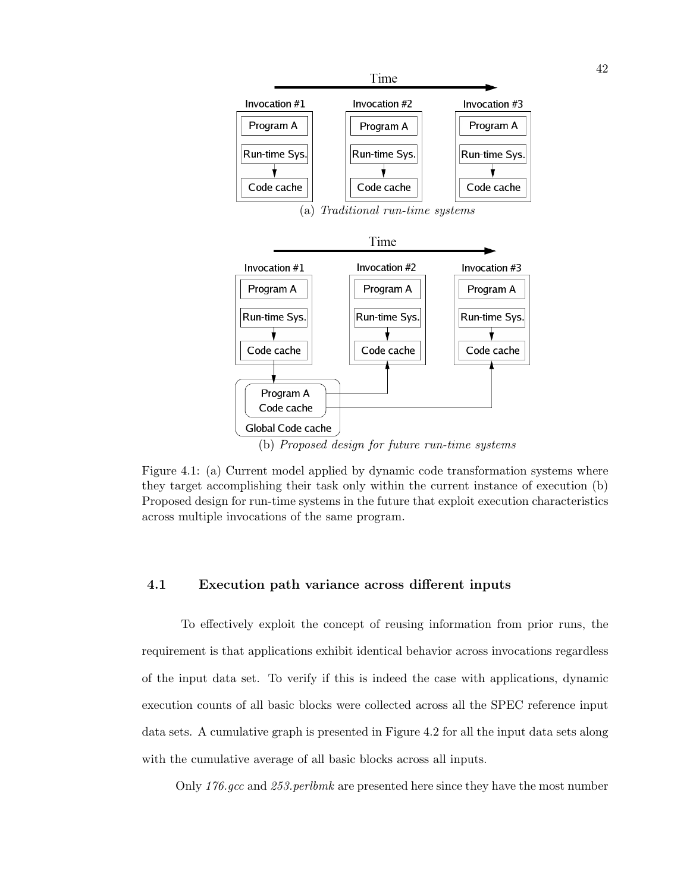(a) *Traditional run-time systems*

(b) *Proposed design for future run-time systems*

Figure 4.1: (a) Current model applied by dynamic code transformation systems where they target accomplishing their task only within the current instance of execution (b) Proposed design for run-time systems in the future that exploit execution characteristics across multiple invocations of the same program.

## 4.1 Execution path variance across different inputs

To effectively exploit the concept of reusing information from prior runs, the requirement is that applications exhibit identical behavior across invocations regardless of the input data set. To verify if this is indeed the case with applications, dynamic execution counts of all basic blocks were collected across all the SPEC reference input data sets. A cumulative graph is presented in Figure 4.2 for all the input data sets along with the cumulative average of all basic blocks across all inputs.

Only *176.gcc* and *253.perlbmk* are presented here since they have the most number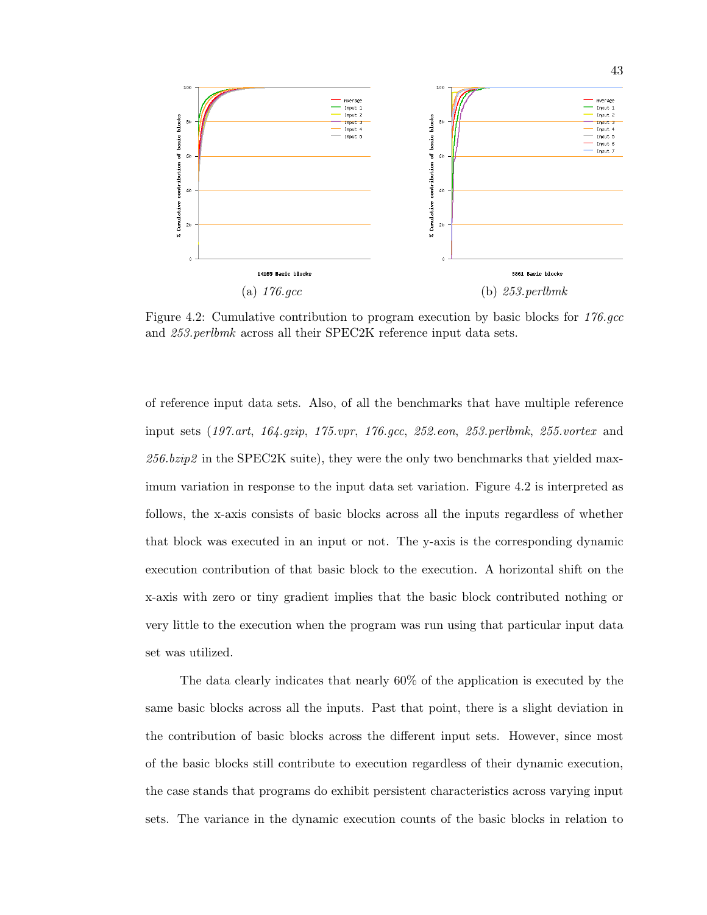(a) *176.gcc*

(b) *253.perlbmk*

Figure 4.2: Cumulative contribution to program execution by basic blocks for *176.gcc* and *253.perlbmk* across all their SPEC2K reference input data sets.

of reference input data sets. Also, of all the benchmarks that have multiple reference input sets (*197.art*, *164.gzip*, *175.vpr*, *176.gcc*, *252.eon*, *253.perlbmk*, *255.vortex* and *256.bzip2* in the SPEC2K suite), they were the only two benchmarks that yielded maximum variation in response to the input data set variation. Figure 4.2 is interpreted as follows, the x-axis consists of basic blocks across all the inputs regardless of whether that block was executed in an input or not. The y-axis is the corresponding dynamic execution contribution of that basic block to the execution. A horizontal shift on the x-axis with zero or tiny gradient implies that the basic block contributed nothing or very little to the execution when the program was run using that particular input data set was utilized.

The data clearly indicates that nearly 60% of the application is executed by the same basic blocks across all the inputs. Past that point, there is a slight deviation in the contribution of basic blocks across the different input sets. However, since most of the basic blocks still contribute to execution regardless of their dynamic execution, the case stands that programs do exhibit persistent characteristics across varying input sets. The variance in the dynamic execution counts of the basic blocks in relation to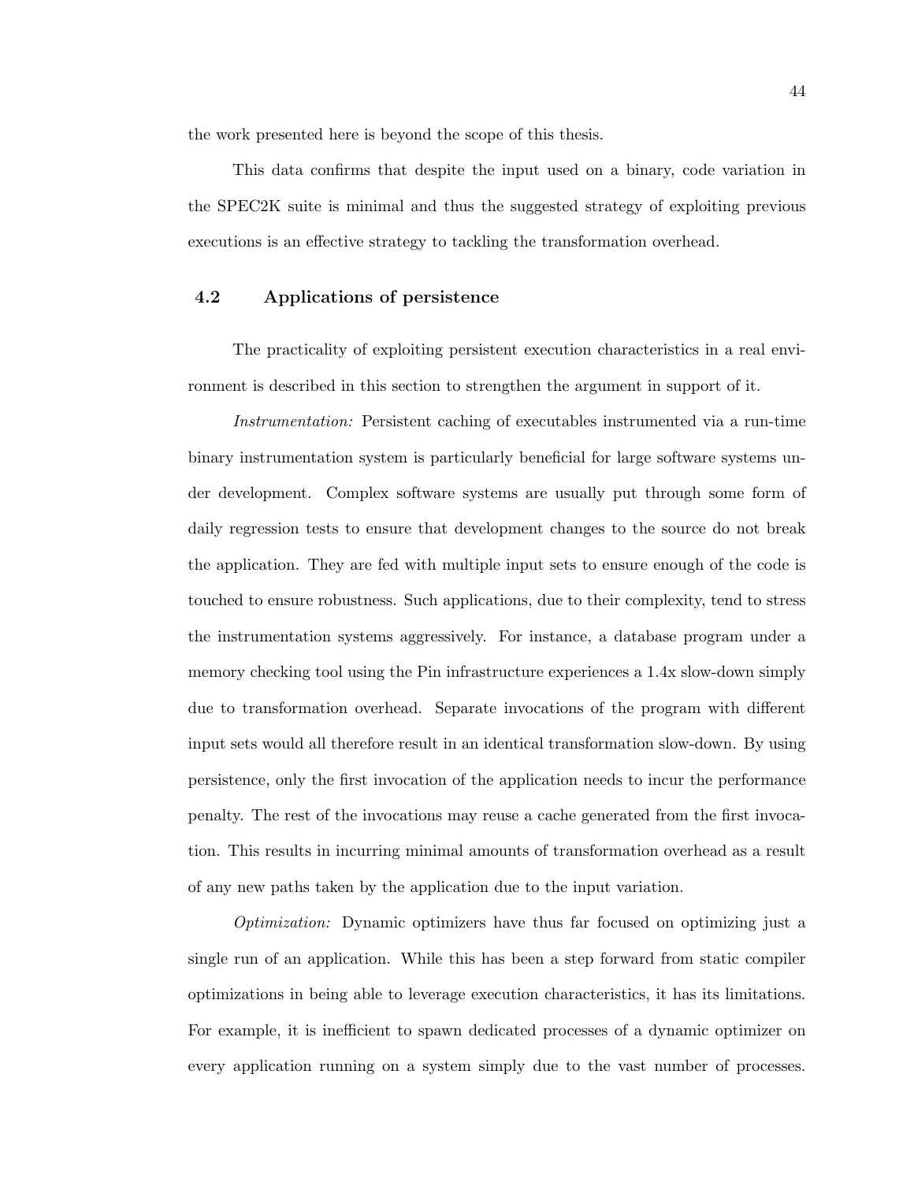the work presented here is beyond the scope of this thesis.

This data confirms that despite the input used on a binary, code variation in the SPEC2K suite is minimal and thus the suggested strategy of exploiting previous executions is an effective strategy to tackling the transformation overhead.

## 4.2 Applications of persistence

The practicality of exploiting persistent execution characteristics in a real environment is described in this section to strengthen the argument in support of it.

*Instrumentation:* Persistent caching of executables instrumented via a run-time binary instrumentation system is particularly beneficial for large software systems under development. Complex software systems are usually put through some form of daily regression tests to ensure that development changes to the source do not break the application. They are fed with multiple input sets to ensure enough of the code is touched to ensure robustness. Such applications, due to their complexity, tend to stress the instrumentation systems aggressively. For instance, a database program under a memory checking tool using the Pin infrastructure experiences a 1.4x slow-down simply due to transformation overhead. Separate invocations of the program with different input sets would all therefore result in an identical transformation slow-down. By using persistence, only the first invocation of the application needs to incur the performance penalty. The rest of the invocations may reuse a cache generated from the first invocation. This results in incurring minimal amounts of transformation overhead as a result of any new paths taken by the application due to the input variation.

*Optimization:* Dynamic optimizers have thus far focused on optimizing just a single run of an application. While this has been a step forward from static compiler optimizations in being able to leverage execution characteristics, it has its limitations. For example, it is inefficient to spawn dedicated processes of a dynamic optimizer on every application running on a system simply due to the vast number of processes.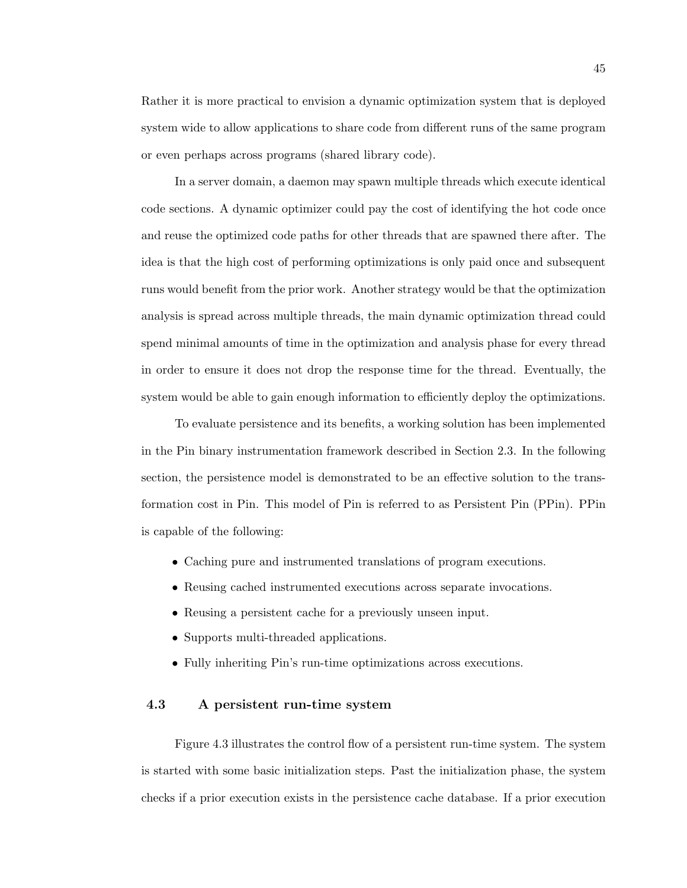Rather it is more practical to envision a dynamic optimization system that is deployed system wide to allow applications to share code from different runs of the same program or even perhaps across programs (shared library code).

In a server domain, a daemon may spawn multiple threads which execute identical code sections. A dynamic optimizer could pay the cost of identifying the hot code once and reuse the optimized code paths for other threads that are spawned there after. The idea is that the high cost of performing optimizations is only paid once and subsequent runs would benefit from the prior work. Another strategy would be that the optimization analysis is spread across multiple threads, the main dynamic optimization thread could spend minimal amounts of time in the optimization and analysis phase for every thread in order to ensure it does not drop the response time for the thread. Eventually, the system would be able to gain enough information to efficiently deploy the optimizations.

To evaluate persistence and its benefits, a working solution has been implemented in the Pin binary instrumentation framework described in Section 2.3. In the following section, the persistence model is demonstrated to be an effective solution to the transformation cost in Pin. This model of Pin is referred to as Persistent Pin (PPin). PPin is capable of the following:

- Caching pure and instrumented translations of program executions.
- Reusing cached instrumented executions across separate invocations.
- Reusing a persistent cache for a previously unseen input.
- Supports multi-threaded applications.
- Fully inheriting Pin's run-time optimizations across executions.

## 4.3 A persistent run-time system

Figure 4.3 illustrates the control flow of a persistent run-time system. The system is started with some basic initialization steps. Past the initialization phase, the system checks if a prior execution exists in the persistence cache database. If a prior execution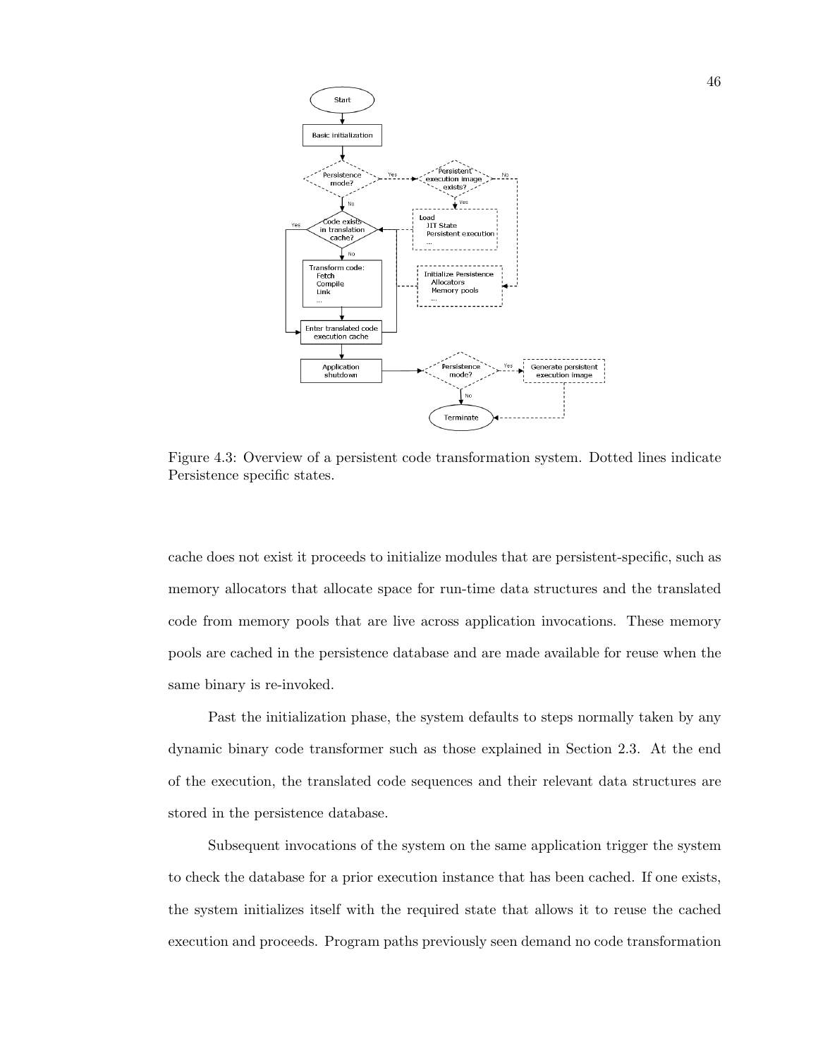Figure 4.3: Overview of a persistent code transformation system. Dotted lines indicate Persistence specific states.

cache does not exist it proceeds to initialize modules that are persistent-specific, such as memory allocators that allocate space for run-time data structures and the translated code from memory pools that are live across application invocations. These memory pools are cached in the persistence database and are made available for reuse when the same binary is re-invoked.

Past the initialization phase, the system defaults to steps normally taken by any dynamic binary code transformer such as those explained in Section 2.3. At the end of the execution, the translated code sequences and their relevant data structures are stored in the persistence database.

Subsequent invocations of the system on the same application trigger the system to check the database for a prior execution instance that has been cached. If one exists, the system initializes itself with the required state that allows it to reuse the cached execution and proceeds. Program paths previously seen demand no code transformation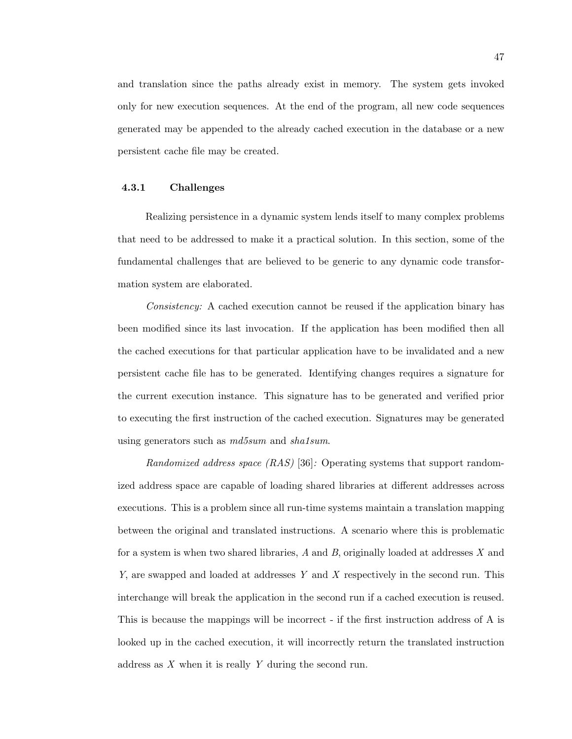and translation since the paths already exist in memory. The system gets invoked only for new execution sequences. At the end of the program, all new code sequences generated may be appended to the already cached execution in the database or a new persistent cache file may be created.

### 4.3.1 Challenges

Realizing persistence in a dynamic system lends itself to many complex problems that need to be addressed to make it a practical solution. In this section, some of the fundamental challenges that are believed to be generic to any dynamic code transformation system are elaborated.

*Consistency:* A cached execution cannot be reused if the application binary has been modified since its last invocation. If the application has been modified then all the cached executions for that particular application have to be invalidated and a new persistent cache file has to be generated. Identifying changes requires a signature for the current execution instance. This signature has to be generated and verified prior to executing the first instruction of the cached execution. Signatures may be generated using generators such as *md5sum* and *sha1sum*.

*Randomized address space (RAS)* [36]*:* Operating systems that support randomized address space are capable of loading shared libraries at different addresses across executions. This is a problem since all run-time systems maintain a translation mapping between the original and translated instructions. A scenario where this is problematic for a system is when two shared libraries, $A$ and $B$, originally loaded at addresses $X$ and $Y$, are swapped and loaded at addresses $Y$ and $X$ respectively in the second run. This interchange will break the application in the second run if a cached execution is reused. This is because the mappings will be incorrect - if the first instruction address of A is looked up in the cached execution, it will incorrectly return the translated instruction address as $X$ when it is really $Y$ during the second run.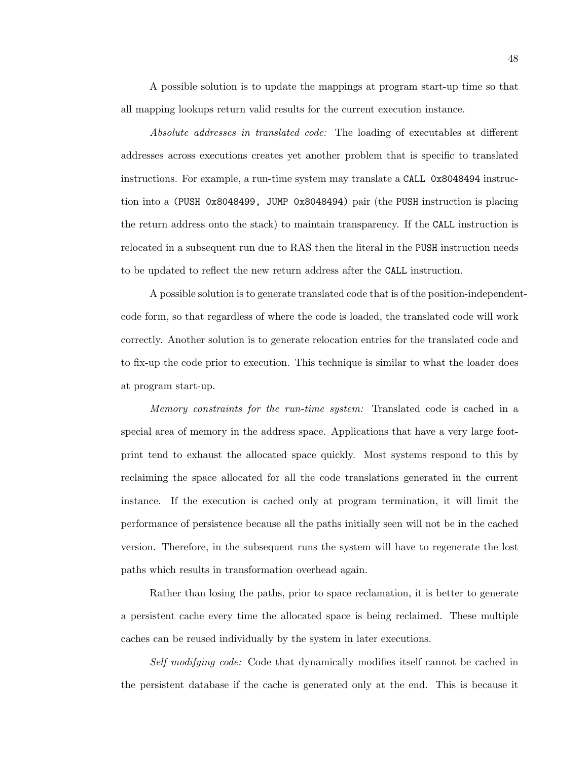A possible solution is to update the mappings at program start-up time so that all mapping lookups return valid results for the current execution instance.

*Absolute addresses in translated code:* The loading of executables at different addresses across executions creates yet another problem that is specific to translated instructions. For example, a run-time system may translate a `CALL 0x8048494` instruction into a `(PUSH 0x8048499, JUMP 0x8048494)` pair (the `PUSH` instruction is placing the return address onto the stack) to maintain transparency. If the `CALL` instruction is relocated in a subsequent run due to RAS then the literal in the `PUSH` instruction needs to be updated to reflect the new return address after the `CALL` instruction.

A possible solution is to generate translated code that is of the position-independent-code form, so that regardless of where the code is loaded, the translated code will work correctly. Another solution is to generate relocation entries for the translated code and to fix-up the code prior to execution. This technique is similar to what the loader does at program start-up.

*Memory constraints for the run-time system:* Translated code is cached in a special area of memory in the address space. Applications that have a very large footprint tend to exhaust the allocated space quickly. Most systems respond to this by reclaiming the space allocated for all the code translations generated in the current instance. If the execution is cached only at program termination, it will limit the performance of persistence because all the paths initially seen will not be in the cached version. Therefore, in the subsequent runs the system will have to regenerate the lost paths which results in transformation overhead again.

Rather than losing the paths, prior to space reclamation, it is better to generate a persistent cache every time the allocated space is being reclaimed. These multiple caches can be reused individually by the system in later executions.

*Self modifying code:* Code that dynamically modifies itself cannot be cached in the persistent database if the cache is generated only at the end. This is because it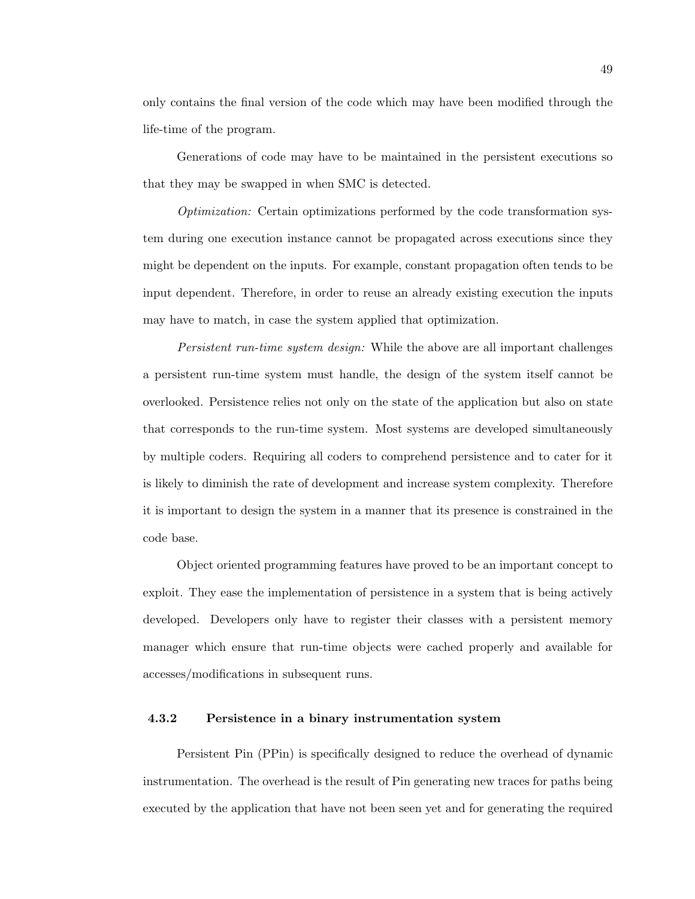only contains the final version of the code which may have been modified through the life-time of the program.

Generations of code may have to be maintained in the persistent executions so that they may be swapped in when SMC is detected.

*Optimization:* Certain optimizations performed by the code transformation system during one execution instance cannot be propagated across executions since they might be dependent on the inputs. For example, constant propagation often tends to be input dependent. Therefore, in order to reuse an already existing execution the inputs may have to match, in case the system applied that optimization.

*Persistent run-time system design:* While the above are all important challenges a persistent run-time system must handle, the design of the system itself cannot be overlooked. Persistence relies not only on the state of the application but also on state that corresponds to the run-time system. Most systems are developed simultaneously by multiple coders. Requiring all coders to comprehend persistence and to cater for it is likely to diminish the rate of development and increase system complexity. Therefore it is important to design the system in a manner that its presence is constrained in the code base.

Object oriented programming features have proved to be an important concept to exploit. They ease the implementation of persistence in a system that is being actively developed. Developers only have to register their classes with a persistent memory manager which ensure that run-time objects were cached properly and available for accesses/modifications in subsequent runs.

### 4.3.2 Persistence in a binary instrumentation system

Persistent Pin (PPin) is specifically designed to reduce the overhead of dynamic instrumentation. The overhead is the result of Pin generating new traces for paths being executed by the application that have not been seen yet and for generating the required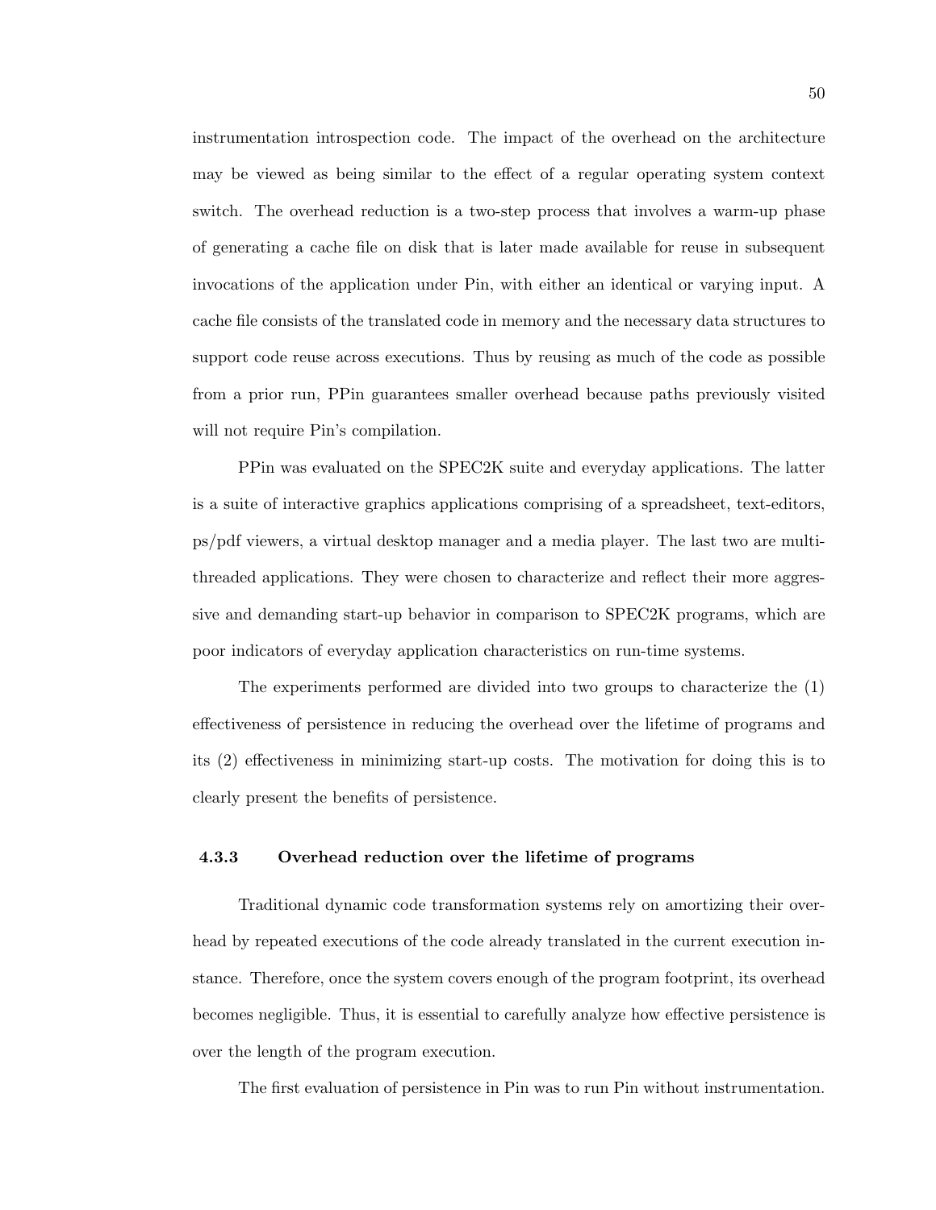instrumentation introspection code. The impact of the overhead on the architecture may be viewed as being similar to the effect of a regular operating system context switch. The overhead reduction is a two-step process that involves a warm-up phase of generating a cache file on disk that is later made available for reuse in subsequent invocations of the application under Pin, with either an identical or varying input. A cache file consists of the translated code in memory and the necessary data structures to support code reuse across executions. Thus by reusing as much of the code as possible from a prior run, PPin guarantees smaller overhead because paths previously visited will not require Pin's compilation.

PPin was evaluated on the SPEC2K suite and everyday applications. The latter is a suite of interactive graphics applications comprising of a spreadsheet, text-editors, ps/pdf viewers, a virtual desktop manager and a media player. The last two are multi-threaded applications. They were chosen to characterize and reflect their more aggressive and demanding start-up behavior in comparison to SPEC2K programs, which are poor indicators of everyday application characteristics on run-time systems.

The experiments performed are divided into two groups to characterize the (1) effectiveness of persistence in reducing the overhead over the lifetime of programs and its (2) effectiveness in minimizing start-up costs. The motivation for doing this is to clearly present the benefits of persistence.

### 4.3.3 Overhead reduction over the lifetime of programs

Traditional dynamic code transformation systems rely on amortizing their overhead by repeated executions of the code already translated in the current execution instance. Therefore, once the system covers enough of the program footprint, its overhead becomes negligible. Thus, it is essential to carefully analyze how effective persistence is over the length of the program execution.

The first evaluation of persistence in Pin was to run Pin without instrumentation.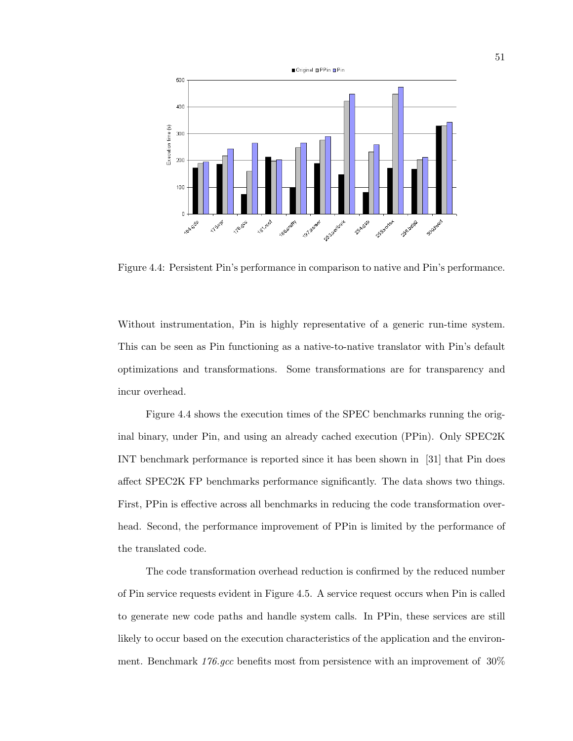Figure 4.4: Persistent Pin's performance in comparison to native and Pin's performance.

Without instrumentation, Pin is highly representative of a generic run-time system. This can be seen as Pin functioning as a native-to-native translator with Pin's default optimizations and transformations. Some transformations are for transparency and incur overhead.

Figure 4.4 shows the execution times of the SPEC benchmarks running the original binary, under Pin, and using an already cached execution (PPin). Only SPEC2K INT benchmark performance is reported since it has been shown in [31] that Pin does affect SPEC2K FP benchmarks performance significantly. The data shows two things. First, PPin is effective across all benchmarks in reducing the code transformation overhead. Second, the performance improvement of PPin is limited by the performance of the translated code.

The code transformation overhead reduction is confirmed by the reduced number of Pin service requests evident in Figure 4.5. A service request occurs when Pin is called to generate new code paths and handle system calls. In PPin, these services are still likely to occur based on the execution characteristics of the application and the environment. Benchmark *176.gcc* benefits most from persistence with an improvement of 30%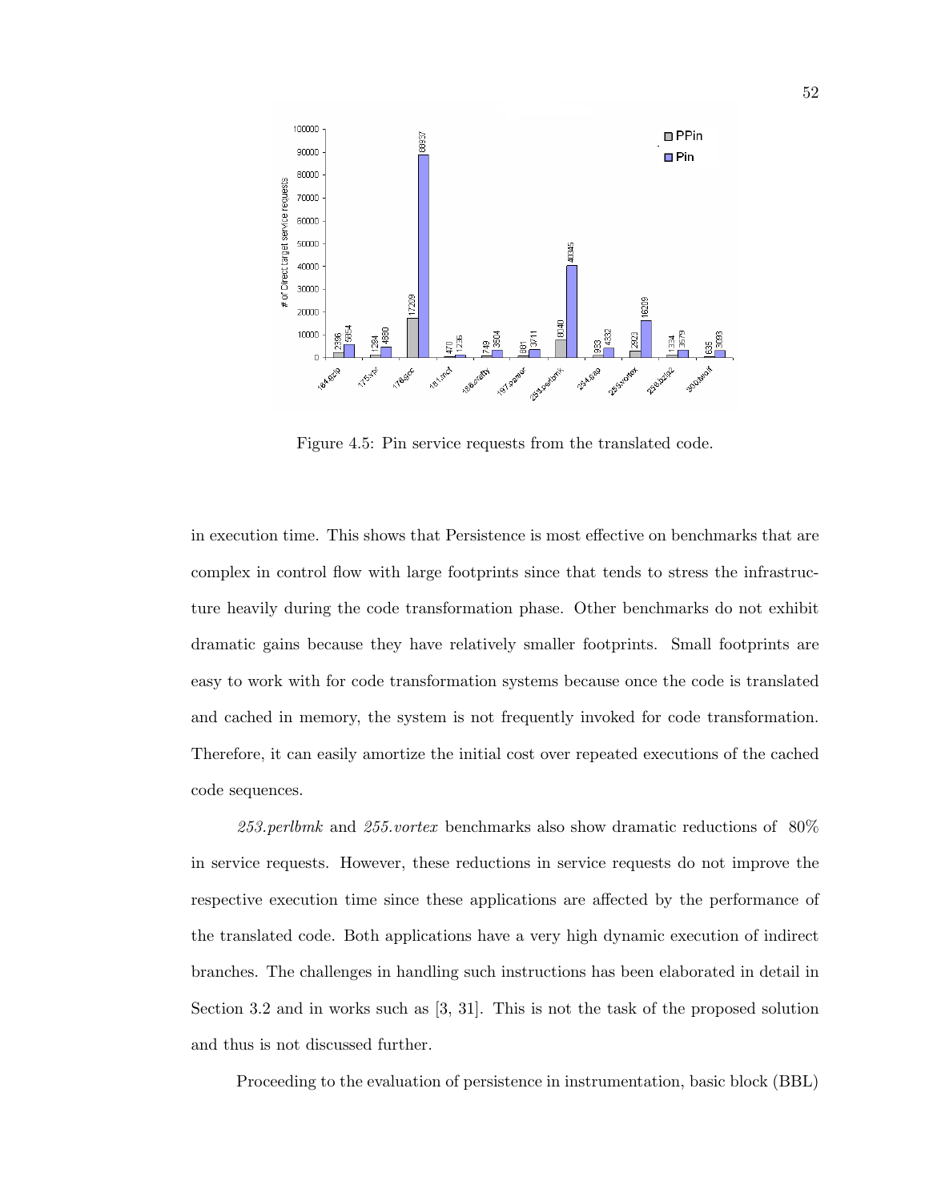Figure 4.5: Pin service requests from the translated code.

in execution time. This shows that Persistence is most effective on benchmarks that are complex in control flow with large footprints since that tends to stress the infrastructure heavily during the code transformation phase. Other benchmarks do not exhibit dramatic gains because they have relatively smaller footprints. Small footprints are easy to work with for code transformation systems because once the code is translated and cached in memory, the system is not frequently invoked for code transformation. Therefore, it can easily amortize the initial cost over repeated executions of the cached code sequences.

*253.perlbmk* and *255.vortex* benchmarks also show dramatic reductions of 80% in service requests. However, these reductions in service requests do not improve the respective execution time since these applications are affected by the performance of the translated code. Both applications have a very high dynamic execution of indirect branches. The challenges in handling such instructions has been elaborated in detail in Section 3.2 and in works such as [3, 31]. This is not the task of the proposed solution and thus is not discussed further.

Proceeding to the evaluation of persistence in instrumentation, basic block (BBL)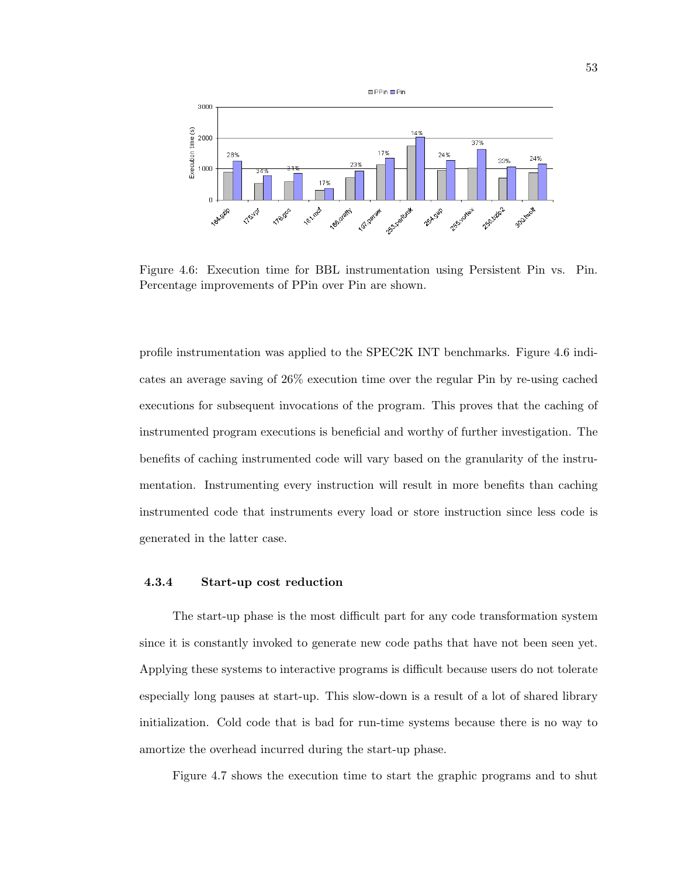Figure 4.6: Execution time for BBL instrumentation using Persistent Pin vs. Pin. Percentage improvements of PPin over Pin are shown.

profile instrumentation was applied to the SPEC2K INT benchmarks. Figure 4.6 indicates an average saving of 26% execution time over the regular Pin by re-using cached executions for subsequent invocations of the program. This proves that the caching of instrumented program executions is beneficial and worthy of further investigation. The benefits of caching instrumented code will vary based on the granularity of the instrumentation. Instrumenting every instruction will result in more benefits than caching instrumented code that instruments every load or store instruction since less code is generated in the latter case.

### 4.3.4 Start-up cost reduction

The start-up phase is the most difficult part for any code transformation system since it is constantly invoked to generate new code paths that have not been seen yet. Applying these systems to interactive programs is difficult because users do not tolerate especially long pauses at start-up. This slow-down is a result of a lot of shared library initialization. Cold code that is bad for run-time systems because there is no way to amortize the overhead incurred during the start-up phase.

Figure 4.7 shows the execution time to start the graphic programs and to shut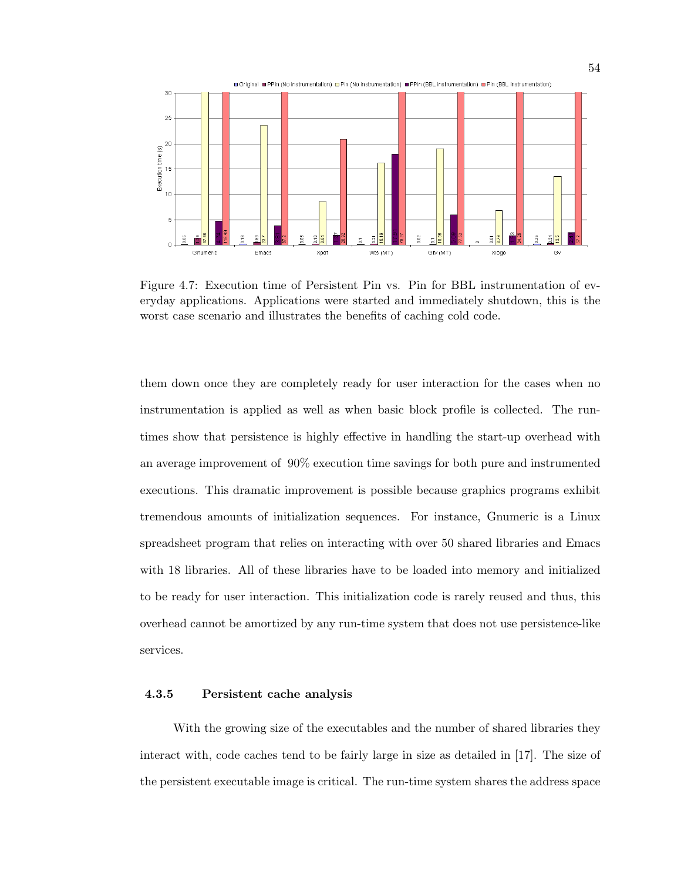Figure 4.7: Execution time of Persistent Pin vs. Pin for BBL instrumentation of everyday applications. Applications were started and immediately shutdown, this is the worst case scenario and illustrates the benefits of caching cold code.

them down once they are completely ready for user interaction for the cases when no instrumentation is applied as well as when basic block profile is collected. The run-times show that persistence is highly effective in handling the start-up overhead with an average improvement of 90% execution time savings for both pure and instrumented executions. This dramatic improvement is possible because graphics programs exhibit tremendous amounts of initialization sequences. For instance, Gnumeric is a Linux spreadsheet program that relies on interacting with over 50 shared libraries and Emacs with 18 libraries. All of these libraries have to be loaded into memory and initialized to be ready for user interaction. This initialization code is rarely reused and thus, this overhead cannot be amortized by any run-time system that does not use persistence-like services.

### 4.3.5 Persistent cache analysis

With the growing size of the executables and the number of shared libraries they interact with, code caches tend to be fairly large in size as detailed in [17]. The size of the persistent executable image is critical. The run-time system shares the address space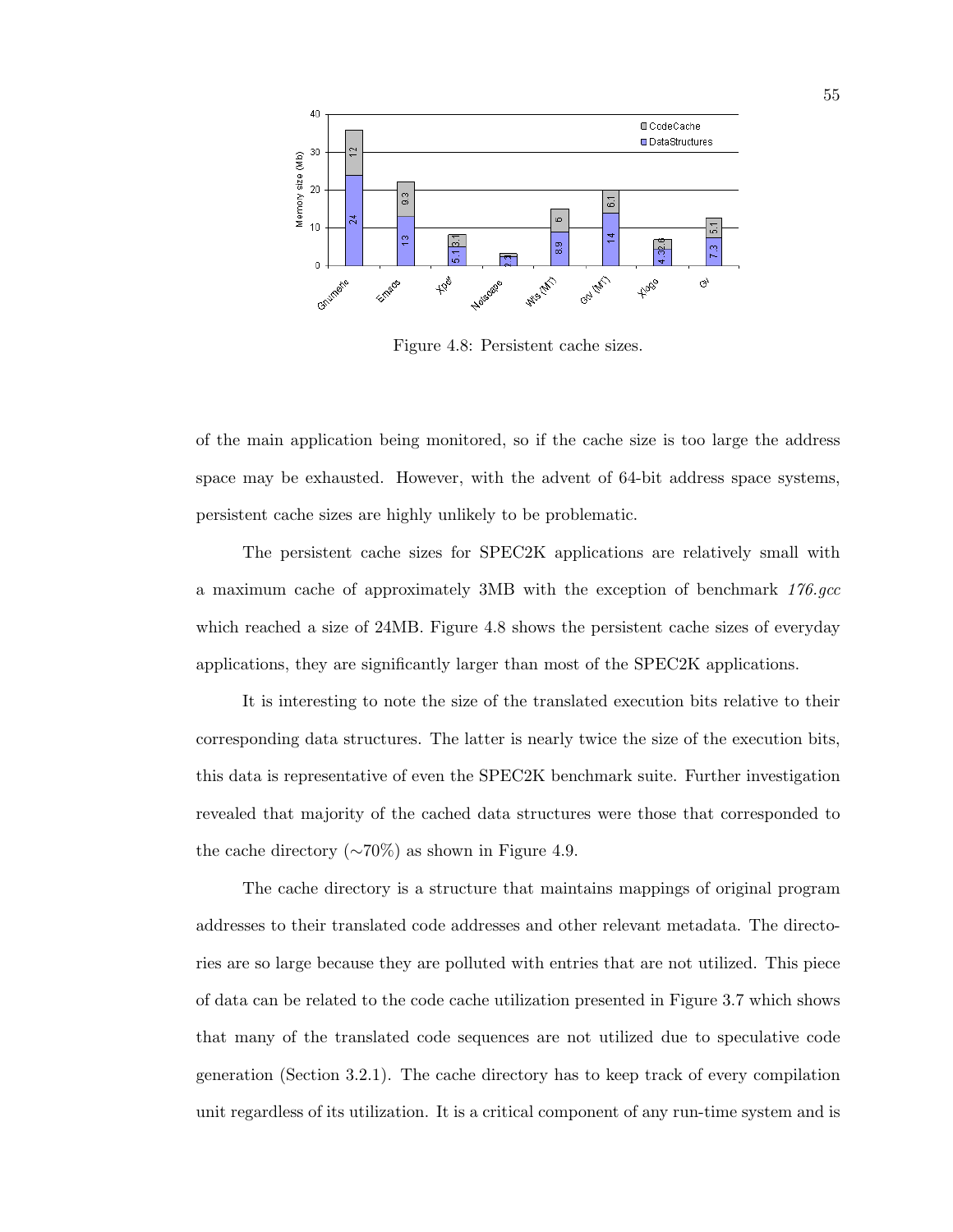Figure 4.8: Persistent cache sizes.

of the main application being monitored, so if the cache size is too large the address space may be exhausted. However, with the advent of 64-bit address space systems, persistent cache sizes are highly unlikely to be problematic.

The persistent cache sizes for SPEC2K applications are relatively small with a maximum cache of approximately 3MB with the exception of benchmark *176.gcc* which reached a size of 24MB. Figure 4.8 shows the persistent cache sizes of everyday applications, they are significantly larger than most of the SPEC2K applications.

It is interesting to note the size of the translated execution bits relative to their corresponding data structures. The latter is nearly twice the size of the execution bits, this data is representative of even the SPEC2K benchmark suite. Further investigation revealed that majority of the cached data structures were those that corresponded to the cache directory (∼70%) as shown in Figure 4.9.

The cache directory is a structure that maintains mappings of original program addresses to their translated code addresses and other relevant metadata. The directories are so large because they are polluted with entries that are not utilized. This piece of data can be related to the code cache utilization presented in Figure 3.7 which shows that many of the translated code sequences are not utilized due to speculative code generation (Section 3.2.1). The cache directory has to keep track of every compilation unit regardless of its utilization. It is a critical component of any run-time system and is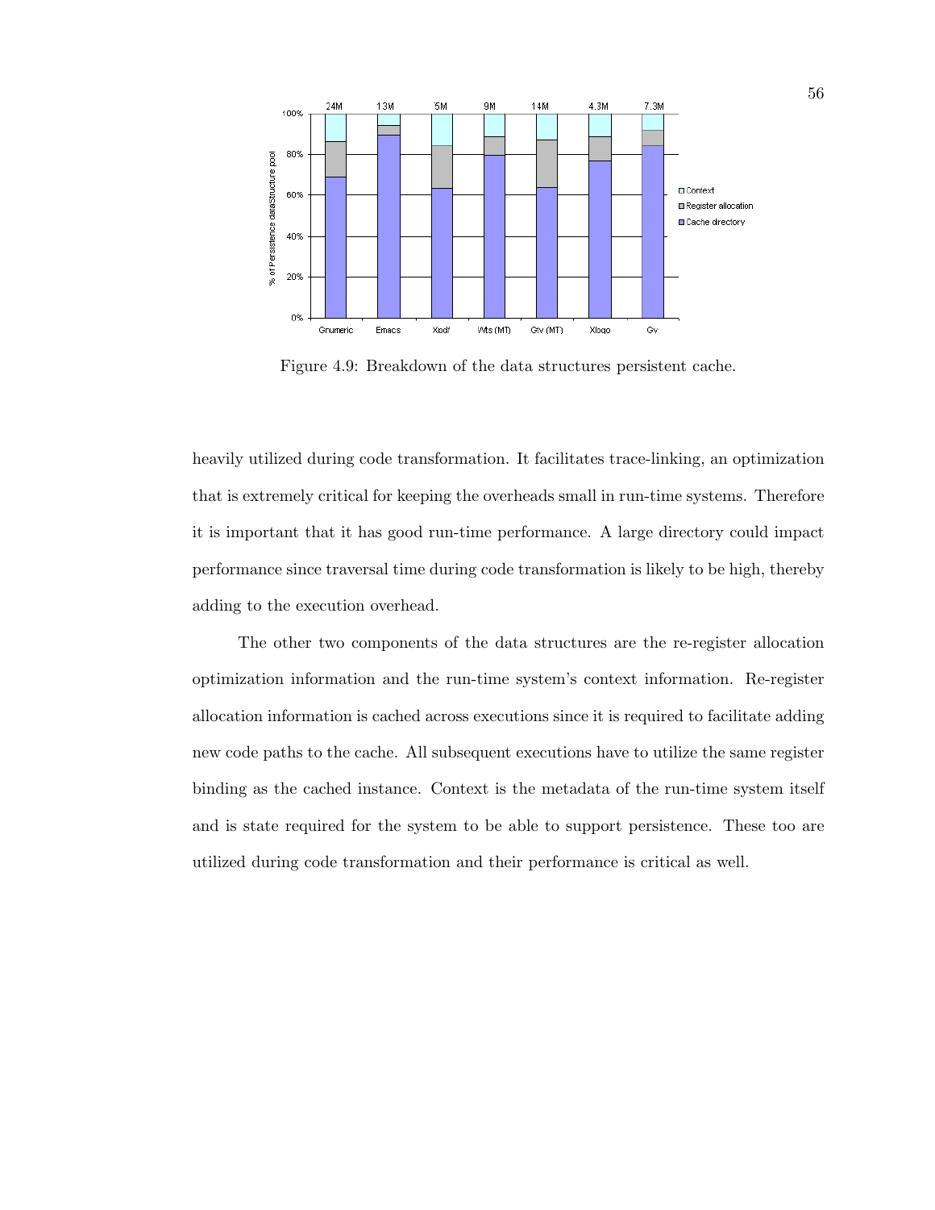Figure 4.9: Breakdown of the data structures persistent cache.

heavily utilized during code transformation. It facilitates trace-linking, an optimization that is extremely critical for keeping the overheads small in run-time systems. Therefore it is important that it has good run-time performance. A large directory could impact performance since traversal time during code transformation is likely to be high, thereby adding to the execution overhead.

The other two components of the data structures are the re-register allocation optimization information and the run-time system's context information. Re-register allocation information is cached across executions since it is required to facilitate adding new code paths to the cache. All subsequent executions have to utilize the same register binding as the cached instance. Context is the metadata of the run-time system itself and is state required for the system to be able to support persistence. These too are utilized during code transformation and their performance is critical as well.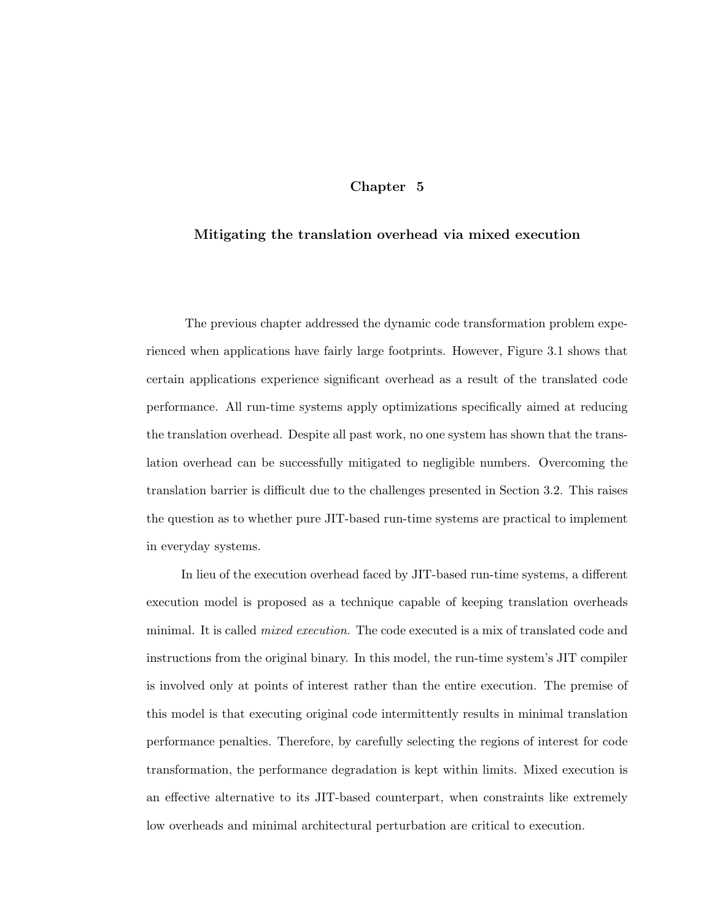# Chapter 5

## Mitigating the translation overhead via mixed execution

The previous chapter addressed the dynamic code transformation problem experienced when applications have fairly large footprints. However, Figure 3.1 shows that certain applications experience significant overhead as a result of the translated code performance. All run-time systems apply optimizations specifically aimed at reducing the translation overhead. Despite all past work, no one system has shown that the translation overhead can be successfully mitigated to negligible numbers. Overcoming the translation barrier is difficult due to the challenges presented in Section 3.2. This raises the question as to whether pure JIT-based run-time systems are practical to implement in everyday systems.

In lieu of the execution overhead faced by JIT-based run-time systems, a different execution model is proposed as a technique capable of keeping translation overheads minimal. It is called *mixed execution*. The code executed is a mix of translated code and instructions from the original binary. In this model, the run-time system's JIT compiler is involved only at points of interest rather than the entire execution. The premise of this model is that executing original code intermittently results in minimal translation performance penalties. Therefore, by carefully selecting the regions of interest for code transformation, the performance degradation is kept within limits. Mixed execution is an effective alternative to its JIT-based counterpart, when constraints like extremely low overheads and minimal architectural perturbation are critical to execution.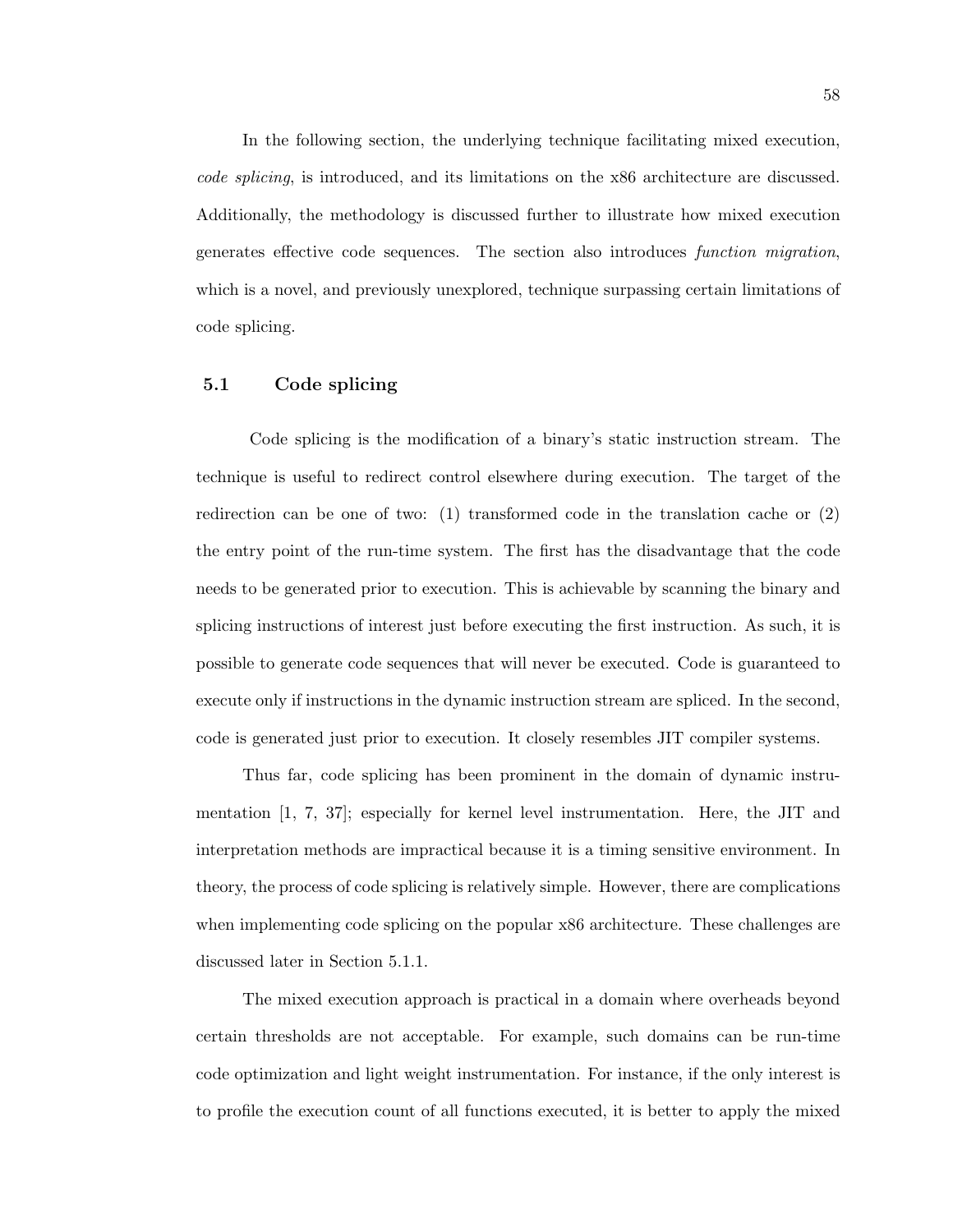In the following section, the underlying technique facilitating mixed execution, *code splicing*, is introduced, and its limitations on the x86 architecture are discussed. Additionally, the methodology is discussed further to illustrate how mixed execution generates effective code sequences. The section also introduces *function migration*, which is a novel, and previously unexplored, technique surpassing certain limitations of code splicing.

## 5.1 Code splicing

Code splicing is the modification of a binary's static instruction stream. The technique is useful to redirect control elsewhere during execution. The target of the redirection can be one of two: (1) transformed code in the translation cache or (2) the entry point of the run-time system. The first has the disadvantage that the code needs to be generated prior to execution. This is achievable by scanning the binary and splicing instructions of interest just before executing the first instruction. As such, it is possible to generate code sequences that will never be executed. Code is guaranteed to execute only if instructions in the dynamic instruction stream are spliced. In the second, code is generated just prior to execution. It closely resembles JIT compiler systems.

Thus far, code splicing has been prominent in the domain of dynamic instrumentation [1, 7, 37]; especially for kernel level instrumentation. Here, the JIT and interpretation methods are impractical because it is a timing sensitive environment. In theory, the process of code splicing is relatively simple. However, there are complications when implementing code splicing on the popular x86 architecture. These challenges are discussed later in Section 5.1.1.

The mixed execution approach is practical in a domain where overheads beyond certain thresholds are not acceptable. For example, such domains can be run-time code optimization and light weight instrumentation. For instance, if the only interest is to profile the execution count of all functions executed, it is better to apply the mixed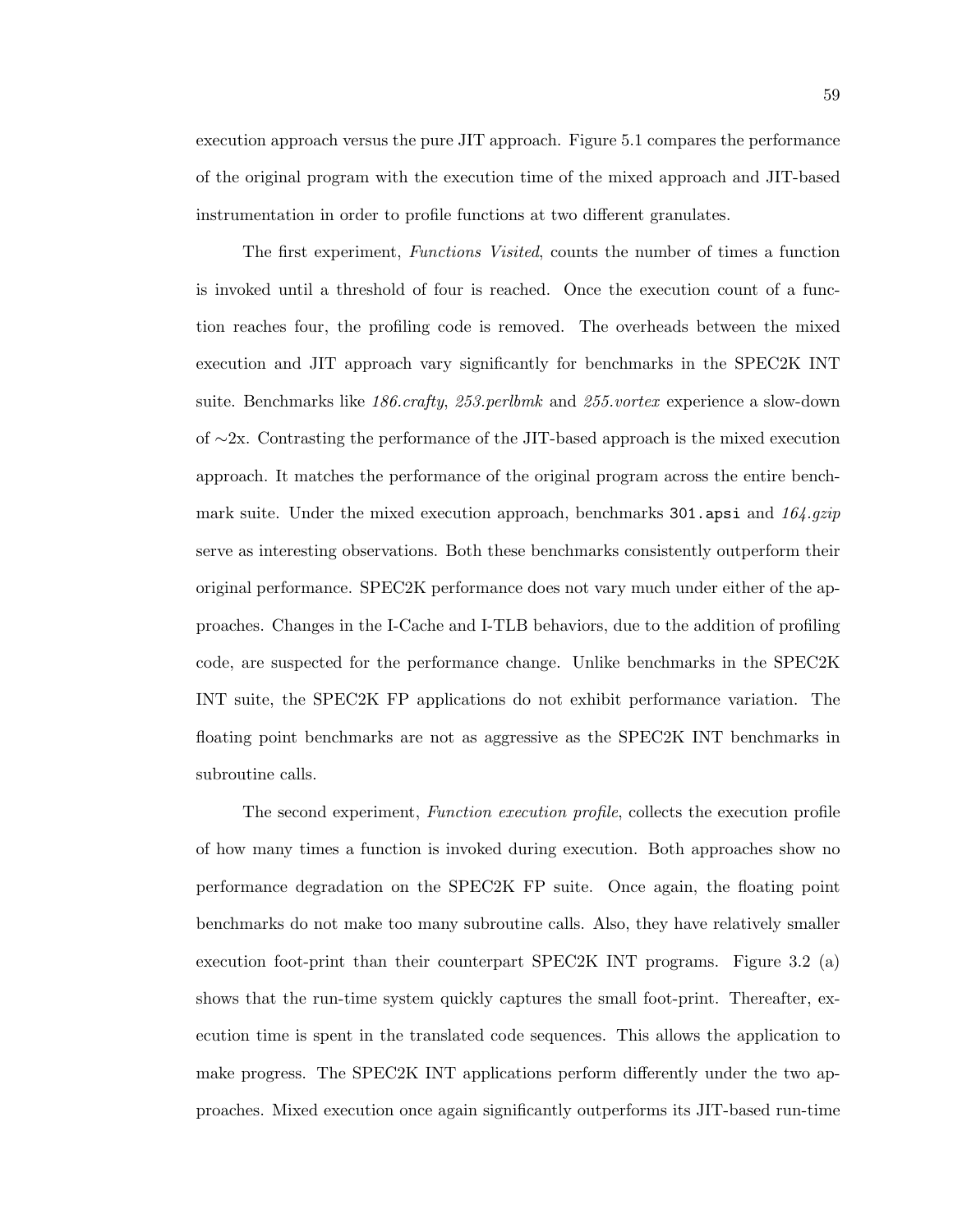execution approach versus the pure JIT approach. Figure 5.1 compares the performance of the original program with the execution time of the mixed approach and JIT-based instrumentation in order to profile functions at two different granulates.

The first experiment, *Functions Visited*, counts the number of times a function is invoked until a threshold of four is reached. Once the execution count of a function reaches four, the profiling code is removed. The overheads between the mixed execution and JIT approach vary significantly for benchmarks in the SPEC2K INT suite. Benchmarks like *186.crafty*, *253.perlbmk* and *255.vortex* experience a slow-down of ∼2x. Contrasting the performance of the JIT-based approach is the mixed execution approach. It matches the performance of the original program across the entire benchmark suite. Under the mixed execution approach, benchmarks `301.apsi` and *164.gzip* serve as interesting observations. Both these benchmarks consistently outperform their original performance. SPEC2K performance does not vary much under either of the approaches. Changes in the I-Cache and I-TLB behaviors, due to the addition of profiling code, are suspected for the performance change. Unlike benchmarks in the SPEC2K INT suite, the SPEC2K FP applications do not exhibit performance variation. The floating point benchmarks are not as aggressive as the SPEC2K INT benchmarks in subroutine calls.

The second experiment, *Function execution profile*, collects the execution profile of how many times a function is invoked during execution. Both approaches show no performance degradation on the SPEC2K FP suite. Once again, the floating point benchmarks do not make too many subroutine calls. Also, they have relatively smaller execution foot-print than their counterpart SPEC2K INT programs. Figure 3.2 (a) shows that the run-time system quickly captures the small foot-print. Thereafter, execution time is spent in the translated code sequences. This allows the application to make progress. The SPEC2K INT applications perform differently under the two approaches. Mixed execution once again significantly outperforms its JIT-based run-time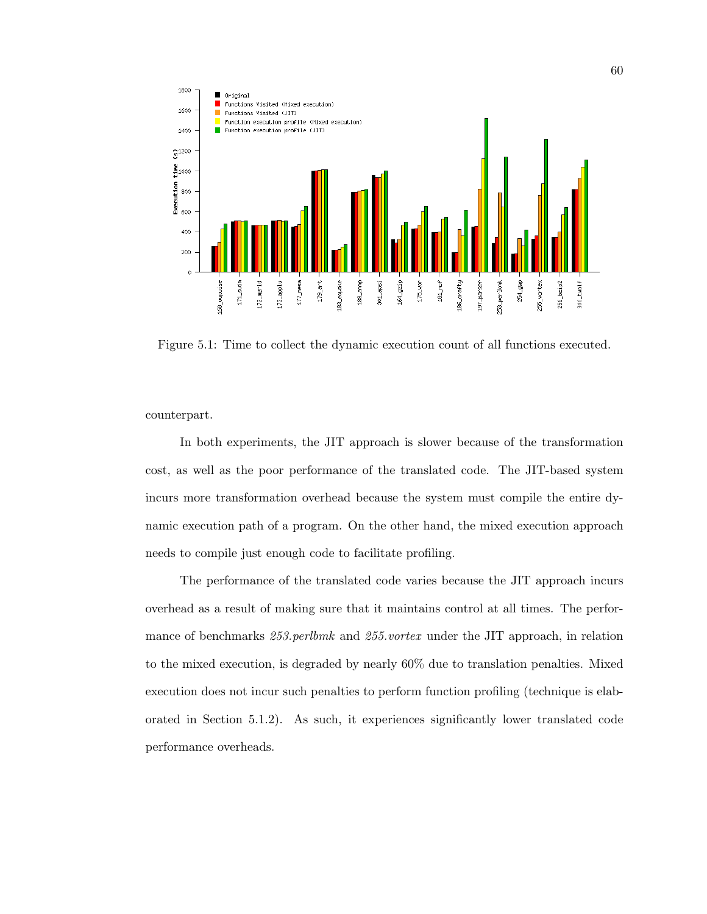Figure 5.1: Time to collect the dynamic execution count of all functions executed.

counterpart.

In both experiments, the JIT approach is slower because of the transformation cost, as well as the poor performance of the translated code. The JIT-based system incurs more transformation overhead because the system must compile the entire dynamic execution path of a program. On the other hand, the mixed execution approach needs to compile just enough code to facilitate profiling.

The performance of the translated code varies because the JIT approach incurs overhead as a result of making sure that it maintains control at all times. The performance of benchmarks *253.perlbmk* and *255.vortex* under the JIT approach, in relation to the mixed execution, is degraded by nearly 60% due to translation penalties. Mixed execution does not incur such penalties to perform function profiling (technique is elaborated in Section 5.1.2). As such, it experiences significantly lower translated code performance overheads.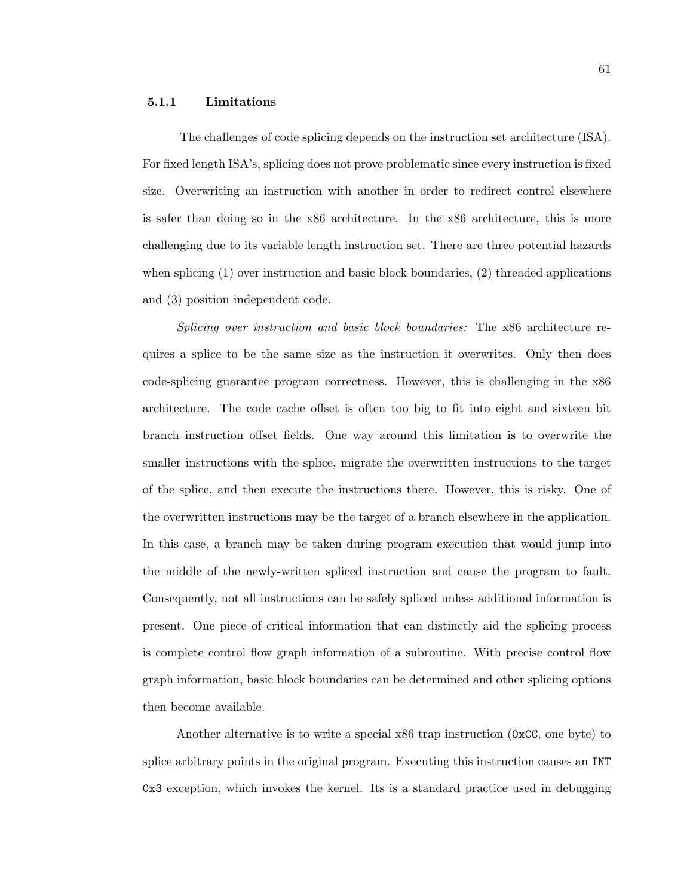### 5.1.1 Limitations

The challenges of code splicing depends on the instruction set architecture (ISA). For fixed length ISA's, splicing does not prove problematic since every instruction is fixed size. Overwriting an instruction with another in order to redirect control elsewhere is safer than doing so in the x86 architecture. In the x86 architecture, this is more challenging due to its variable length instruction set. There are three potential hazards when splicing (1) over instruction and basic block boundaries, (2) threaded applications and (3) position independent code.

*Splicing over instruction and basic block boundaries:* The x86 architecture requires a splice to be the same size as the instruction it overwrites. Only then does code-splicing guarantee program correctness. However, this is challenging in the x86 architecture. The code cache offset is often too big to fit into eight and sixteen bit branch instruction offset fields. One way around this limitation is to overwrite the smaller instructions with the splice, migrate the overwritten instructions to the target of the splice, and then execute the instructions there. However, this is risky. One of the overwritten instructions may be the target of a branch elsewhere in the application. In this case, a branch may be taken during program execution that would jump into the middle of the newly-written spliced instruction and cause the program to fault. Consequently, not all instructions can be safely spliced unless additional information is present. One piece of critical information that can distinctly aid the splicing process is complete control flow graph information of a subroutine. With precise control flow graph information, basic block boundaries can be determined and other splicing options then become available.

Another alternative is to write a special x86 trap instruction (`0xCC`, one byte) to splice arbitrary points in the original program. Executing this instruction causes an `INT 0x3` exception, which invokes the kernel. Its is a standard practice used in debugging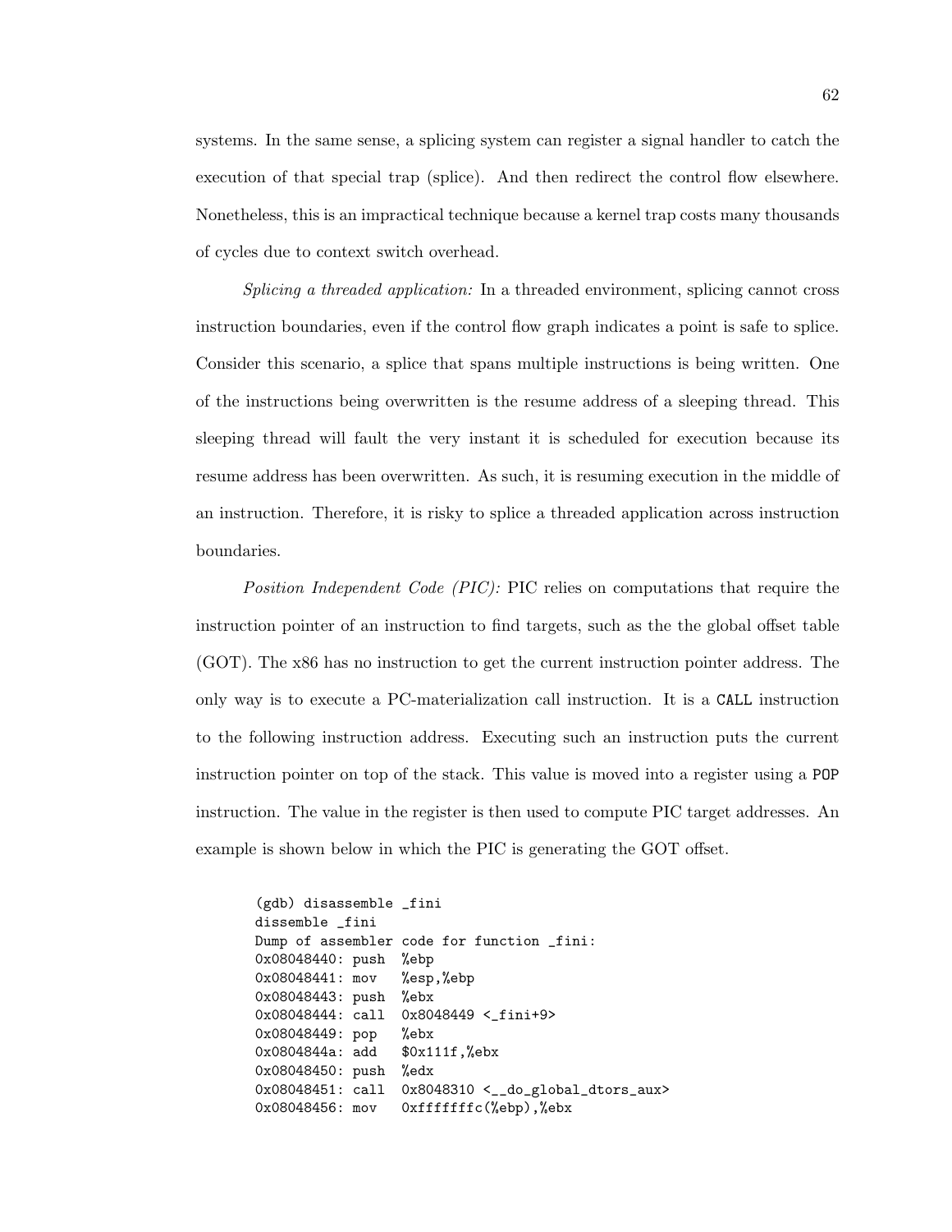systems. In the same sense, a splicing system can register a signal handler to catch the execution of that special trap (splice). And then redirect the control flow elsewhere. Nonetheless, this is an impractical technique because a kernel trap costs many thousands of cycles due to context switch overhead.

*Splicing a threaded application:* In a threaded environment, splicing cannot cross instruction boundaries, even if the control flow graph indicates a point is safe to splice. Consider this scenario, a splice that spans multiple instructions is being written. One of the instructions being overwritten is the resume address of a sleeping thread. This sleeping thread will fault the very instant it is scheduled for execution because its resume address has been overwritten. As such, it is resuming execution in the middle of an instruction. Therefore, it is risky to splice a threaded application across instruction boundaries.

*Position Independent Code (PIC):* PIC relies on computations that require the instruction pointer of an instruction to find targets, such as the the global offset table (GOT). The x86 has no instruction to get the current instruction pointer address. The only way is to execute a PC-materialization call instruction. It is a `CALL` instruction to the following instruction address. Executing such an instruction puts the current instruction pointer on top of the stack. This value is moved into a register using a `POP` instruction. The value in the register is then used to compute PIC target addresses. An example is shown below in which the PIC is generating the GOT offset.

```
(gdb) disassemble _fini
dissemble _fini
Dump of assembler code for function _fini:
0x08048440: push  %ebp
0x08048441: mov   %esp,%ebp
0x08048443: push  %ebx
0x08048444: call  0x8048449 <_fini+9>
0x08048449: pop   %ebx
0x0804844a: add   $0x111f,%ebx
0x08048450: push  %edx
0x08048451: call  0x8048310 <__do_global_dtors_aux>
0x08048456: mov   0xfffffffc(%ebp),%ebx
```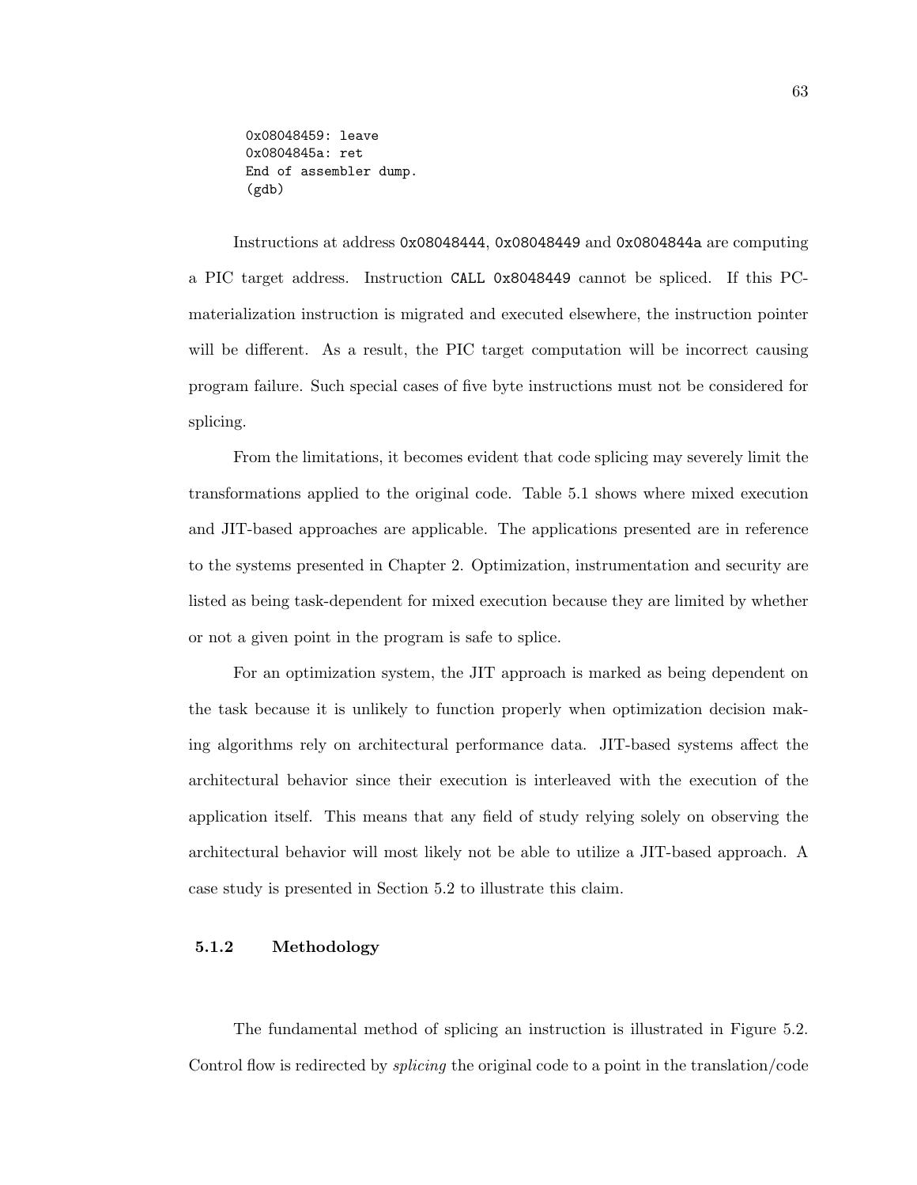```
0x08048459: leave
0x0804845a: ret
End of assembler dump.
(gdb)
```

Instructions at address `0x08048444`, `0x08048449` and `0x0804844a` are computing a PIC target address. Instruction `CALL 0x8048449` cannot be spliced. If this PC-materialization instruction is migrated and executed elsewhere, the instruction pointer will be different. As a result, the PIC target computation will be incorrect causing program failure. Such special cases of five byte instructions must not be considered for splicing.

From the limitations, it becomes evident that code splicing may severely limit the transformations applied to the original code. Table 5.1 shows where mixed execution and JIT-based approaches are applicable. The applications presented are in reference to the systems presented in Chapter 2. Optimization, instrumentation and security are listed as being task-dependent for mixed execution because they are limited by whether or not a given point in the program is safe to splice.

For an optimization system, the JIT approach is marked as being dependent on the task because it is unlikely to function properly when optimization decision making algorithms rely on architectural performance data. JIT-based systems affect the architectural behavior since their execution is interleaved with the execution of the application itself. This means that any field of study relying solely on observing the architectural behavior will most likely not be able to utilize a JIT-based approach. A case study is presented in Section 5.2 to illustrate this claim.

### 5.1.2 Methodology

The fundamental method of splicing an instruction is illustrated in Figure 5.2. Control flow is redirected by *splicing* the original code to a point in the translation/code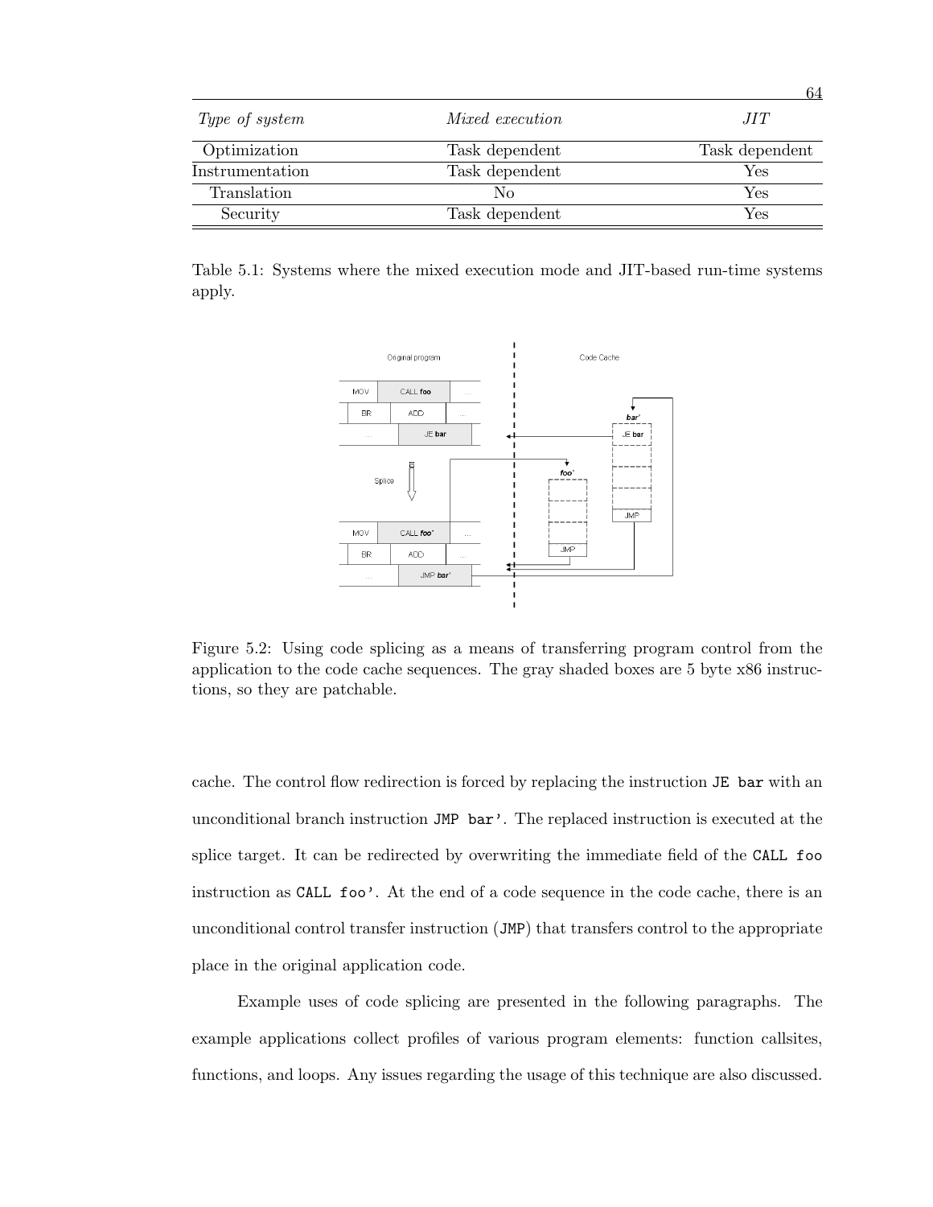| *Type of system* | *Mixed execution* | *JIT* |
|---|---|---|
| Optimization | Task dependent | Task dependent |
| Instrumentation | Task dependent | Yes |
| Translation | No | Yes |
| Security | Task dependent | Yes |

Table 5.1: Systems where the mixed execution mode and JIT-based run-time systems apply.

Figure 5.2: Using code splicing as a means of transferring program control from the application to the code cache sequences. The gray shaded boxes are 5 byte x86 instructions, so they are patchable.

cache. The control flow redirection is forced by replacing the instruction `JE bar` with an unconditional branch instruction `JMP bar'`. The replaced instruction is executed at the splice target. It can be redirected by overwriting the immediate field of the `CALL foo` instruction as `CALL foo'`. At the end of a code sequence in the code cache, there is an unconditional control transfer instruction (`JMP`) that transfers control to the appropriate place in the original application code.

Example uses of code splicing are presented in the following paragraphs. The example applications collect profiles of various program elements: function callsites, functions, and loops. Any issues regarding the usage of this technique are also discussed.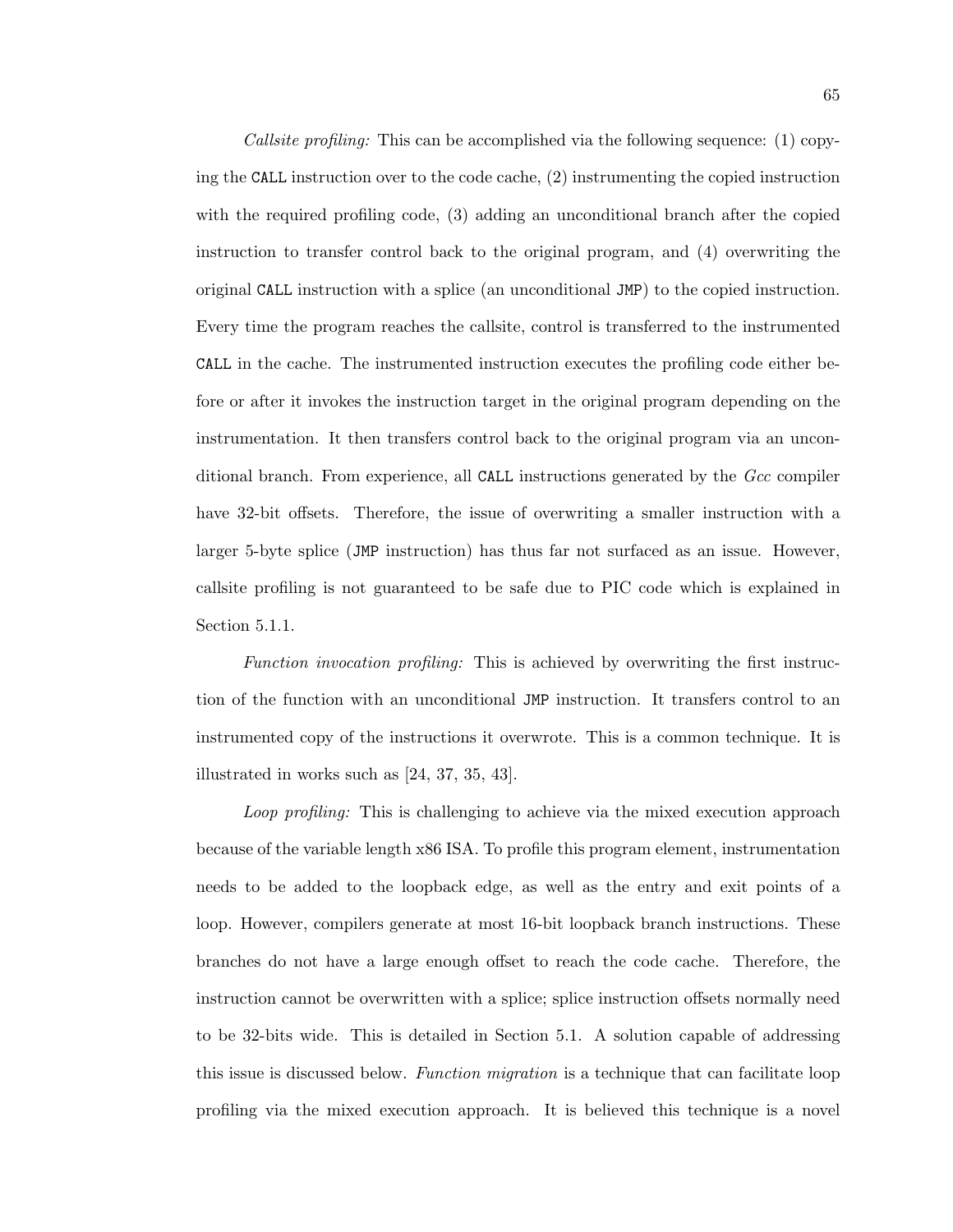*Callsite profiling:* This can be accomplished via the following sequence: (1) copying the `CALL` instruction over to the code cache, (2) instrumenting the copied instruction with the required profiling code, (3) adding an unconditional branch after the copied instruction to transfer control back to the original program, and (4) overwriting the original `CALL` instruction with a splice (an unconditional `JMP`) to the copied instruction. Every time the program reaches the callsite, control is transferred to the instrumented `CALL` in the cache. The instrumented instruction executes the profiling code either before or after it invokes the instruction target in the original program depending on the instrumentation. It then transfers control back to the original program via an unconditional branch. From experience, all `CALL` instructions generated by the *Gcc* compiler have 32-bit offsets. Therefore, the issue of overwriting a smaller instruction with a larger 5-byte splice (`JMP` instruction) has thus far not surfaced as an issue. However, callsite profiling is not guaranteed to be safe due to PIC code which is explained in Section 5.1.1.

*Function invocation profiling:* This is achieved by overwriting the first instruction of the function with an unconditional `JMP` instruction. It transfers control to an instrumented copy of the instructions it overwrote. This is a common technique. It is illustrated in works such as [24, 37, 35, 43].

*Loop profiling:* This is challenging to achieve via the mixed execution approach because of the variable length x86 ISA. To profile this program element, instrumentation needs to be added to the loopback edge, as well as the entry and exit points of a loop. However, compilers generate at most 16-bit loopback branch instructions. These branches do not have a large enough offset to reach the code cache. Therefore, the instruction cannot be overwritten with a splice; splice instruction offsets normally need to be 32-bits wide. This is detailed in Section 5.1. A solution capable of addressing this issue is discussed below. *Function migration* is a technique that can facilitate loop profiling via the mixed execution approach. It is believed this technique is a novel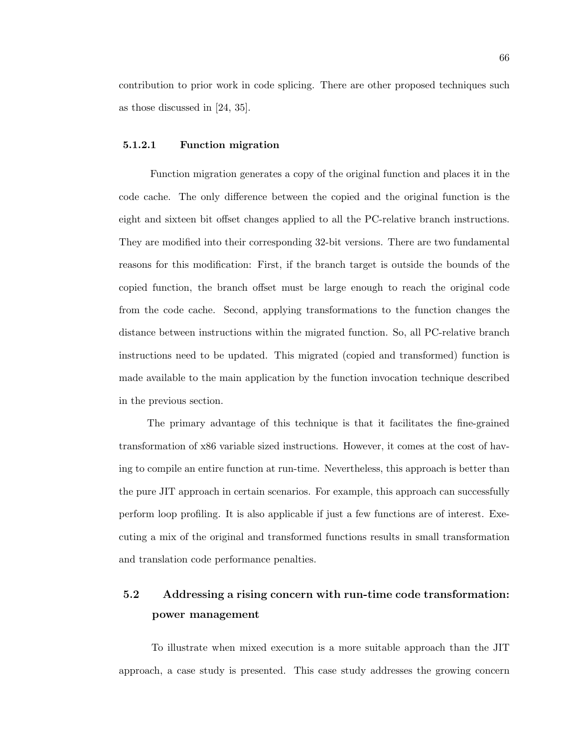contribution to prior work in code splicing. There are other proposed techniques such as those discussed in [24, 35].

#### 5.1.2.1 Function migration

Function migration generates a copy of the original function and places it in the code cache. The only difference between the copied and the original function is the eight and sixteen bit offset changes applied to all the PC-relative branch instructions. They are modified into their corresponding 32-bit versions. There are two fundamental reasons for this modification: First, if the branch target is outside the bounds of the copied function, the branch offset must be large enough to reach the original code from the code cache. Second, applying transformations to the function changes the distance between instructions within the migrated function. So, all PC-relative branch instructions need to be updated. This migrated (copied and transformed) function is made available to the main application by the function invocation technique described in the previous section.

The primary advantage of this technique is that it facilitates the fine-grained transformation of x86 variable sized instructions. However, it comes at the cost of having to compile an entire function at run-time. Nevertheless, this approach is better than the pure JIT approach in certain scenarios. For example, this approach can successfully perform loop profiling. It is also applicable if just a few functions are of interest. Executing a mix of the original and transformed functions results in small transformation and translation code performance penalties.

## 5.2 Addressing a rising concern with run-time code transformation: power management

To illustrate when mixed execution is a more suitable approach than the JIT approach, a case study is presented. This case study addresses the growing concern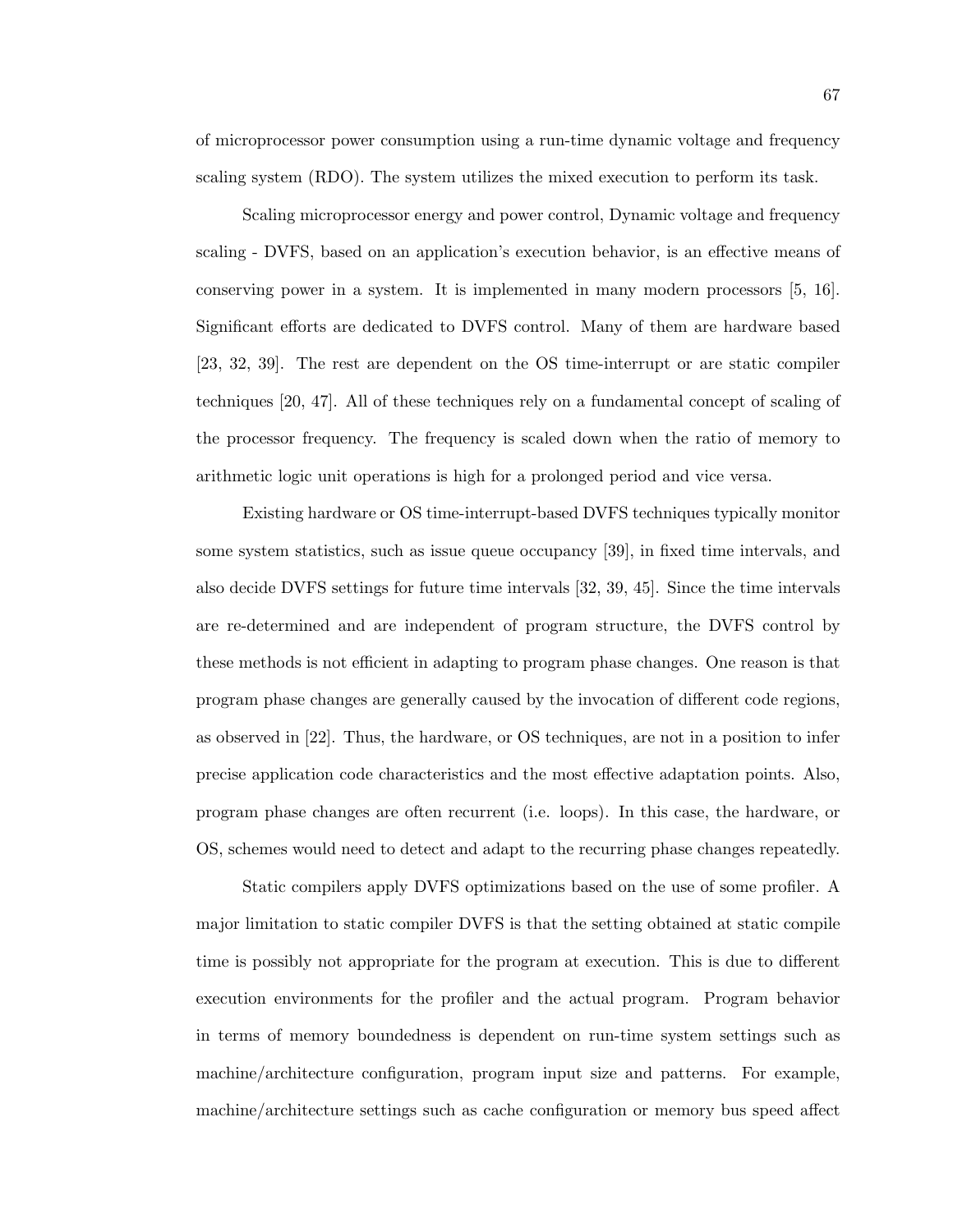of microprocessor power consumption using a run-time dynamic voltage and frequency scaling system (RDO). The system utilizes the mixed execution to perform its task.

Scaling microprocessor energy and power control, Dynamic voltage and frequency scaling - DVFS, based on an application's execution behavior, is an effective means of conserving power in a system. It is implemented in many modern processors [5, 16]. Significant efforts are dedicated to DVFS control. Many of them are hardware based [23, 32, 39]. The rest are dependent on the OS time-interrupt or are static compiler techniques [20, 47]. All of these techniques rely on a fundamental concept of scaling of the processor frequency. The frequency is scaled down when the ratio of memory to arithmetic logic unit operations is high for a prolonged period and vice versa.

Existing hardware or OS time-interrupt-based DVFS techniques typically monitor some system statistics, such as issue queue occupancy [39], in fixed time intervals, and also decide DVFS settings for future time intervals [32, 39, 45]. Since the time intervals are re-determined and are independent of program structure, the DVFS control by these methods is not efficient in adapting to program phase changes. One reason is that program phase changes are generally caused by the invocation of different code regions, as observed in [22]. Thus, the hardware, or OS techniques, are not in a position to infer precise application code characteristics and the most effective adaptation points. Also, program phase changes are often recurrent (i.e. loops). In this case, the hardware, or OS, schemes would need to detect and adapt to the recurring phase changes repeatedly.

Static compilers apply DVFS optimizations based on the use of some profiler. A major limitation to static compiler DVFS is that the setting obtained at static compile time is possibly not appropriate for the program at execution. This is due to different execution environments for the profiler and the actual program. Program behavior in terms of memory boundedness is dependent on run-time system settings such as machine/architecture configuration, program input size and patterns. For example, machine/architecture settings such as cache configuration or memory bus speed affect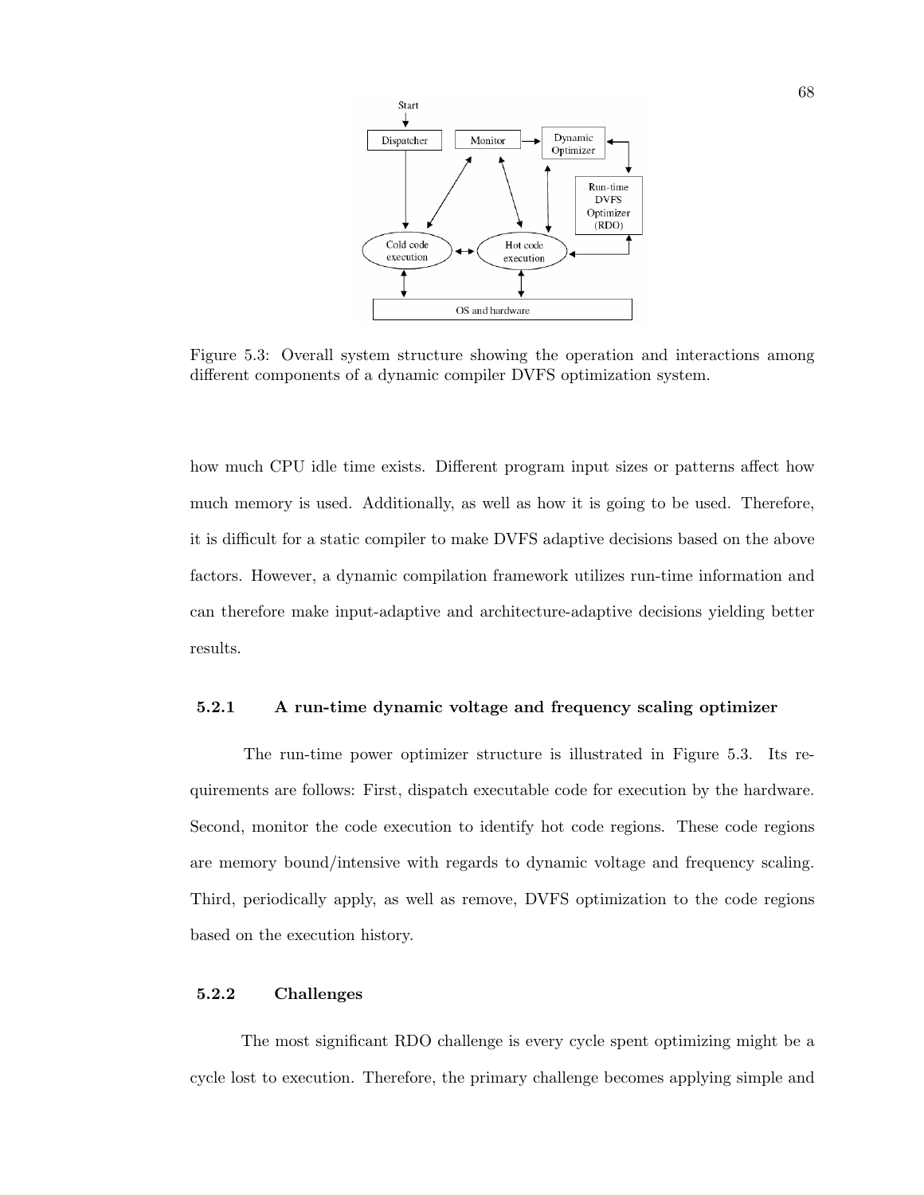Figure 5.3: Overall system structure showing the operation and interactions among different components of a dynamic compiler DVFS optimization system.

how much CPU idle time exists. Different program input sizes or patterns affect how much memory is used. Additionally, as well as how it is going to be used. Therefore, it is difficult for a static compiler to make DVFS adaptive decisions based on the above factors. However, a dynamic compilation framework utilizes run-time information and can therefore make input-adaptive and architecture-adaptive decisions yielding better results.

### 5.2.1 A run-time dynamic voltage and frequency scaling optimizer

The run-time power optimizer structure is illustrated in Figure 5.3. Its requirements are follows: First, dispatch executable code for execution by the hardware. Second, monitor the code execution to identify hot code regions. These code regions are memory bound/intensive with regards to dynamic voltage and frequency scaling. Third, periodically apply, as well as remove, DVFS optimization to the code regions based on the execution history.

### 5.2.2 Challenges

The most significant RDO challenge is every cycle spent optimizing might be a cycle lost to execution. Therefore, the primary challenge becomes applying simple and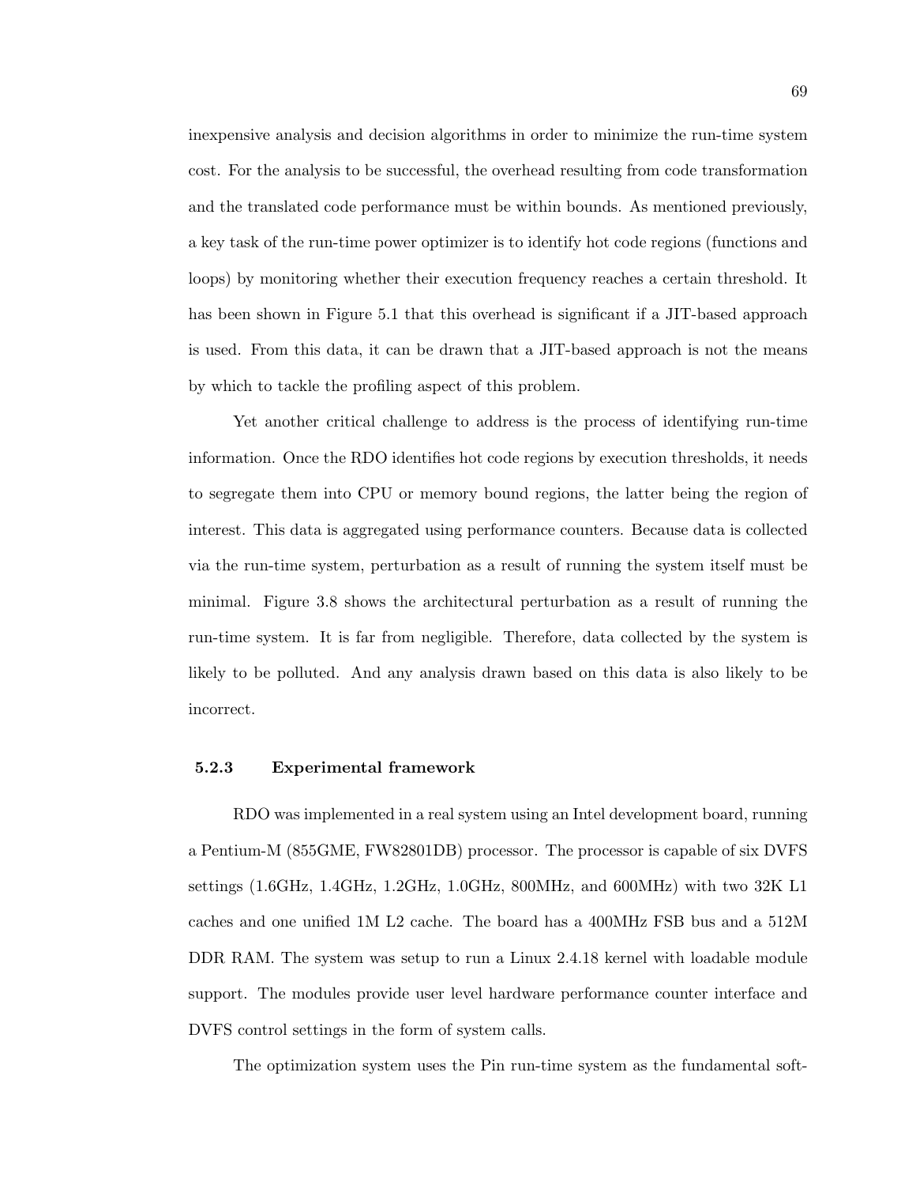inexpensive analysis and decision algorithms in order to minimize the run-time system cost. For the analysis to be successful, the overhead resulting from code transformation and the translated code performance must be within bounds. As mentioned previously, a key task of the run-time power optimizer is to identify hot code regions (functions and loops) by monitoring whether their execution frequency reaches a certain threshold. It has been shown in Figure 5.1 that this overhead is significant if a JIT-based approach is used. From this data, it can be drawn that a JIT-based approach is not the means by which to tackle the profiling aspect of this problem.

Yet another critical challenge to address is the process of identifying run-time information. Once the RDO identifies hot code regions by execution thresholds, it needs to segregate them into CPU or memory bound regions, the latter being the region of interest. This data is aggregated using performance counters. Because data is collected via the run-time system, perturbation as a result of running the system itself must be minimal. Figure 3.8 shows the architectural perturbation as a result of running the run-time system. It is far from negligible. Therefore, data collected by the system is likely to be polluted. And any analysis drawn based on this data is also likely to be incorrect.

### 5.2.3 Experimental framework

RDO was implemented in a real system using an Intel development board, running a Pentium-M (855GME, FW82801DB) processor. The processor is capable of six DVFS settings (1.6GHz, 1.4GHz, 1.2GHz, 1.0GHz, 800MHz, and 600MHz) with two 32K L1 caches and one unified 1M L2 cache. The board has a 400MHz FSB bus and a 512M DDR RAM. The system was setup to run a Linux 2.4.18 kernel with loadable module support. The modules provide user level hardware performance counter interface and DVFS control settings in the form of system calls.

The optimization system uses the Pin run-time system as the fundamental soft-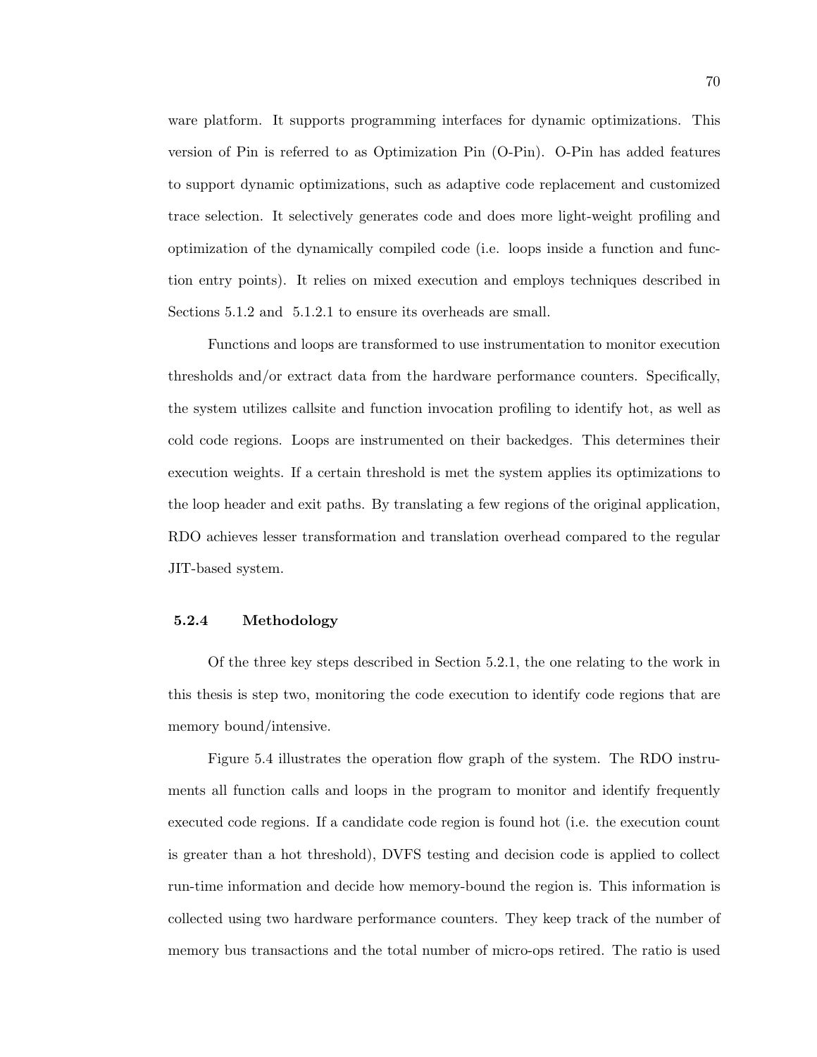ware platform. It supports programming interfaces for dynamic optimizations. This version of Pin is referred to as Optimization Pin (O-Pin). O-Pin has added features to support dynamic optimizations, such as adaptive code replacement and customized trace selection. It selectively generates code and does more light-weight profiling and optimization of the dynamically compiled code (i.e. loops inside a function and function entry points). It relies on mixed execution and employs techniques described in Sections 5.1.2 and 5.1.2.1 to ensure its overheads are small.

Functions and loops are transformed to use instrumentation to monitor execution thresholds and/or extract data from the hardware performance counters. Specifically, the system utilizes callsite and function invocation profiling to identify hot, as well as cold code regions. Loops are instrumented on their backedges. This determines their execution weights. If a certain threshold is met the system applies its optimizations to the loop header and exit paths. By translating a few regions of the original application, RDO achieves lesser transformation and translation overhead compared to the regular JIT-based system.

### 5.2.4 Methodology

Of the three key steps described in Section 5.2.1, the one relating to the work in this thesis is step two, monitoring the code execution to identify code regions that are memory bound/intensive.

Figure 5.4 illustrates the operation flow graph of the system. The RDO instruments all function calls and loops in the program to monitor and identify frequently executed code regions. If a candidate code region is found hot (i.e. the execution count is greater than a hot threshold), DVFS testing and decision code is applied to collect run-time information and decide how memory-bound the region is. This information is collected using two hardware performance counters. They keep track of the number of memory bus transactions and the total number of micro-ops retired. The ratio is used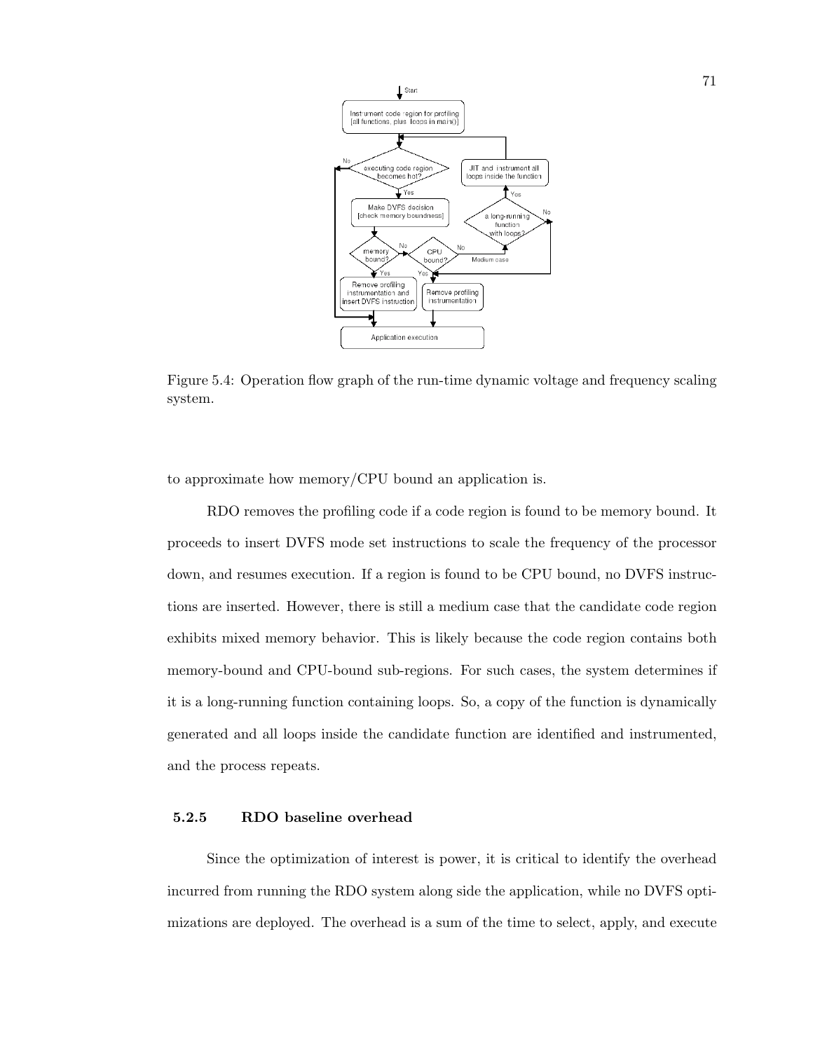Figure 5.4: Operation flow graph of the run-time dynamic voltage and frequency scaling system.

to approximate how memory/CPU bound an application is.

RDO removes the profiling code if a code region is found to be memory bound. It proceeds to insert DVFS mode set instructions to scale the frequency of the processor down, and resumes execution. If a region is found to be CPU bound, no DVFS instructions are inserted. However, there is still a medium case that the candidate code region exhibits mixed memory behavior. This is likely because the code region contains both memory-bound and CPU-bound sub-regions. For such cases, the system determines if it is a long-running function containing loops. So, a copy of the function is dynamically generated and all loops inside the candidate function are identified and instrumented, and the process repeats.

### 5.2.5 RDO baseline overhead

Since the optimization of interest is power, it is critical to identify the overhead incurred from running the RDO system along side the application, while no DVFS optimizations are deployed. The overhead is a sum of the time to select, apply, and execute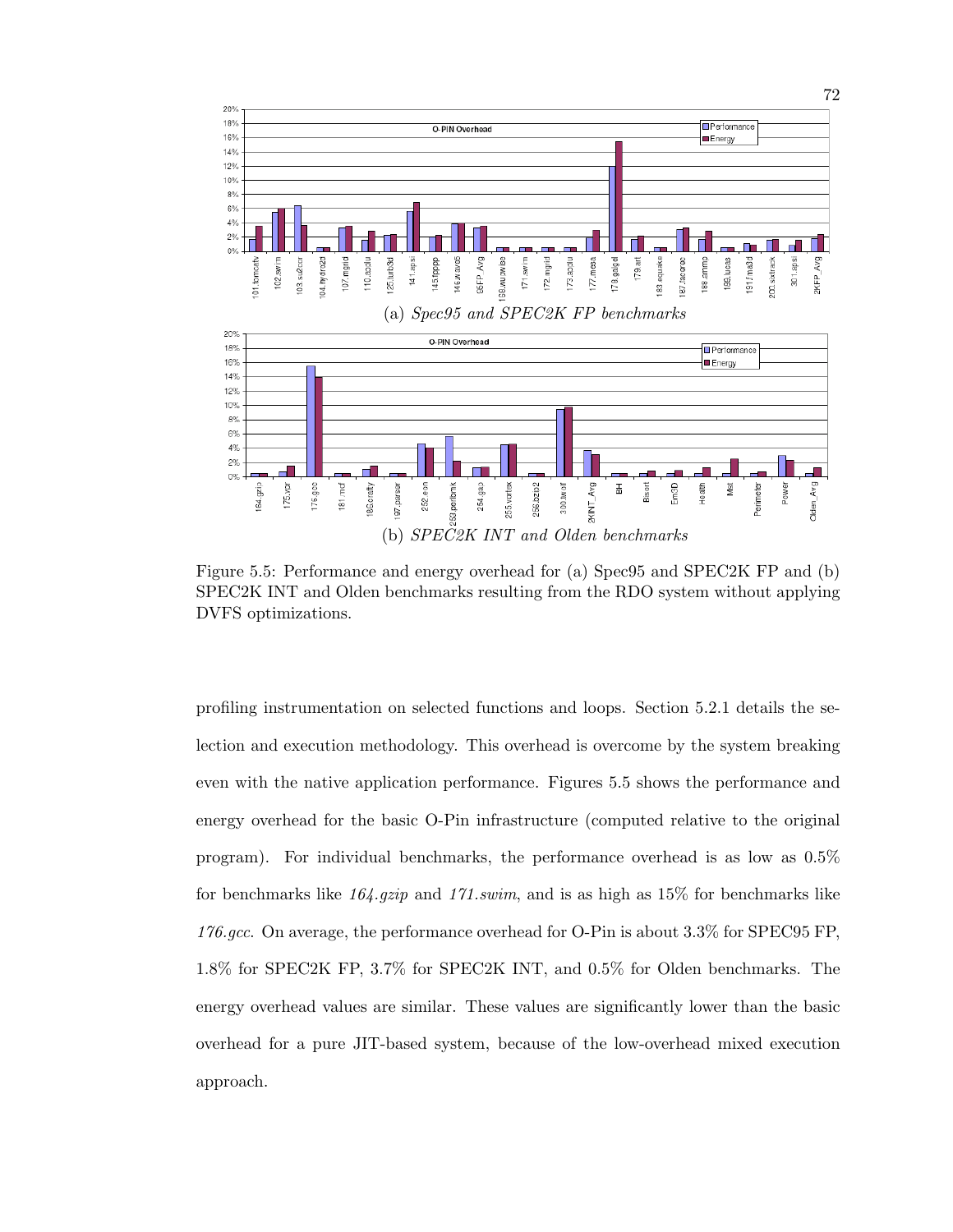(a) *Spec95 and SPEC2K FP benchmarks*

(b) *SPEC2K INT and Olden benchmarks*

Figure 5.5: Performance and energy overhead for (a) Spec95 and SPEC2K FP and (b) SPEC2K INT and Olden benchmarks resulting from the RDO system without applying DVFS optimizations.

profiling instrumentation on selected functions and loops. Section 5.2.1 details the selection and execution methodology. This overhead is overcome by the system breaking even with the native application performance. Figures 5.5 shows the performance and energy overhead for the basic O-Pin infrastructure (computed relative to the original program). For individual benchmarks, the performance overhead is as low as 0.5% for benchmarks like *164.gzip* and *171.swim*, and is as high as 15% for benchmarks like *176.gcc*. On average, the performance overhead for O-Pin is about 3.3% for SPEC95 FP, 1.8% for SPEC2K FP, 3.7% for SPEC2K INT, and 0.5% for Olden benchmarks. The energy overhead values are similar. These values are significantly lower than the basic overhead for a pure JIT-based system, because of the low-overhead mixed execution approach.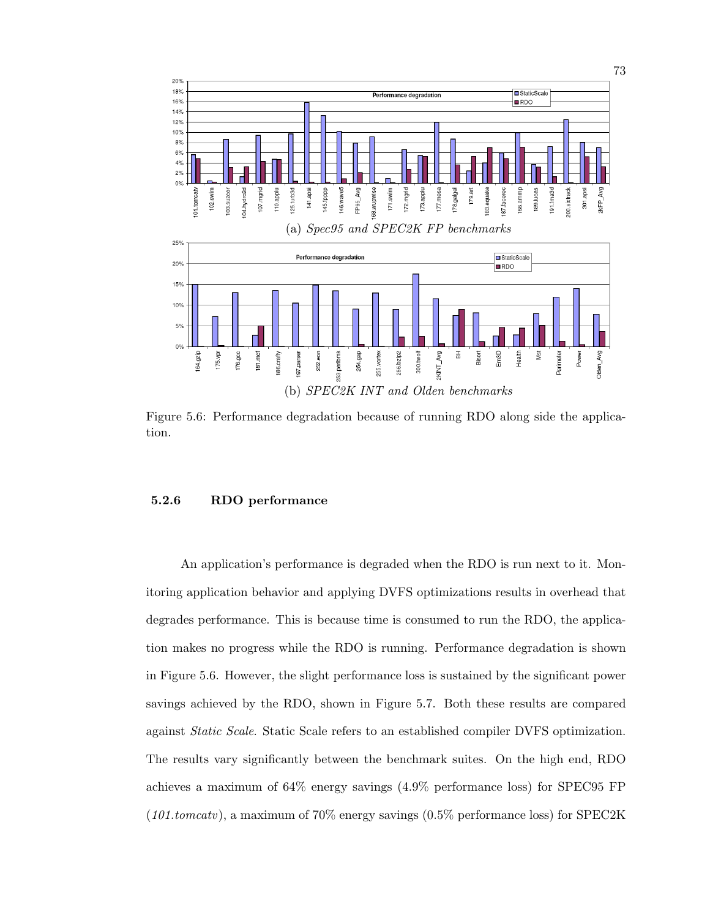(a) *Spec95 and SPEC2K FP benchmarks*

(b) *SPEC2K INT and Olden benchmarks*

Figure 5.6: Performance degradation because of running RDO along side the application.

### 5.2.6 RDO performance

An application's performance is degraded when the RDO is run next to it. Monitoring application behavior and applying DVFS optimizations results in overhead that degrades performance. This is because time is consumed to run the RDO, the application makes no progress while the RDO is running. Performance degradation is shown in Figure 5.6. However, the slight performance loss is sustained by the significant power savings achieved by the RDO, shown in Figure 5.7. Both these results are compared against *Static Scale*. Static Scale refers to an established compiler DVFS optimization. The results vary significantly between the benchmark suites. On the high end, RDO achieves a maximum of 64% energy savings (4.9% performance loss) for SPEC95 FP (*101.tomcatv*), a maximum of 70% energy savings (0.5% performance loss) for SPEC2K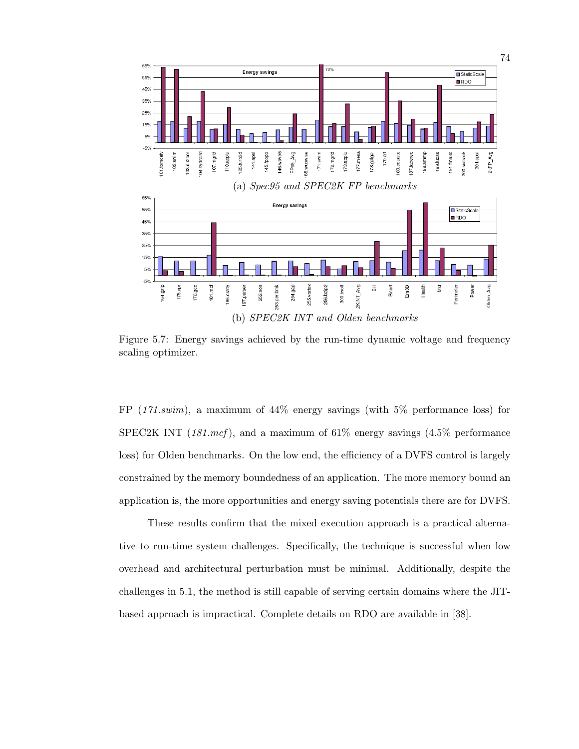(a) *Spec95 and SPEC2K FP benchmarks*

(b) *SPEC2K INT and Olden benchmarks*

Figure 5.7: Energy savings achieved by the run-time dynamic voltage and frequency scaling optimizer.

FP (*171.swim*), a maximum of 44% energy savings (with 5% performance loss) for SPEC2K INT (*181.mcf*), and a maximum of 61% energy savings (4.5% performance loss) for Olden benchmarks. On the low end, the efficiency of a DVFS control is largely constrained by the memory boundedness of an application. The more memory bound an application is, the more opportunities and energy saving potentials there are for DVFS.

These results confirm that the mixed execution approach is a practical alternative to run-time system challenges. Specifically, the technique is successful when low overhead and architectural perturbation must be minimal. Additionally, despite the challenges in 5.1, the method is still capable of serving certain domains where the JIT-based approach is impractical. Complete details on RDO are available in [38].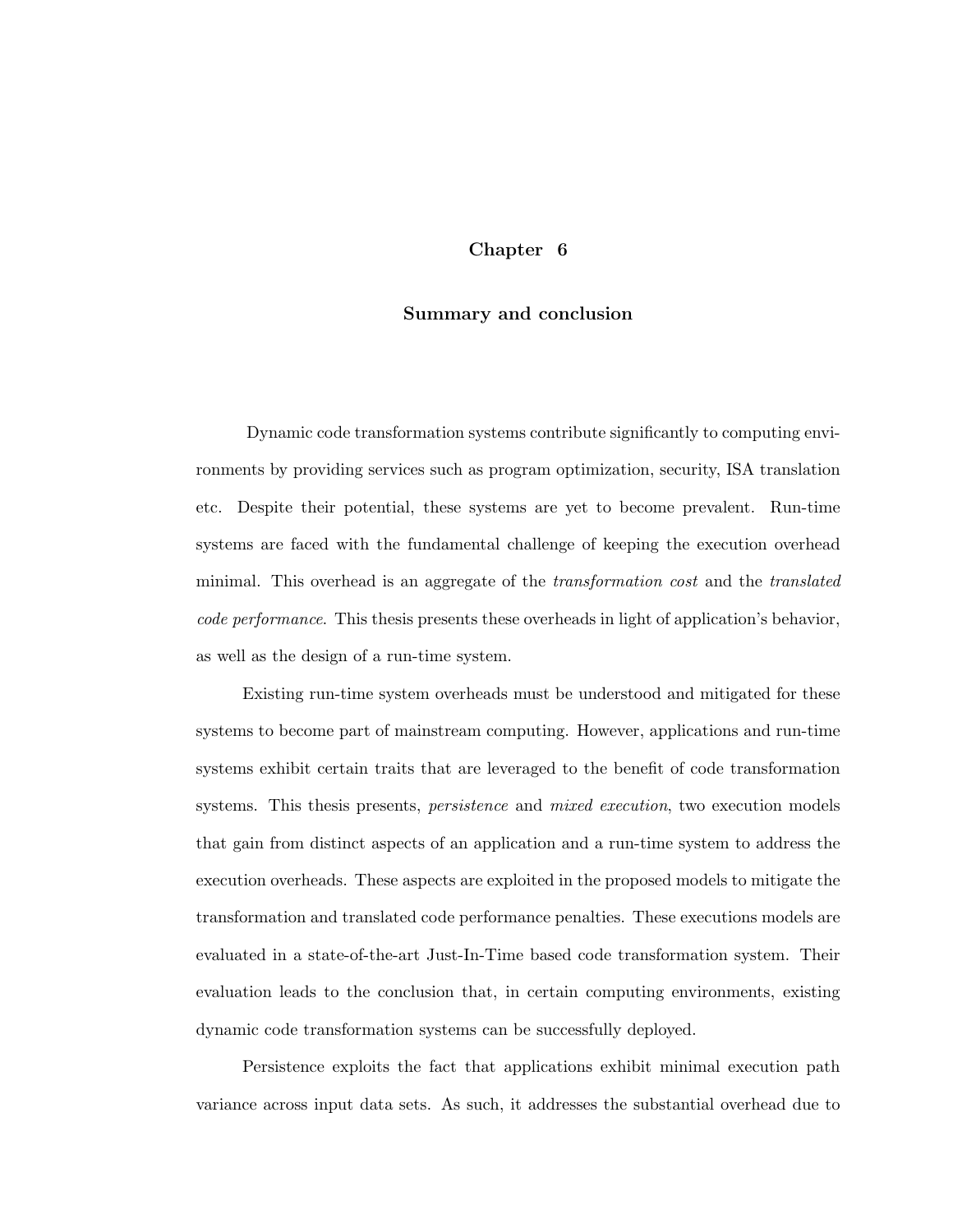# Chapter 6

## Summary and conclusion

Dynamic code transformation systems contribute significantly to computing environments by providing services such as program optimization, security, ISA translation etc. Despite their potential, these systems are yet to become prevalent. Run-time systems are faced with the fundamental challenge of keeping the execution overhead minimal. This overhead is an aggregate of the *transformation cost* and the *translated code performance*. This thesis presents these overheads in light of application's behavior, as well as the design of a run-time system.

Existing run-time system overheads must be understood and mitigated for these systems to become part of mainstream computing. However, applications and run-time systems exhibit certain traits that are leveraged to the benefit of code transformation systems. This thesis presents, *persistence* and *mixed execution*, two execution models that gain from distinct aspects of an application and a run-time system to address the execution overheads. These aspects are exploited in the proposed models to mitigate the transformation and translated code performance penalties. These executions models are evaluated in a state-of-the-art Just-In-Time based code transformation system. Their evaluation leads to the conclusion that, in certain computing environments, existing dynamic code transformation systems can be successfully deployed.

Persistence exploits the fact that applications exhibit minimal execution path variance across input data sets. As such, it addresses the substantial overhead due to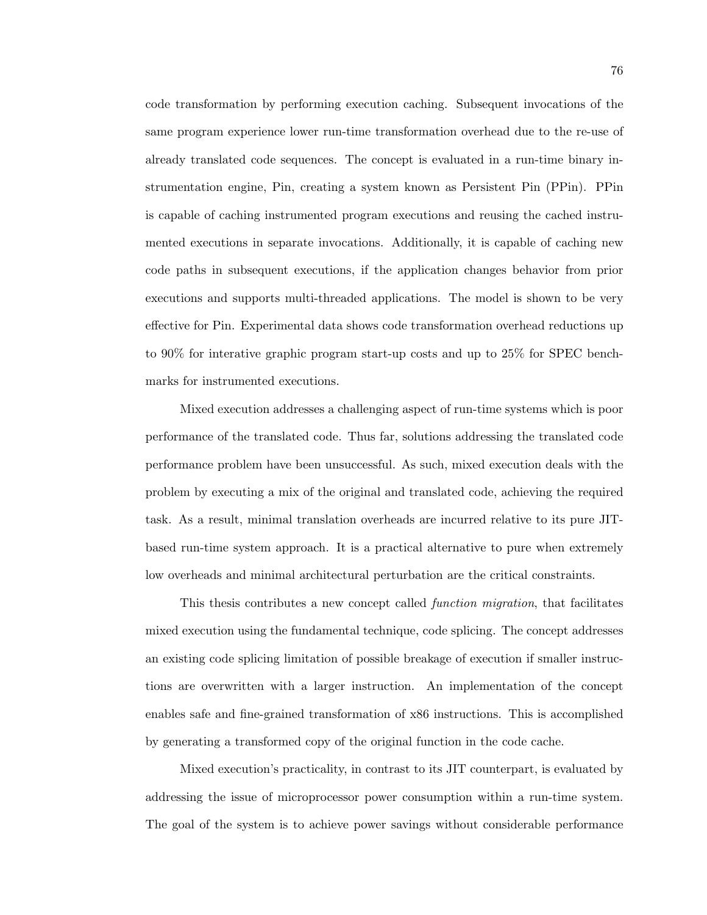code transformation by performing execution caching. Subsequent invocations of the same program experience lower run-time transformation overhead due to the re-use of already translated code sequences. The concept is evaluated in a run-time binary instrumentation engine, Pin, creating a system known as Persistent Pin (PPin). PPin is capable of caching instrumented program executions and reusing the cached instrumented executions in separate invocations. Additionally, it is capable of caching new code paths in subsequent executions, if the application changes behavior from prior executions and supports multi-threaded applications. The model is shown to be very effective for Pin. Experimental data shows code transformation overhead reductions up to 90% for interative graphic program start-up costs and up to 25% for SPEC benchmarks for instrumented executions.

Mixed execution addresses a challenging aspect of run-time systems which is poor performance of the translated code. Thus far, solutions addressing the translated code performance problem have been unsuccessful. As such, mixed execution deals with the problem by executing a mix of the original and translated code, achieving the required task. As a result, minimal translation overheads are incurred relative to its pure JIT-based run-time system approach. It is a practical alternative to pure when extremely low overheads and minimal architectural perturbation are the critical constraints.

This thesis contributes a new concept called *function migration*, that facilitates mixed execution using the fundamental technique, code splicing. The concept addresses an existing code splicing limitation of possible breakage of execution if smaller instructions are overwritten with a larger instruction. An implementation of the concept enables safe and fine-grained transformation of x86 instructions. This is accomplished by generating a transformed copy of the original function in the code cache.

Mixed execution's practicality, in contrast to its JIT counterpart, is evaluated by addressing the issue of microprocessor power consumption within a run-time system. The goal of the system is to achieve power savings without considerable performance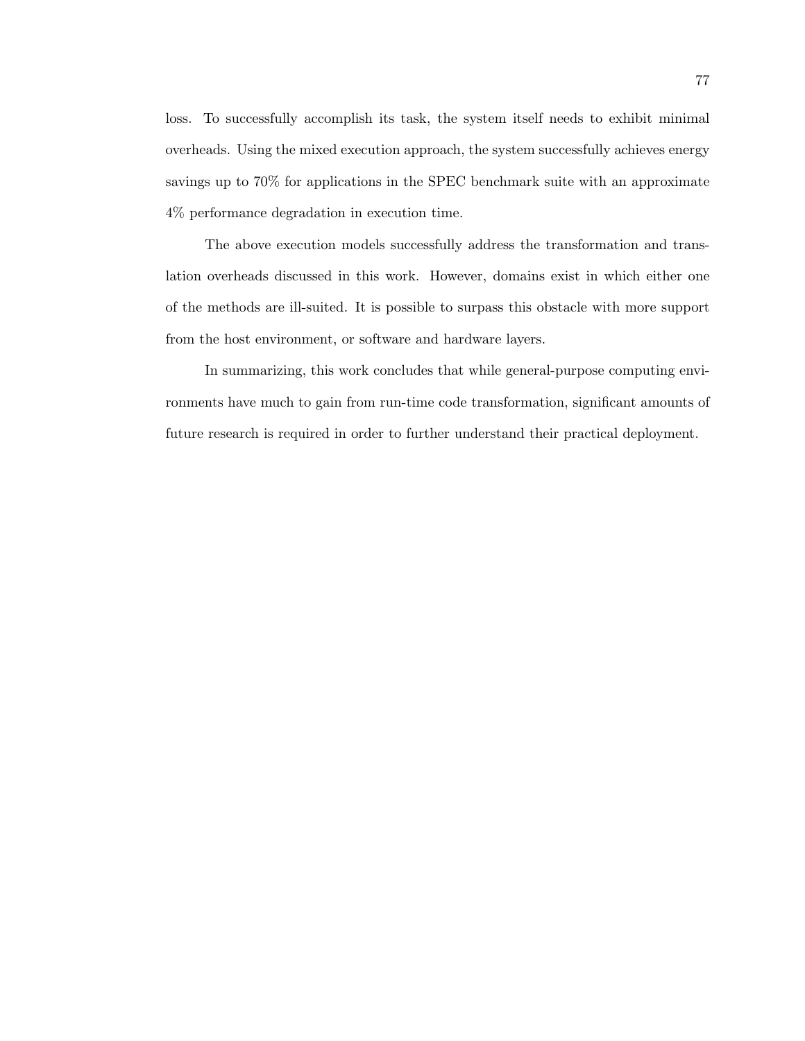loss. To successfully accomplish its task, the system itself needs to exhibit minimal overheads. Using the mixed execution approach, the system successfully achieves energy savings up to 70% for applications in the SPEC benchmark suite with an approximate 4% performance degradation in execution time.

The above execution models successfully address the transformation and translation overheads discussed in this work. However, domains exist in which either one of the methods are ill-suited. It is possible to surpass this obstacle with more support from the host environment, or software and hardware layers.

In summarizing, this work concludes that while general-purpose computing environments have much to gain from run-time code transformation, significant amounts of future research is required in order to further understand their practical deployment.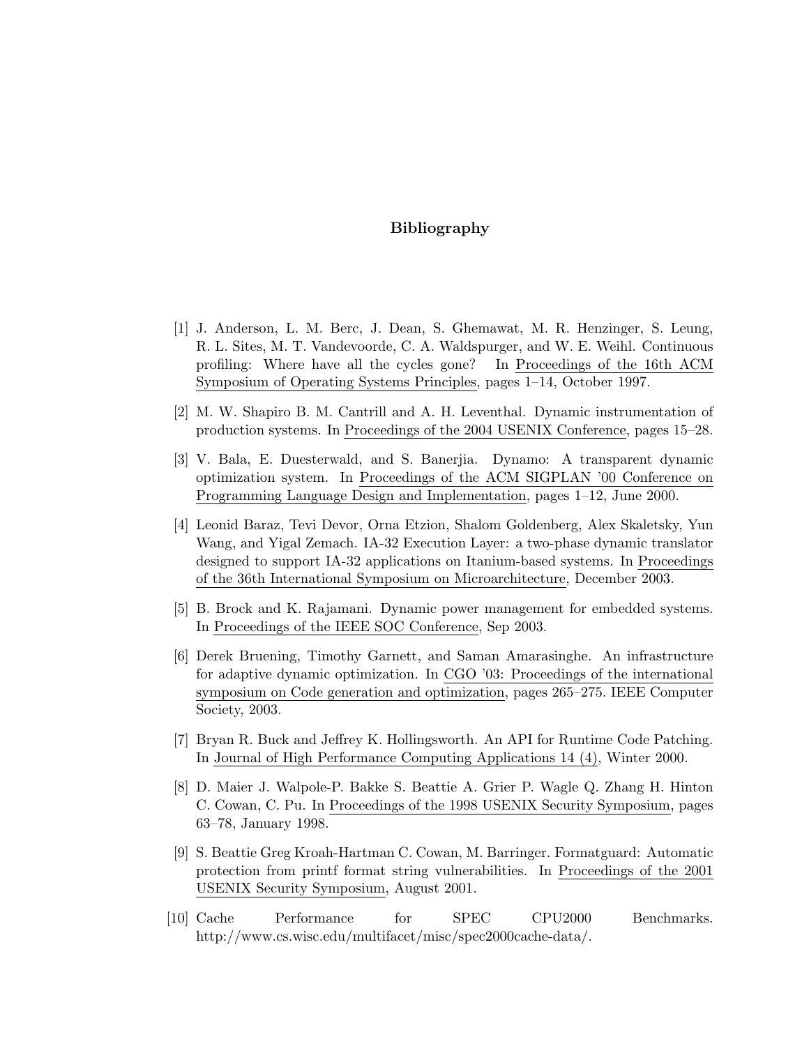# Bibliography

[1] J. Anderson, L. M. Berc, J. Dean, S. Ghemawat, M. R. Henzinger, S. Leung, R. L. Sites, M. T. Vandevoorde, C. A. Waldspurger, and W. E. Weihl. Continuous profiling: Where have all the cycles gone? In Proceedings of the 16th ACM Symposium of Operating Systems Principles, pages 1–14, October 1997.

[2] M. W. Shapiro B. M. Cantrill and A. H. Leventhal. Dynamic instrumentation of production systems. In Proceedings of the 2004 USENIX Conference, pages 15–28.

[3] V. Bala, E. Duesterwald, and S. Banerjia. Dynamo: A transparent dynamic optimization system. In Proceedings of the ACM SIGPLAN '00 Conference on Programming Language Design and Implementation, pages 1–12, June 2000.

[4] Leonid Baraz, Tevi Devor, Orna Etzion, Shalom Goldenberg, Alex Skaletsky, Yun Wang, and Yigal Zemach. IA-32 Execution Layer: a two-phase dynamic translator designed to support IA-32 applications on Itanium-based systems. In Proceedings of the 36th International Symposium on Microarchitecture, December 2003.

[5] B. Brock and K. Rajamani. Dynamic power management for embedded systems. In Proceedings of the IEEE SOC Conference, Sep 2003.

[6] Derek Bruening, Timothy Garnett, and Saman Amarasinghe. An infrastructure for adaptive dynamic optimization. In CGO '03: Proceedings of the international symposium on Code generation and optimization, pages 265–275. IEEE Computer Society, 2003.

[7] Bryan R. Buck and Jeffrey K. Hollingsworth. An API for Runtime Code Patching. In Journal of High Performance Computing Applications 14 (4), Winter 2000.

[8] D. Maier J. Walpole-P. Bakke S. Beattie A. Grier P. Wagle Q. Zhang H. Hinton C. Cowan, C. Pu. In Proceedings of the 1998 USENIX Security Symposium, pages 63–78, January 1998.

[9] S. Beattie Greg Kroah-Hartman C. Cowan, M. Barringer. Formatguard: Automatic protection from printf format string vulnerabilities. In Proceedings of the 2001 USENIX Security Symposium, August 2001.

[10] Cache Performance for SPEC CPU2000 Benchmarks. http://www.cs.wisc.edu/multifacet/misc/spec2000cache-data/.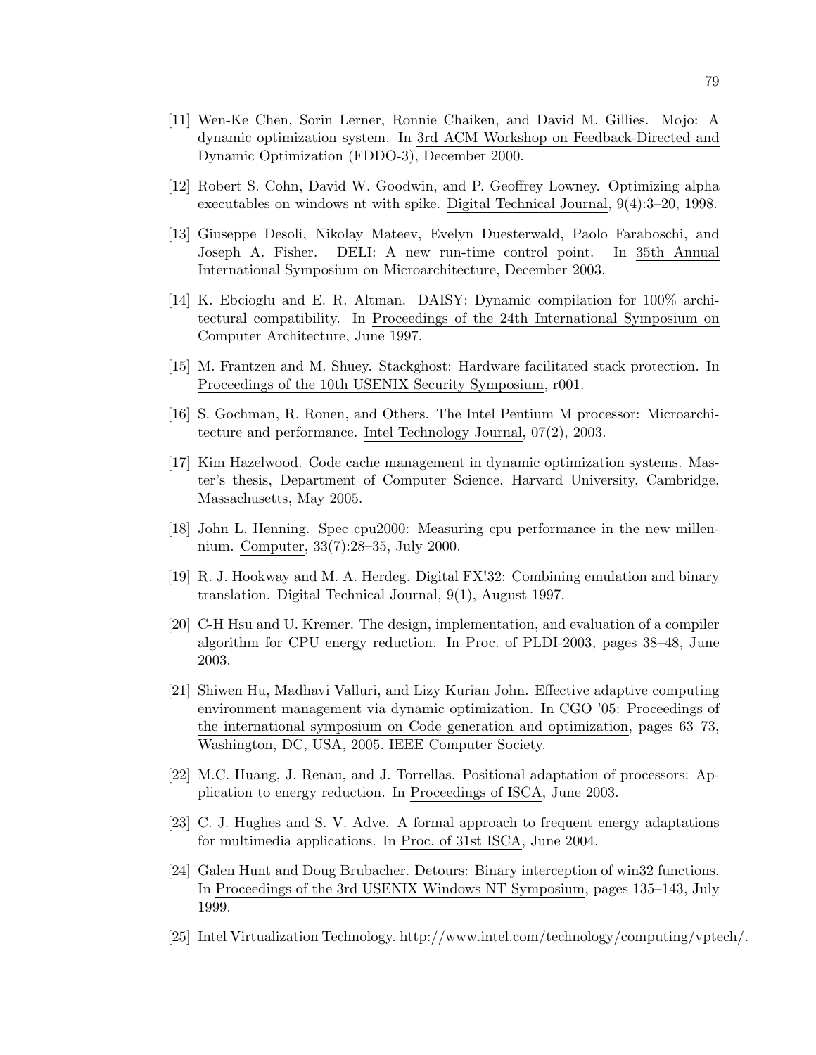[11] Wen-Ke Chen, Sorin Lerner, Ronnie Chaiken, and David M. Gillies. Mojo: A dynamic optimization system. In 3rd ACM Workshop on Feedback-Directed and Dynamic Optimization (FDDO-3), December 2000.

[12] Robert S. Cohn, David W. Goodwin, and P. Geoffrey Lowney. Optimizing alpha executables on windows nt with spike. Digital Technical Journal, 9(4):3–20, 1998.

[13] Giuseppe Desoli, Nikolay Mateev, Evelyn Duesterwald, Paolo Faraboschi, and Joseph A. Fisher. DELI: A new run-time control point. In 35th Annual International Symposium on Microarchitecture, December 2003.

[14] K. Ebcioglu and E. R. Altman. DAISY: Dynamic compilation for 100% architectural compatibility. In Proceedings of the 24th International Symposium on Computer Architecture, June 1997.

[15] M. Frantzen and M. Shuey. Stackghost: Hardware facilitated stack protection. In Proceedings of the 10th USENIX Security Symposium, r001.

[16] S. Gochman, R. Ronen, and Others. The Intel Pentium M processor: Microarchitecture and performance. Intel Technology Journal, 07(2), 2003.

[17] Kim Hazelwood. Code cache management in dynamic optimization systems. Master's thesis, Department of Computer Science, Harvard University, Cambridge, Massachusetts, May 2005.

[18] John L. Henning. Spec cpu2000: Measuring cpu performance in the new millennium. Computer, 33(7):28–35, July 2000.

[19] R. J. Hookway and M. A. Herdeg. Digital FX!32: Combining emulation and binary translation. Digital Technical Journal, 9(1), August 1997.

[20] C-H Hsu and U. Kremer. The design, implementation, and evaluation of a compiler algorithm for CPU energy reduction. In Proc. of PLDI-2003, pages 38–48, June 2003.

[21] Shiwen Hu, Madhavi Valluri, and Lizy Kurian John. Effective adaptive computing environment management via dynamic optimization. In CGO '05: Proceedings of the international symposium on Code generation and optimization, pages 63–73, Washington, DC, USA, 2005. IEEE Computer Society.

[22] M.C. Huang, J. Renau, and J. Torrellas. Positional adaptation of processors: Application to energy reduction. In Proceedings of ISCA, June 2003.

[23] C. J. Hughes and S. V. Adve. A formal approach to frequent energy adaptations for multimedia applications. In Proc. of 31st ISCA, June 2004.

[24] Galen Hunt and Doug Brubacher. Detours: Binary interception of win32 functions. In Proceedings of the 3rd USENIX Windows NT Symposium, pages 135–143, July 1999.

[25] Intel Virtualization Technology. http://www.intel.com/technology/computing/vptech/.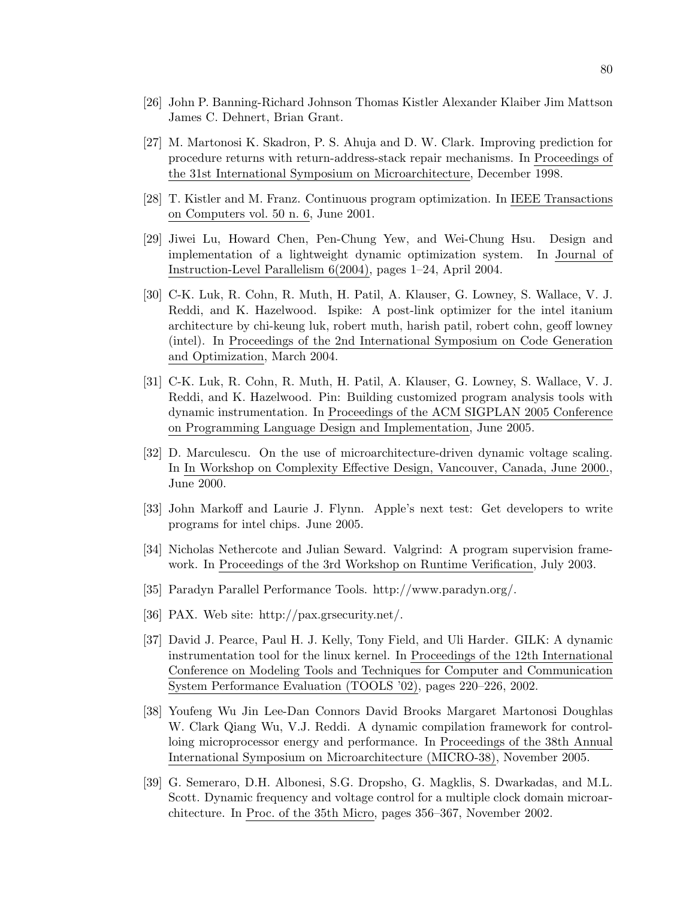[26] John P. Banning-Richard Johnson Thomas Kistler Alexander Klaiber Jim Mattson James C. Dehnert, Brian Grant.

[27] M. Martonosi K. Skadron, P. S. Ahuja and D. W. Clark. Improving prediction for procedure returns with return-address-stack repair mechanisms. In Proceedings of the 31st International Symposium on Microarchitecture, December 1998.

[28] T. Kistler and M. Franz. Continuous program optimization. In IEEE Transactions on Computers vol. 50 n. 6, June 2001.

[29] Jiwei Lu, Howard Chen, Pen-Chung Yew, and Wei-Chung Hsu. Design and implementation of a lightweight dynamic optimization system. In Journal of Instruction-Level Parallelism 6(2004), pages 1–24, April 2004.

[30] C-K. Luk, R. Cohn, R. Muth, H. Patil, A. Klauser, G. Lowney, S. Wallace, V. J. Reddi, and K. Hazelwood. Ispike: A post-link optimizer for the intel itanium architecture by chi-keung luk, robert muth, harish patil, robert cohn, geoff lowney (intel). In Proceedings of the 2nd International Symposium on Code Generation and Optimization, March 2004.

[31] C-K. Luk, R. Cohn, R. Muth, H. Patil, A. Klauser, G. Lowney, S. Wallace, V. J. Reddi, and K. Hazelwood. Pin: Building customized program analysis tools with dynamic instrumentation. In Proceedings of the ACM SIGPLAN 2005 Conference on Programming Language Design and Implementation, June 2005.

[32] D. Marculescu. On the use of microarchitecture-driven dynamic voltage scaling. In In Workshop on Complexity Effective Design, Vancouver, Canada, June 2000., June 2000.

[33] John Markoff and Laurie J. Flynn. Apple's next test: Get developers to write programs for intel chips. June 2005.

[34] Nicholas Nethercote and Julian Seward. Valgrind: A program supervision framework. In Proceedings of the 3rd Workshop on Runtime Verification, July 2003.

[35] Paradyn Parallel Performance Tools. http://www.paradyn.org/.

[36] PAX. Web site: http://pax.grsecurity.net/.

[37] David J. Pearce, Paul H. J. Kelly, Tony Field, and Uli Harder. GILK: A dynamic instrumentation tool for the linux kernel. In Proceedings of the 12th International Conference on Modeling Tools and Techniques for Computer and Communication System Performance Evaluation (TOOLS '02), pages 220–226, 2002.

[38] Youfeng Wu Jin Lee-Dan Connors David Brooks Margaret Martonosi Doughlas W. Clark Qiang Wu, V.J. Reddi. A dynamic compilation framework for controlloing microprocessor energy and performance. In Proceedings of the 38th Annual International Symposium on Microarchitecture (MICRO-38), November 2005.

[39] G. Semeraro, D.H. Albonesi, S.G. Dropsho, G. Magklis, S. Dwarkadas, and M.L. Scott. Dynamic frequency and voltage control for a multiple clock domain microarchitecture. In Proc. of the 35th Micro, pages 356–367, November 2002.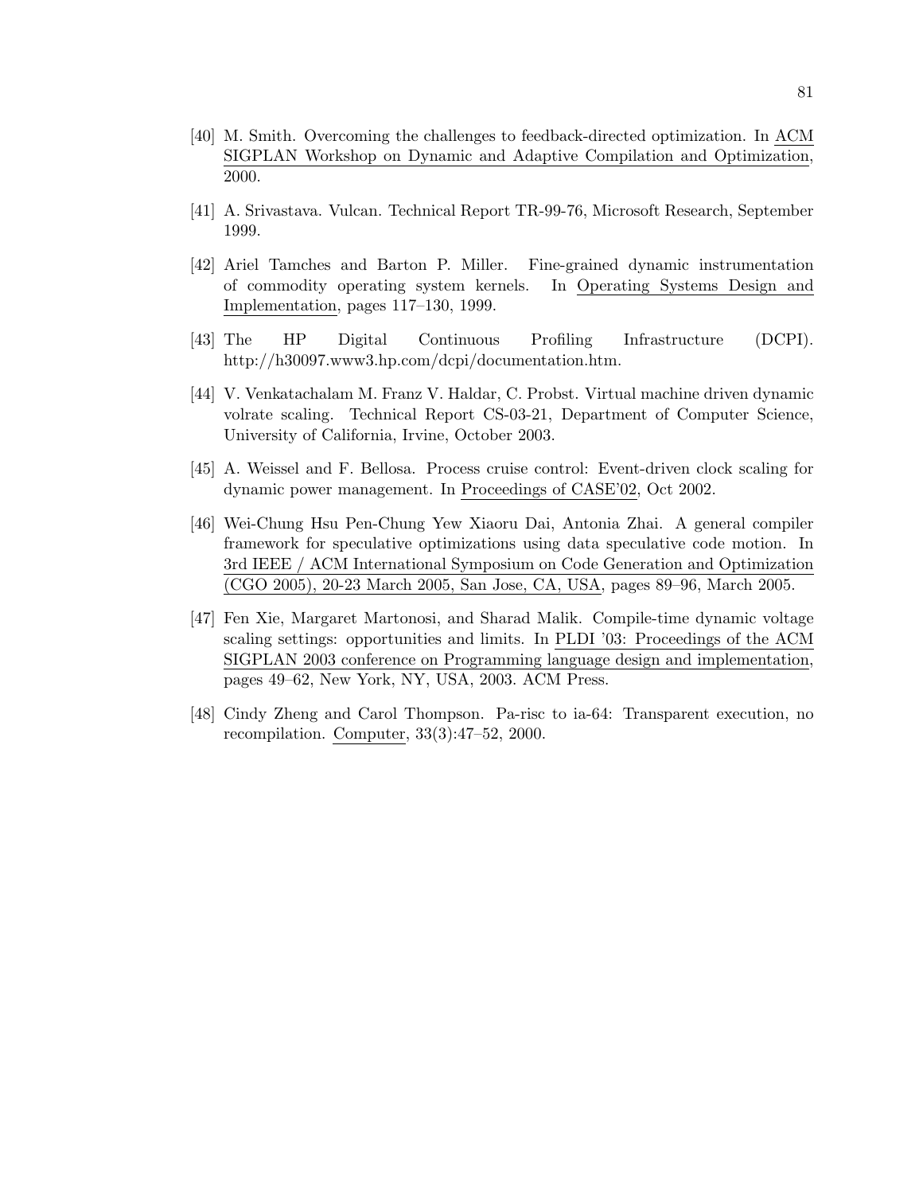[40] M. Smith. Overcoming the challenges to feedback-directed optimization. In ACM SIGPLAN Workshop on Dynamic and Adaptive Compilation and Optimization, 2000.

[41] A. Srivastava. Vulcan. Technical Report TR-99-76, Microsoft Research, September 1999.

[42] Ariel Tamches and Barton P. Miller. Fine-grained dynamic instrumentation of commodity operating system kernels. In Operating Systems Design and Implementation, pages 117–130, 1999.

[43] The HP Digital Continuous Profiling Infrastructure (DCPI). http://h30097.www3.hp.com/dcpi/documentation.htm.

[44] V. Venkatachalam M. Franz V. Haldar, C. Probst. Virtual machine driven dynamic volrate scaling. Technical Report CS-03-21, Department of Computer Science, University of California, Irvine, October 2003.

[45] A. Weissel and F. Bellosa. Process cruise control: Event-driven clock scaling for dynamic power management. In Proceedings of CASE'02, Oct 2002.

[46] Wei-Chung Hsu Pen-Chung Yew Xiaoru Dai, Antonia Zhai. A general compiler framework for speculative optimizations using data speculative code motion. In 3rd IEEE / ACM International Symposium on Code Generation and Optimization (CGO 2005), 20-23 March 2005, San Jose, CA, USA, pages 89–96, March 2005.

[47] Fen Xie, Margaret Martonosi, and Sharad Malik. Compile-time dynamic voltage scaling settings: opportunities and limits. In PLDI '03: Proceedings of the ACM SIGPLAN 2003 conference on Programming language design and implementation, pages 49–62, New York, NY, USA, 2003. ACM Press.

[48] Cindy Zheng and Carol Thompson. Pa-risc to ia-64: Transparent execution, no recompilation. Computer, 33(3):47–52, 2000.